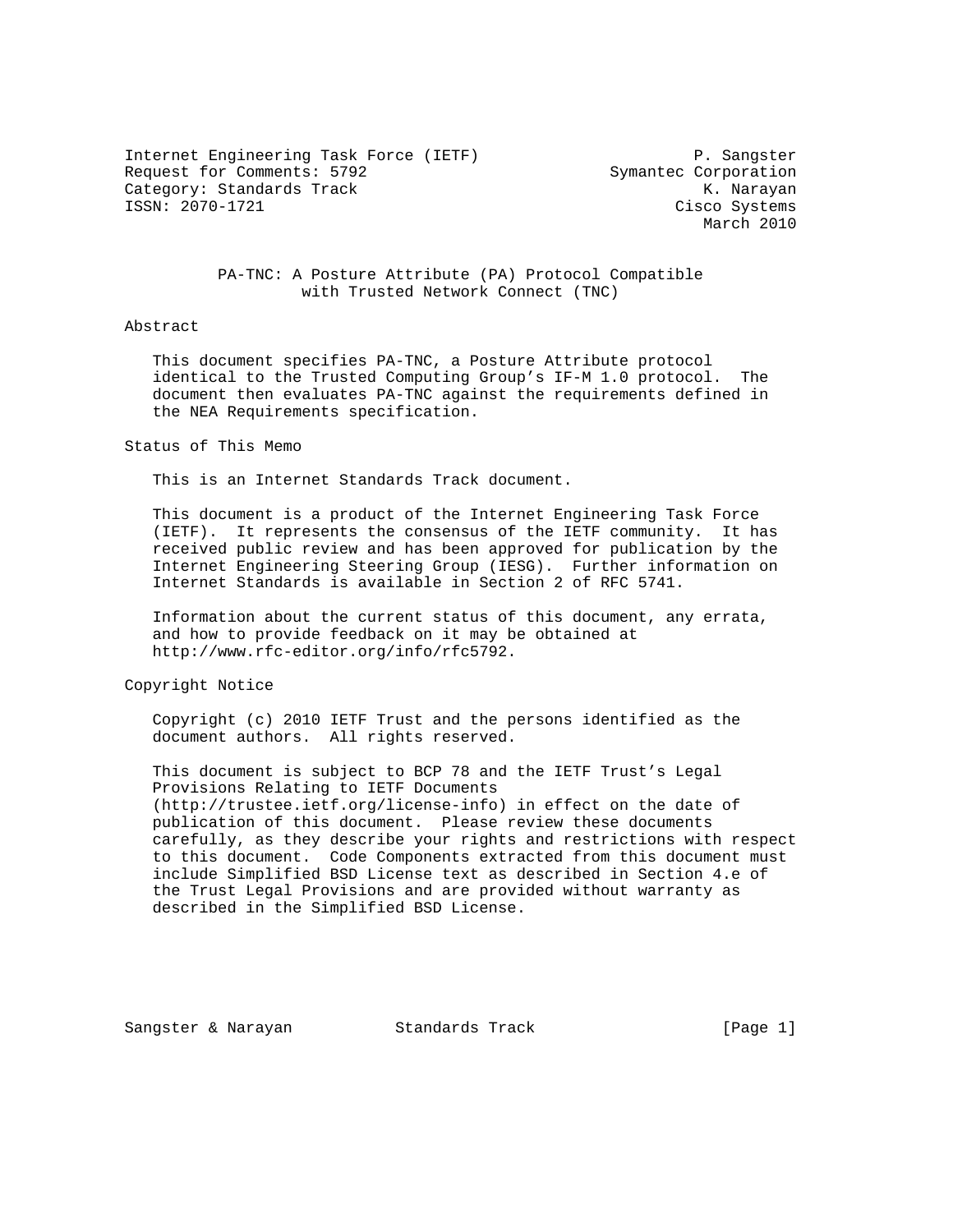Internet Engineering Task Force (IETF) P. Sangster
Request for Comments: 5792 Symantec Corporation
Category: Standards Track K. Narayan
ISSN: 2070-1721 Cisco Systems
March 2010

# PA-TNC: A Posture Attribute (PA) Protocol Compatible with Trusted Network Connect (TNC)

## Abstract

This document specifies PA-TNC, a Posture Attribute protocol identical to the Trusted Computing Group's IF-M 1.0 protocol. The document then evaluates PA-TNC against the requirements defined in the NEA Requirements specification.

## Status of This Memo

This is an Internet Standards Track document.

This document is a product of the Internet Engineering Task Force (IETF). It represents the consensus of the IETF community. It has received public review and has been approved for publication by the Internet Engineering Steering Group (IESG). Further information on Internet Standards is available in Section 2 of RFC 5741.

Information about the current status of this document, any errata, and how to provide feedback on it may be obtained at http://www.rfc-editor.org/info/rfc5792.

## Copyright Notice

Copyright (c) 2010 IETF Trust and the persons identified as the document authors. All rights reserved.

This document is subject to BCP 78 and the IETF Trust's Legal Provisions Relating to IETF Documents (http://trustee.ietf.org/license-info) in effect on the date of publication of this document. Please review these documents carefully, as they describe your rights and restrictions with respect to this document. Code Components extracted from this document must include Simplified BSD License text as described in Section 4.e of the Trust Legal Provisions and are provided without warranty as described in the Simplified BSD License.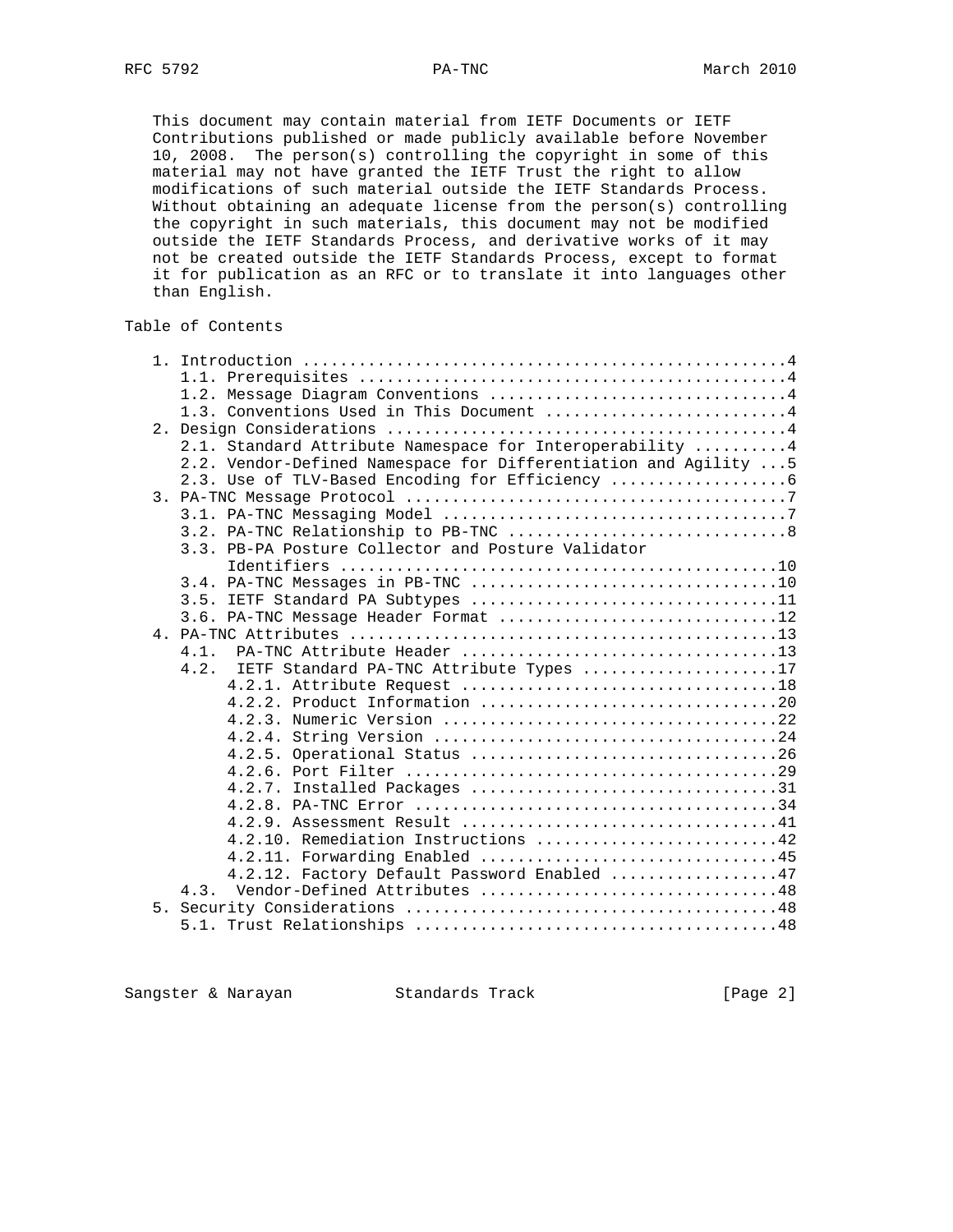This document may contain material from IETF Documents or IETF Contributions published or made publicly available before November 10, 2008. The person(s) controlling the copyright in some of this material may not have granted the IETF Trust the right to allow modifications of such material outside the IETF Standards Process. Without obtaining an adequate license from the person(s) controlling the copyright in such materials, this document may not be modified outside the IETF Standards Process, and derivative works of it may not be created outside the IETF Standards Process, except to format it for publication as an RFC or to translate it into languages other than English.

## Table of Contents

```
   1. Introduction ....................................................4
      1.1. Prerequisites ..............................................4
      1.2. Message Diagram Conventions ................................4
      1.3. Conventions Used in This Document ..........................4
   2. Design Considerations ...........................................4
      2.1. Standard Attribute Namespace for Interoperability ..........4
      2.2. Vendor-Defined Namespace for Differentiation and Agility ...5
      2.3. Use of TLV-Based Encoding for Efficiency ...................6
   3. PA-TNC Message Protocol .........................................7
      3.1. PA-TNC Messaging Model .....................................7
      3.2. PA-TNC Relationship to PB-TNC ..............................8
      3.3. PB-PA Posture Collector and Posture Validator
           Identifiers ...............................................10
      3.4. PA-TNC Messages in PB-TNC .................................10
      3.5. IETF Standard PA Subtypes .................................11
      3.6. PA-TNC Message Header Format ..............................12
   4. PA-TNC Attributes ..............................................13
      4.1.  PA-TNC Attribute Header ..................................13
      4.2.  IETF Standard PA-TNC Attribute Types .....................17
           4.2.1. Attribute Request ..................................18
           4.2.2. Product Information ................................20
           4.2.3. Numeric Version ....................................22
           4.2.4. String Version .....................................24
           4.2.5. Operational Status .................................26
           4.2.6. Port Filter ........................................29
           4.2.7. Installed Packages .................................31
           4.2.8. PA-TNC Error .......................................34
           4.2.9. Assessment Result ..................................41
           4.2.10. Remediation Instructions ..........................42
           4.2.11. Forwarding Enabled ................................45
           4.2.12. Factory Default Password Enabled ..................47
      4.3.  Vendor-Defined Attributes ................................48
   5. Security Considerations ........................................48
      5.1. Trust Relationships .......................................48
```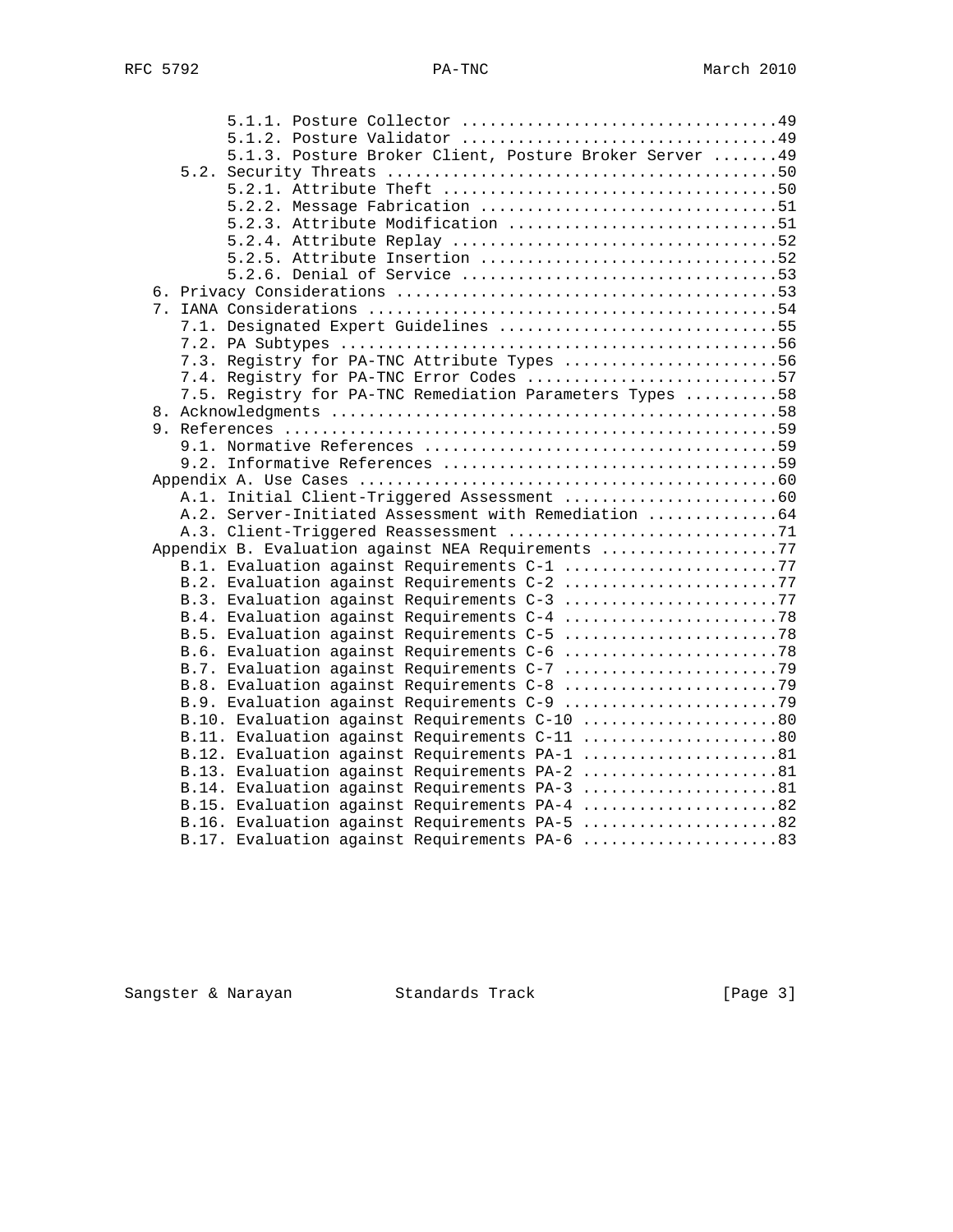```
         5.1.1. Posture Collector ..................................49
         5.1.2. Posture Validator ..................................49
         5.1.3. Posture Broker Client, Posture Broker Server .......49
    5.2. Security Threats ..........................................50
         5.2.1. Attribute Theft ....................................50
         5.2.2. Message Fabrication ................................51
         5.2.3. Attribute Modification .............................51
         5.2.4. Attribute Replay ...................................52
         5.2.5. Attribute Insertion ................................52
         5.2.6. Denial of Service ..................................53
 6. Privacy Considerations .........................................53
 7. IANA Considerations ............................................54
    7.1. Designated Expert Guidelines ..............................55
    7.2. PA Subtypes ...............................................56
    7.3. Registry for PA-TNC Attribute Types .......................56
    7.4. Registry for PA-TNC Error Codes ...........................57
    7.5. Registry for PA-TNC Remediation Parameters Types ..........58
 8. Acknowledgments ................................................58
 9. References .....................................................59
    9.1. Normative References ......................................59
    9.2. Informative References ....................................59
 Appendix A. Use Cases .............................................60
    A.1. Initial Client-Triggered Assessment .......................60
    A.2. Server-Initiated Assessment with Remediation ..............64
    A.3. Client-Triggered Reassessment .............................71
 Appendix B. Evaluation against NEA Requirements ...................77
    B.1. Evaluation against Requirements C-1 .......................77
    B.2. Evaluation against Requirements C-2 .......................77
    B.3. Evaluation against Requirements C-3 .......................77
    B.4. Evaluation against Requirements C-4 .......................78
    B.5. Evaluation against Requirements C-5 .......................78
    B.6. Evaluation against Requirements C-6 .......................78
    B.7. Evaluation against Requirements C-7 .......................79
    B.8. Evaluation against Requirements C-8 .......................79
    B.9. Evaluation against Requirements C-9 .......................79
    B.10. Evaluation against Requirements C-10 .....................80
    B.11. Evaluation against Requirements C-11 .....................80
    B.12. Evaluation against Requirements PA-1 .....................81
    B.13. Evaluation against Requirements PA-2 .....................81
    B.14. Evaluation against Requirements PA-3 .....................81
    B.15. Evaluation against Requirements PA-4 .....................82
    B.16. Evaluation against Requirements PA-5 .....................82
    B.17. Evaluation against Requirements PA-6 .....................83
```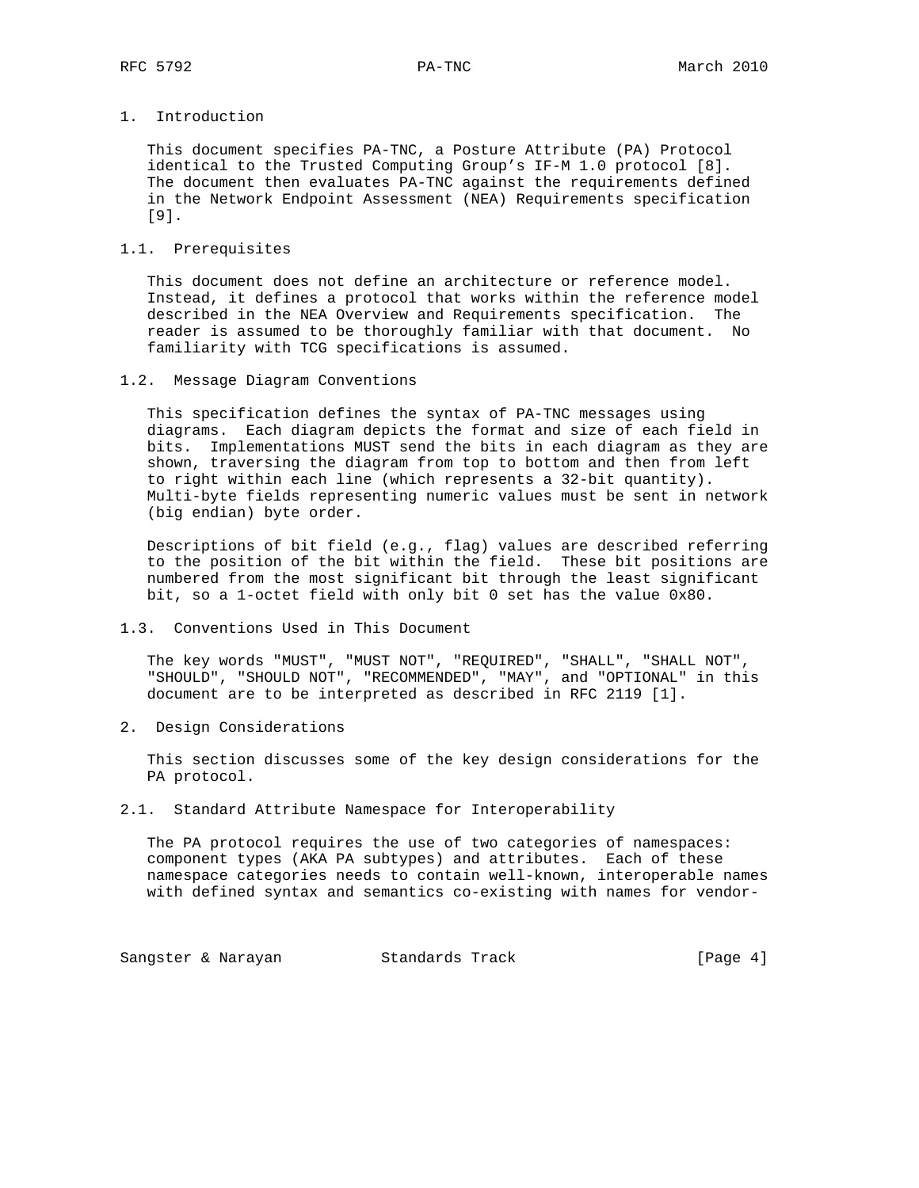# 1. Introduction

This document specifies PA-TNC, a Posture Attribute (PA) Protocol identical to the Trusted Computing Group's IF-M 1.0 protocol [8]. The document then evaluates PA-TNC against the requirements defined in the Network Endpoint Assessment (NEA) Requirements specification [9].

## 1.1. Prerequisites

This document does not define an architecture or reference model. Instead, it defines a protocol that works within the reference model described in the NEA Overview and Requirements specification. The reader is assumed to be thoroughly familiar with that document. No familiarity with TCG specifications is assumed.

## 1.2. Message Diagram Conventions

This specification defines the syntax of PA-TNC messages using diagrams. Each diagram depicts the format and size of each field in bits. Implementations MUST send the bits in each diagram as they are shown, traversing the diagram from top to bottom and then from left to right within each line (which represents a 32-bit quantity). Multi-byte fields representing numeric values must be sent in network (big endian) byte order.

Descriptions of bit field (e.g., flag) values are described referring to the position of the bit within the field. These bit positions are numbered from the most significant bit through the least significant bit, so a 1-octet field with only bit 0 set has the value 0x80.

## 1.3. Conventions Used in This Document

The key words "MUST", "MUST NOT", "REQUIRED", "SHALL", "SHALL NOT", "SHOULD", "SHOULD NOT", "RECOMMENDED", "MAY", and "OPTIONAL" in this document are to be interpreted as described in RFC 2119 [1].

# 2. Design Considerations

This section discusses some of the key design considerations for the PA protocol.

## 2.1. Standard Attribute Namespace for Interoperability

The PA protocol requires the use of two categories of namespaces: component types (AKA PA subtypes) and attributes. Each of these namespace categories needs to contain well-known, interoperable names with defined syntax and semantics co-existing with names for vendor-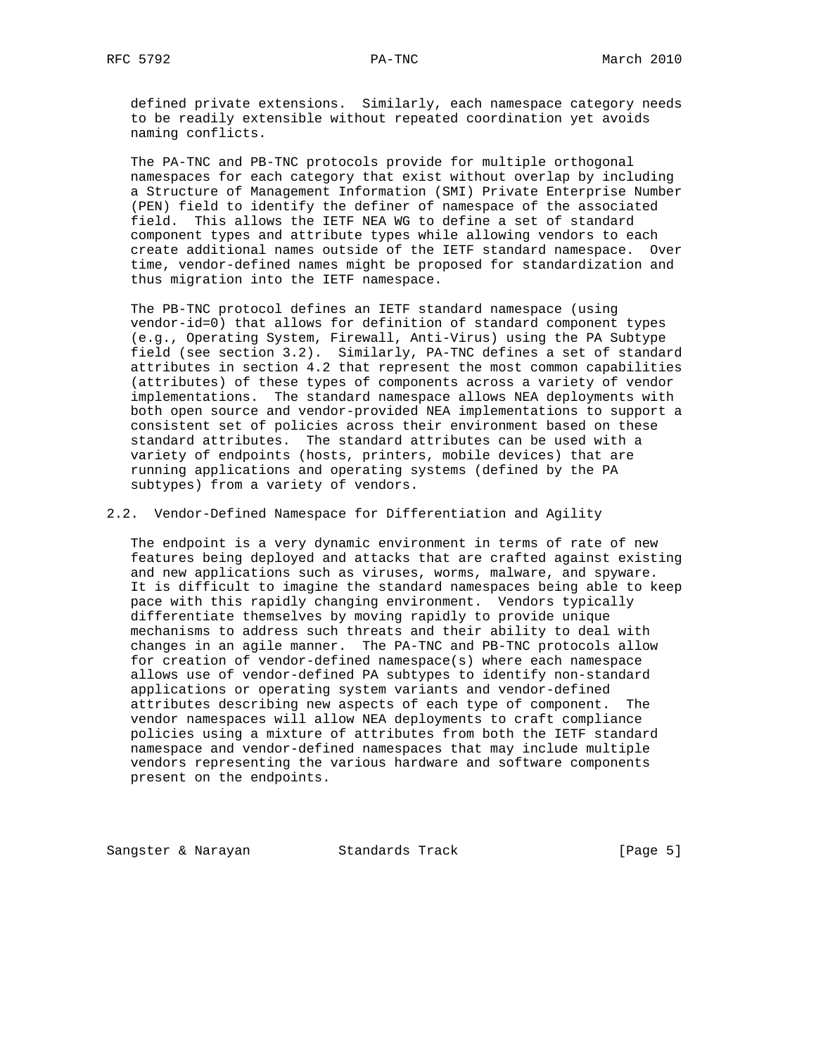defined private extensions. Similarly, each namespace category needs to be readily extensible without repeated coordination yet avoids naming conflicts.

The PA-TNC and PB-TNC protocols provide for multiple orthogonal namespaces for each category that exist without overlap by including a Structure of Management Information (SMI) Private Enterprise Number (PEN) field to identify the definer of namespace of the associated field. This allows the IETF NEA WG to define a set of standard component types and attribute types while allowing vendors to each create additional names outside of the IETF standard namespace. Over time, vendor-defined names might be proposed for standardization and thus migration into the IETF namespace.

The PB-TNC protocol defines an IETF standard namespace (using vendor-id=0) that allows for definition of standard component types (e.g., Operating System, Firewall, Anti-Virus) using the PA Subtype field (see section 3.2). Similarly, PA-TNC defines a set of standard attributes in section 4.2 that represent the most common capabilities (attributes) of these types of components across a variety of vendor implementations. The standard namespace allows NEA deployments with both open source and vendor-provided NEA implementations to support a consistent set of policies across their environment based on these standard attributes. The standard attributes can be used with a variety of endpoints (hosts, printers, mobile devices) that are running applications and operating systems (defined by the PA subtypes) from a variety of vendors.

## 2.2. Vendor-Defined Namespace for Differentiation and Agility

The endpoint is a very dynamic environment in terms of rate of new features being deployed and attacks that are crafted against existing and new applications such as viruses, worms, malware, and spyware. It is difficult to imagine the standard namespaces being able to keep pace with this rapidly changing environment. Vendors typically differentiate themselves by moving rapidly to provide unique mechanisms to address such threats and their ability to deal with changes in an agile manner. The PA-TNC and PB-TNC protocols allow for creation of vendor-defined namespace(s) where each namespace allows use of vendor-defined PA subtypes to identify non-standard applications or operating system variants and vendor-defined attributes describing new aspects of each type of component. The vendor namespaces will allow NEA deployments to craft compliance policies using a mixture of attributes from both the IETF standard namespace and vendor-defined namespaces that may include multiple vendors representing the various hardware and software components present on the endpoints.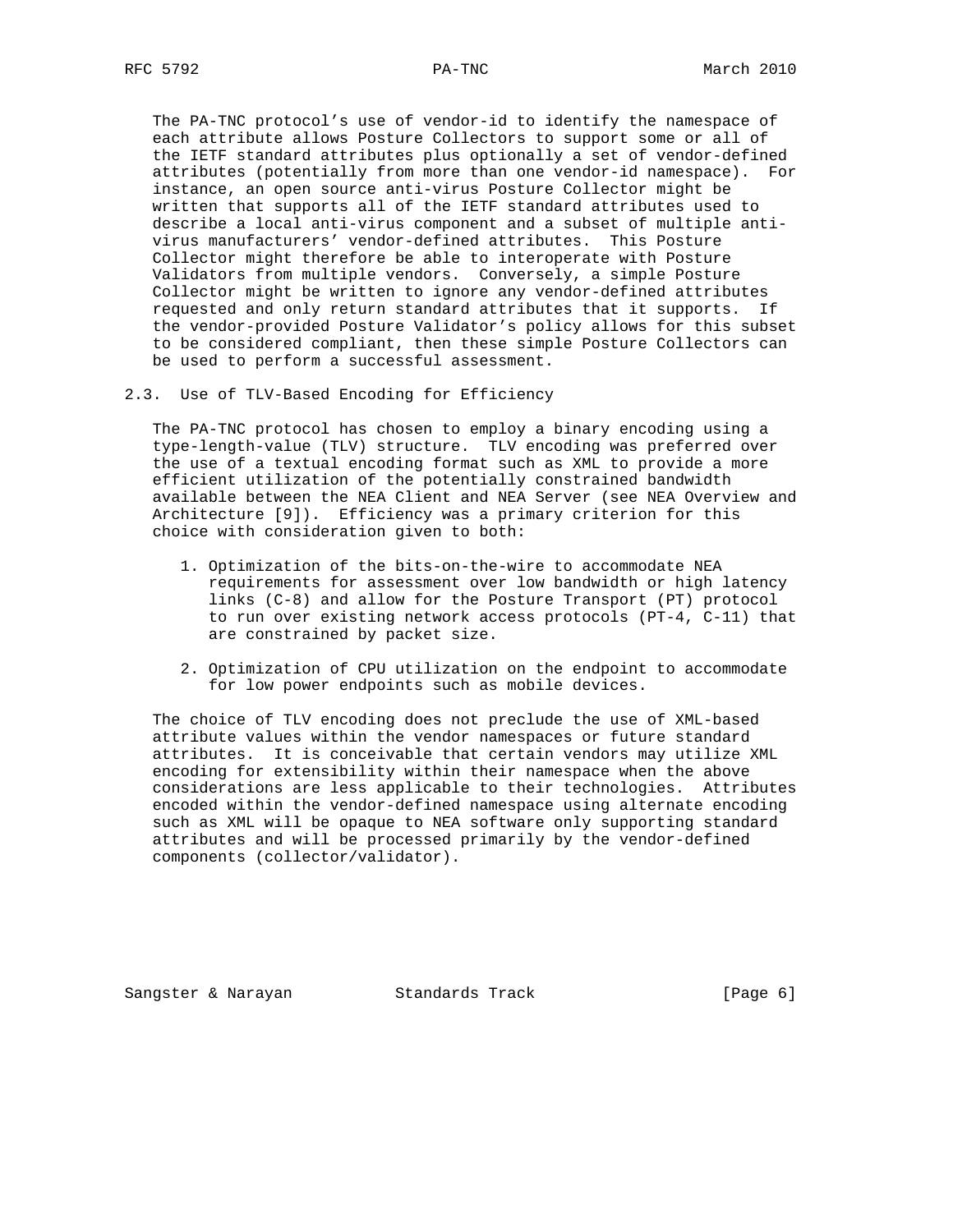The PA-TNC protocol's use of vendor-id to identify the namespace of each attribute allows Posture Collectors to support some or all of the IETF standard attributes plus optionally a set of vendor-defined attributes (potentially from more than one vendor-id namespace). For instance, an open source anti-virus Posture Collector might be written that supports all of the IETF standard attributes used to describe a local anti-virus component and a subset of multiple anti-virus manufacturers' vendor-defined attributes. This Posture Collector might therefore be able to interoperate with Posture Validators from multiple vendors. Conversely, a simple Posture Collector might be written to ignore any vendor-defined attributes requested and only return standard attributes that it supports. If the vendor-provided Posture Validator's policy allows for this subset to be considered compliant, then these simple Posture Collectors can be used to perform a successful assessment.

## 2.3. Use of TLV-Based Encoding for Efficiency

The PA-TNC protocol has chosen to employ a binary encoding using a type-length-value (TLV) structure. TLV encoding was preferred over the use of a textual encoding format such as XML to provide a more efficient utilization of the potentially constrained bandwidth available between the NEA Client and NEA Server (see NEA Overview and Architecture [9]). Efficiency was a primary criterion for this choice with consideration given to both:

1. Optimization of the bits-on-the-wire to accommodate NEA requirements for assessment over low bandwidth or high latency links (C-8) and allow for the Posture Transport (PT) protocol to run over existing network access protocols (PT-4, C-11) that are constrained by packet size.

2. Optimization of CPU utilization on the endpoint to accommodate for low power endpoints such as mobile devices.

The choice of TLV encoding does not preclude the use of XML-based attribute values within the vendor namespaces or future standard attributes. It is conceivable that certain vendors may utilize XML encoding for extensibility within their namespace when the above considerations are less applicable to their technologies. Attributes encoded within the vendor-defined namespace using alternate encoding such as XML will be opaque to NEA software only supporting standard attributes and will be processed primarily by the vendor-defined components (collector/validator).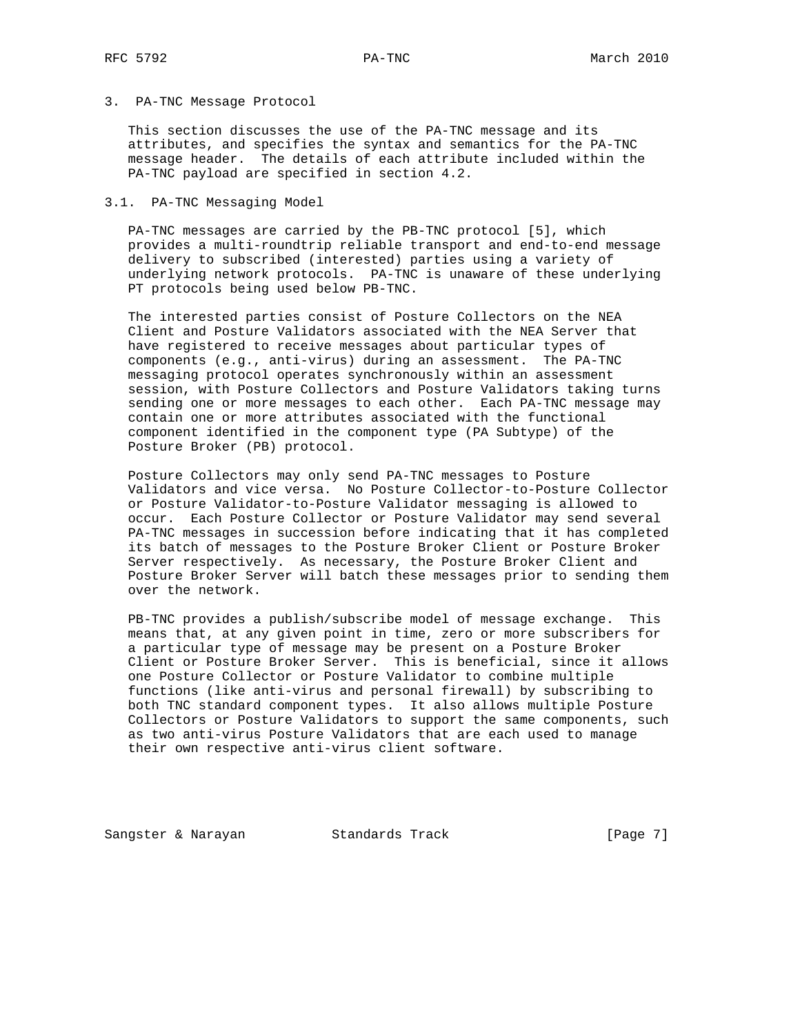## 3. PA-TNC Message Protocol

This section discusses the use of the PA-TNC message and its attributes, and specifies the syntax and semantics for the PA-TNC message header. The details of each attribute included within the PA-TNC payload are specified in section 4.2.

### 3.1. PA-TNC Messaging Model

PA-TNC messages are carried by the PB-TNC protocol [5], which provides a multi-roundtrip reliable transport and end-to-end message delivery to subscribed (interested) parties using a variety of underlying network protocols. PA-TNC is unaware of these underlying PT protocols being used below PB-TNC.

The interested parties consist of Posture Collectors on the NEA Client and Posture Validators associated with the NEA Server that have registered to receive messages about particular types of components (e.g., anti-virus) during an assessment. The PA-TNC messaging protocol operates synchronously within an assessment session, with Posture Collectors and Posture Validators taking turns sending one or more messages to each other. Each PA-TNC message may contain one or more attributes associated with the functional component identified in the component type (PA Subtype) of the Posture Broker (PB) protocol.

Posture Collectors may only send PA-TNC messages to Posture Validators and vice versa. No Posture Collector-to-Posture Collector or Posture Validator-to-Posture Validator messaging is allowed to occur. Each Posture Collector or Posture Validator may send several PA-TNC messages in succession before indicating that it has completed its batch of messages to the Posture Broker Client or Posture Broker Server respectively. As necessary, the Posture Broker Client and Posture Broker Server will batch these messages prior to sending them over the network.

PB-TNC provides a publish/subscribe model of message exchange. This means that, at any given point in time, zero or more subscribers for a particular type of message may be present on a Posture Broker Client or Posture Broker Server. This is beneficial, since it allows one Posture Collector or Posture Validator to combine multiple functions (like anti-virus and personal firewall) by subscribing to both TNC standard component types. It also allows multiple Posture Collectors or Posture Validators to support the same components, such as two anti-virus Posture Validators that are each used to manage their own respective anti-virus client software.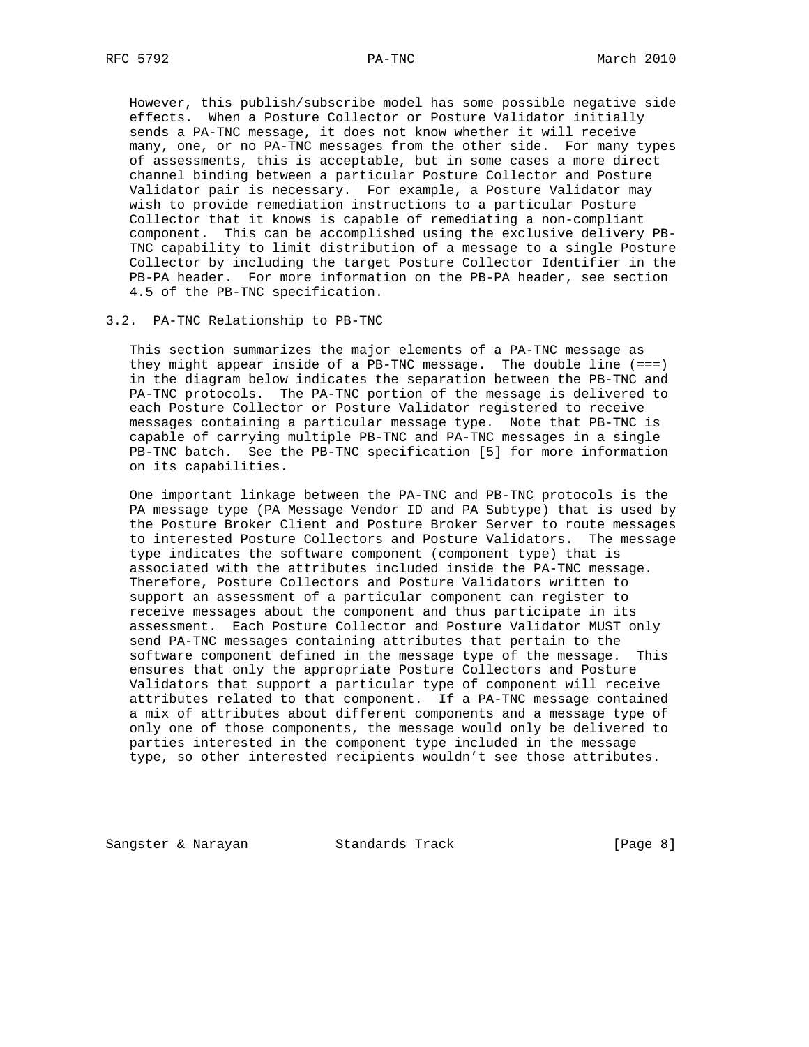However, this publish/subscribe model has some possible negative side effects. When a Posture Collector or Posture Validator initially sends a PA-TNC message, it does not know whether it will receive many, one, or no PA-TNC messages from the other side. For many types of assessments, this is acceptable, but in some cases a more direct channel binding between a particular Posture Collector and Posture Validator pair is necessary. For example, a Posture Validator may wish to provide remediation instructions to a particular Posture Collector that it knows is capable of remediating a non-compliant component. This can be accomplished using the exclusive delivery PB-TNC capability to limit distribution of a message to a single Posture Collector by including the target Posture Collector Identifier in the PB-PA header. For more information on the PB-PA header, see section 4.5 of the PB-TNC specification.

## 3.2. PA-TNC Relationship to PB-TNC

This section summarizes the major elements of a PA-TNC message as they might appear inside of a PB-TNC message. The double line (===) in the diagram below indicates the separation between the PB-TNC and PA-TNC protocols. The PA-TNC portion of the message is delivered to each Posture Collector or Posture Validator registered to receive messages containing a particular message type. Note that PB-TNC is capable of carrying multiple PB-TNC and PA-TNC messages in a single PB-TNC batch. See the PB-TNC specification [5] for more information on its capabilities.

One important linkage between the PA-TNC and PB-TNC protocols is the PA message type (PA Message Vendor ID and PA Subtype) that is used by the Posture Broker Client and Posture Broker Server to route messages to interested Posture Collectors and Posture Validators. The message type indicates the software component (component type) that is associated with the attributes included inside the PA-TNC message. Therefore, Posture Collectors and Posture Validators written to support an assessment of a particular component can register to receive messages about the component and thus participate in its assessment. Each Posture Collector and Posture Validator MUST only send PA-TNC messages containing attributes that pertain to the software component defined in the message type of the message. This ensures that only the appropriate Posture Collectors and Posture Validators that support a particular type of component will receive attributes related to that component. If a PA-TNC message contained a mix of attributes about different components and a message type of only one of those components, the message would only be delivered to parties interested in the component type included in the message type, so other interested recipients wouldn't see those attributes.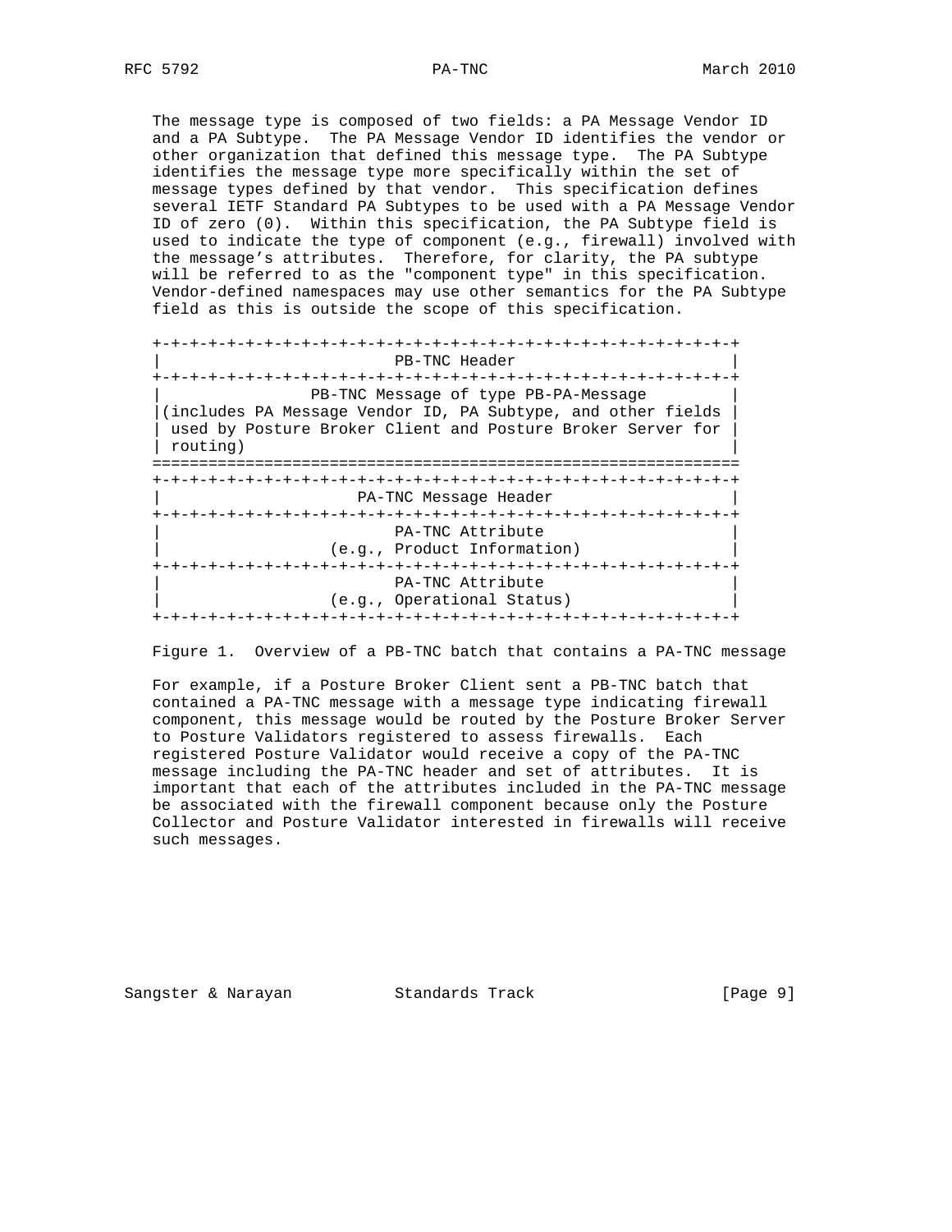The message type is composed of two fields: a PA Message Vendor ID and a PA Subtype. The PA Message Vendor ID identifies the vendor or other organization that defined this message type. The PA Subtype identifies the message type more specifically within the set of message types defined by that vendor. This specification defines several IETF Standard PA Subtypes to be used with a PA Message Vendor ID of zero (0). Within this specification, the PA Subtype field is used to indicate the type of component (e.g., firewall) involved with the message's attributes. Therefore, for clarity, the PA subtype will be referred to as the "component type" in this specification. Vendor-defined namespaces may use other semantics for the PA Subtype field as this is outside the scope of this specification.

```
+-+-+-+-+-+-+-+-+-+-+-+-+-+-+-+-+-+-+-+-+-+-+-+-+-+-+-+-+-+-+-+-+
|                         PB-TNC Header                          |
+-+-+-+-+-+-+-+-+-+-+-+-+-+-+-+-+-+-+-+-+-+-+-+-+-+-+-+-+-+-+-+-+
|              PB-TNC Message of type PB-PA-Message              |
|(includes PA Message Vendor ID, PA Subtype, and other fields   |
| used by Posture Broker Client and Posture Broker Server for   |
| routing)                                                       |
==================================================================
+-+-+-+-+-+-+-+-+-+-+-+-+-+-+-+-+-+-+-+-+-+-+-+-+-+-+-+-+-+-+-+-+
|                      PA-TNC Message Header                     |
+-+-+-+-+-+-+-+-+-+-+-+-+-+-+-+-+-+-+-+-+-+-+-+-+-+-+-+-+-+-+-+-+
|                         PA-TNC Attribute                       |
|                  (e.g., Product Information)                   |
+-+-+-+-+-+-+-+-+-+-+-+-+-+-+-+-+-+-+-+-+-+-+-+-+-+-+-+-+-+-+-+-+
|                         PA-TNC Attribute                       |
|                  (e.g., Operational Status)                    |
+-+-+-+-+-+-+-+-+-+-+-+-+-+-+-+-+-+-+-+-+-+-+-+-+-+-+-+-+-+-+-+-+
```

Figure 1. Overview of a PB-TNC batch that contains a PA-TNC message

For example, if a Posture Broker Client sent a PB-TNC batch that contained a PA-TNC message with a message type indicating firewall component, this message would be routed by the Posture Broker Server to Posture Validators registered to assess firewalls. Each registered Posture Validator would receive a copy of the PA-TNC message including the PA-TNC header and set of attributes. It is important that each of the attributes included in the PA-TNC message be associated with the firewall component because only the Posture Collector and Posture Validator interested in firewalls will receive such messages.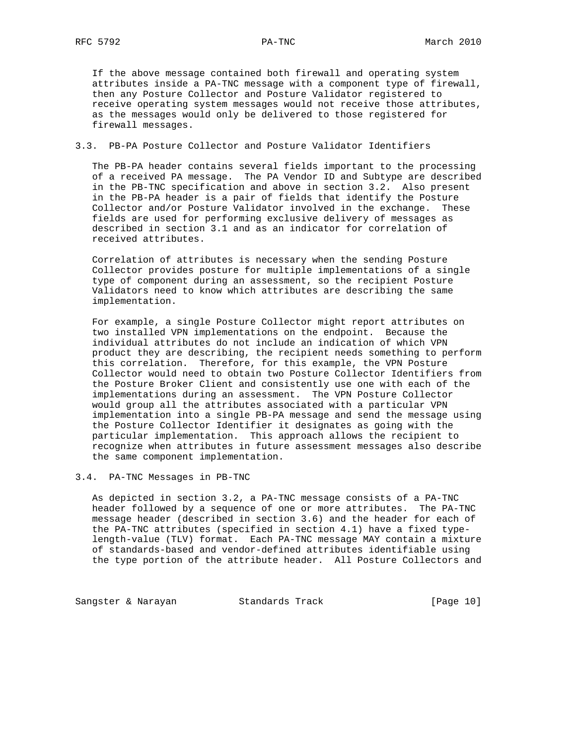If the above message contained both firewall and operating system attributes inside a PA-TNC message with a component type of firewall, then any Posture Collector and Posture Validator registered to receive operating system messages would not receive those attributes, as the messages would only be delivered to those registered for firewall messages.

### 3.3. PB-PA Posture Collector and Posture Validator Identifiers

The PB-PA header contains several fields important to the processing of a received PA message. The PA Vendor ID and Subtype are described in the PB-TNC specification and above in section 3.2. Also present in the PB-PA header is a pair of fields that identify the Posture Collector and/or Posture Validator involved in the exchange. These fields are used for performing exclusive delivery of messages as described in section 3.1 and as an indicator for correlation of received attributes.

Correlation of attributes is necessary when the sending Posture Collector provides posture for multiple implementations of a single type of component during an assessment, so the recipient Posture Validators need to know which attributes are describing the same implementation.

For example, a single Posture Collector might report attributes on two installed VPN implementations on the endpoint. Because the individual attributes do not include an indication of which VPN product they are describing, the recipient needs something to perform this correlation. Therefore, for this example, the VPN Posture Collector would need to obtain two Posture Collector Identifiers from the Posture Broker Client and consistently use one with each of the implementations during an assessment. The VPN Posture Collector would group all the attributes associated with a particular VPN implementation into a single PB-PA message and send the message using the Posture Collector Identifier it designates as going with the particular implementation. This approach allows the recipient to recognize when attributes in future assessment messages also describe the same component implementation.

### 3.4. PA-TNC Messages in PB-TNC

As depicted in section 3.2, a PA-TNC message consists of a PA-TNC header followed by a sequence of one or more attributes. The PA-TNC message header (described in section 3.6) and the header for each of the PA-TNC attributes (specified in section 4.1) have a fixed type-length-value (TLV) format. Each PA-TNC message MAY contain a mixture of standards-based and vendor-defined attributes identifiable using the type portion of the attribute header. All Posture Collectors and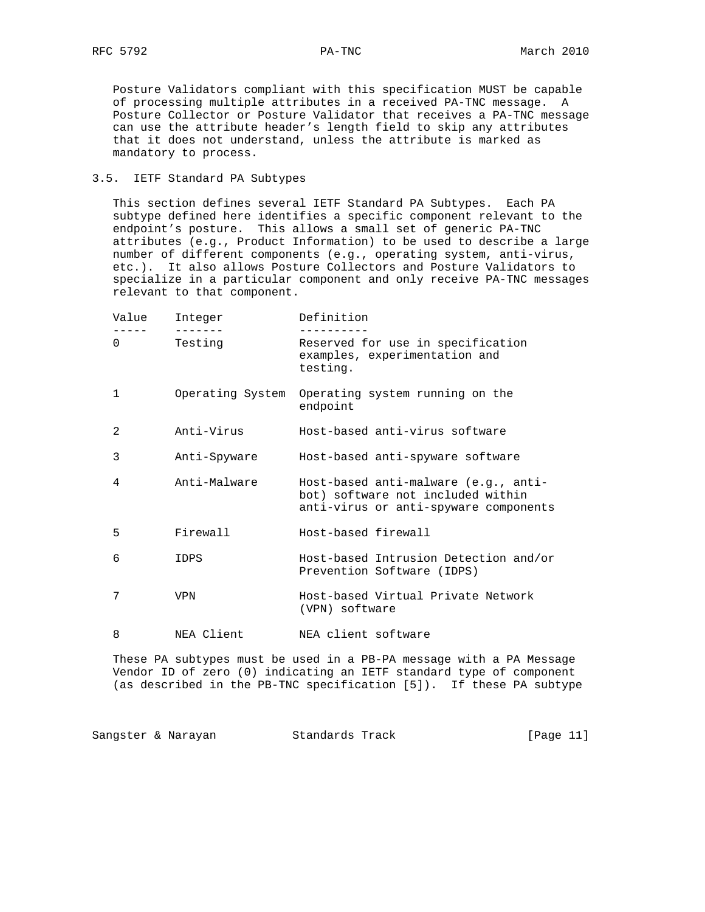Posture Validators compliant with this specification MUST be capable of processing multiple attributes in a received PA-TNC message. A Posture Collector or Posture Validator that receives a PA-TNC message can use the attribute header's length field to skip any attributes that it does not understand, unless the attribute is marked as mandatory to process.

### 3.5. IETF Standard PA Subtypes

This section defines several IETF Standard PA Subtypes. Each PA subtype defined here identifies a specific component relevant to the endpoint's posture. This allows a small set of generic PA-TNC attributes (e.g., Product Information) to be used to describe a large number of different components (e.g., operating system, anti-virus, etc.). It also allows Posture Collectors and Posture Validators to specialize in a particular component and only receive PA-TNC messages relevant to that component.

| Value | Integer | Definition |
|---|---|---|
| 0 | Testing | Reserved for use in specification examples, experimentation and testing. |
| 1 | Operating System | Operating system running on the endpoint |
| 2 | Anti-Virus | Host-based anti-virus software |
| 3 | Anti-Spyware | Host-based anti-spyware software |
| 4 | Anti-Malware | Host-based anti-malware (e.g., anti-bot) software not included within anti-virus or anti-spyware components |
| 5 | Firewall | Host-based firewall |
| 6 | IDPS | Host-based Intrusion Detection and/or Prevention Software (IDPS) |
| 7 | VPN | Host-based Virtual Private Network (VPN) software |
| 8 | NEA Client | NEA client software |

These PA subtypes must be used in a PB-PA message with a PA Message Vendor ID of zero (0) indicating an IETF standard type of component (as described in the PB-TNC specification [5]). If these PA subtype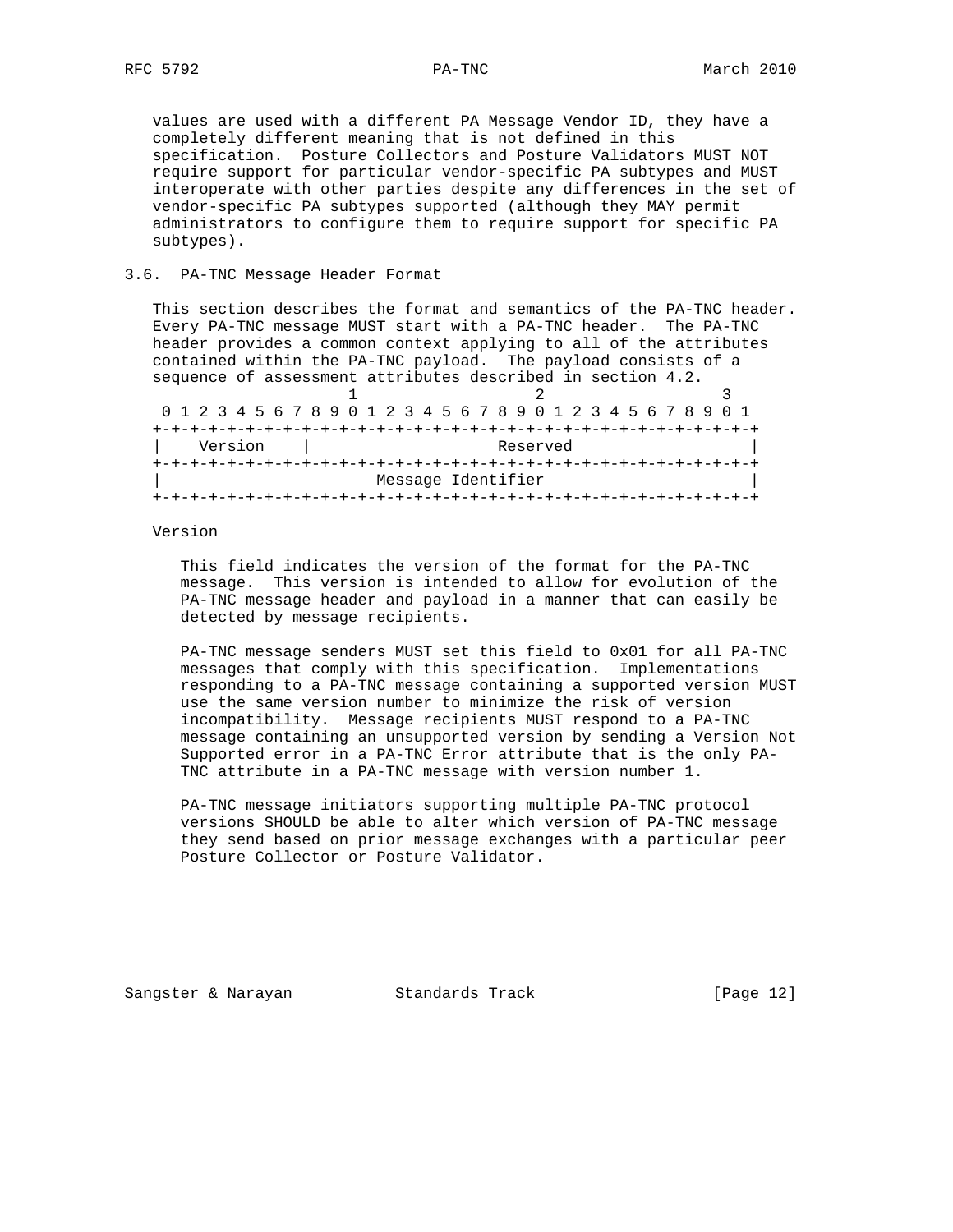values are used with a different PA Message Vendor ID, they have a completely different meaning that is not defined in this specification. Posture Collectors and Posture Validators MUST NOT require support for particular vendor-specific PA subtypes and MUST interoperate with other parties despite any differences in the set of vendor-specific PA subtypes supported (although they MAY permit administrators to configure them to require support for specific PA subtypes).

### 3.6. PA-TNC Message Header Format

This section describes the format and semantics of the PA-TNC header. Every PA-TNC message MUST start with a PA-TNC header. The PA-TNC header provides a common context applying to all of the attributes contained within the PA-TNC payload. The payload consists of a sequence of assessment attributes described in section 4.2.

```
                     1                   2                   3
 0 1 2 3 4 5 6 7 8 9 0 1 2 3 4 5 6 7 8 9 0 1 2 3 4 5 6 7 8 9 0 1
+-+-+-+-+-+-+-+-+-+-+-+-+-+-+-+-+-+-+-+-+-+-+-+-+-+-+-+-+-+-+-+-+
|    Version    |                    Reserved                   |
+-+-+-+-+-+-+-+-+-+-+-+-+-+-+-+-+-+-+-+-+-+-+-+-+-+-+-+-+-+-+-+-+
|                      Message Identifier                       |
+-+-+-+-+-+-+-+-+-+-+-+-+-+-+-+-+-+-+-+-+-+-+-+-+-+-+-+-+-+-+-+-+
```

Version

This field indicates the version of the format for the PA-TNC message. This version is intended to allow for evolution of the PA-TNC message header and payload in a manner that can easily be detected by message recipients.

PA-TNC message senders MUST set this field to 0x01 for all PA-TNC messages that comply with this specification. Implementations responding to a PA-TNC message containing a supported version MUST use the same version number to minimize the risk of version incompatibility. Message recipients MUST respond to a PA-TNC message containing an unsupported version by sending a Version Not Supported error in a PA-TNC Error attribute that is the only PA-TNC attribute in a PA-TNC message with version number 1.

PA-TNC message initiators supporting multiple PA-TNC protocol versions SHOULD be able to alter which version of PA-TNC message they send based on prior message exchanges with a particular peer Posture Collector or Posture Validator.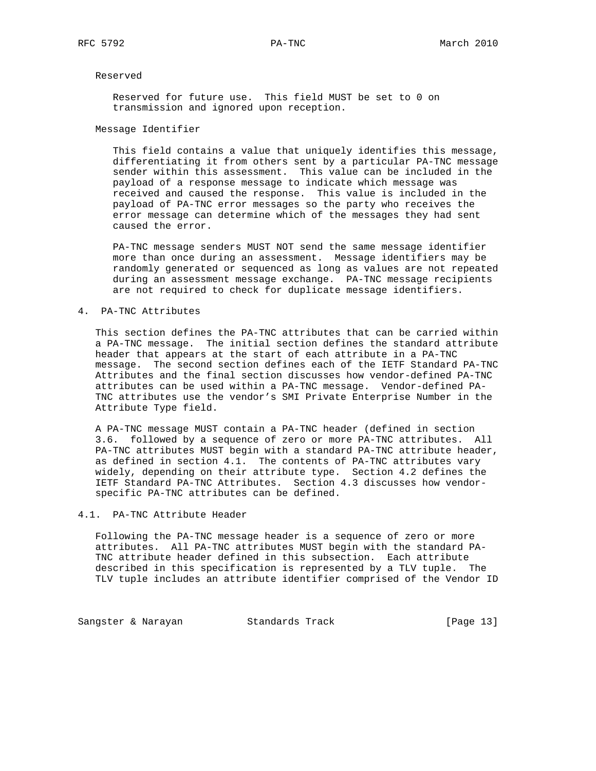Reserved

Reserved for future use. This field MUST be set to 0 on transmission and ignored upon reception.

Message Identifier

This field contains a value that uniquely identifies this message, differentiating it from others sent by a particular PA-TNC message sender within this assessment. This value can be included in the payload of a response message to indicate which message was received and caused the response. This value is included in the payload of PA-TNC error messages so the party who receives the error message can determine which of the messages they had sent caused the error.

PA-TNC message senders MUST NOT send the same message identifier more than once during an assessment. Message identifiers may be randomly generated or sequenced as long as values are not repeated during an assessment message exchange. PA-TNC message recipients are not required to check for duplicate message identifiers.

## 4. PA-TNC Attributes

This section defines the PA-TNC attributes that can be carried within a PA-TNC message. The initial section defines the standard attribute header that appears at the start of each attribute in a PA-TNC message. The second section defines each of the IETF Standard PA-TNC Attributes and the final section discusses how vendor-defined PA-TNC attributes can be used within a PA-TNC message. Vendor-defined PA-TNC attributes use the vendor's SMI Private Enterprise Number in the Attribute Type field.

A PA-TNC message MUST contain a PA-TNC header (defined in section 3.6. followed by a sequence of zero or more PA-TNC attributes. All PA-TNC attributes MUST begin with a standard PA-TNC attribute header, as defined in section 4.1. The contents of PA-TNC attributes vary widely, depending on their attribute type. Section 4.2 defines the IETF Standard PA-TNC Attributes. Section 4.3 discusses how vendor-specific PA-TNC attributes can be defined.

### 4.1. PA-TNC Attribute Header

Following the PA-TNC message header is a sequence of zero or more attributes. All PA-TNC attributes MUST begin with the standard PA-TNC attribute header defined in this subsection. Each attribute described in this specification is represented by a TLV tuple. The TLV tuple includes an attribute identifier comprised of the Vendor ID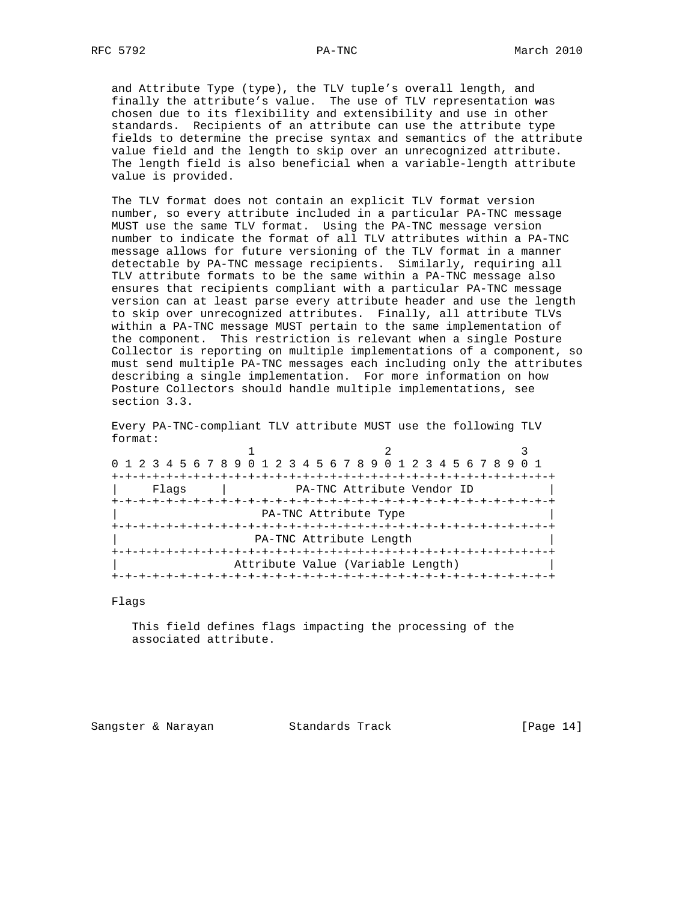and Attribute Type (type), the TLV tuple's overall length, and finally the attribute's value. The use of TLV representation was chosen due to its flexibility and extensibility and use in other standards. Recipients of an attribute can use the attribute type fields to determine the precise syntax and semantics of the attribute value field and the length to skip over an unrecognized attribute. The length field is also beneficial when a variable-length attribute value is provided.

The TLV format does not contain an explicit TLV format version number, so every attribute included in a particular PA-TNC message MUST use the same TLV format. Using the PA-TNC message version number to indicate the format of all TLV attributes within a PA-TNC message allows for future versioning of the TLV format in a manner detectable by PA-TNC message recipients. Similarly, requiring all TLV attribute formats to be the same within a PA-TNC message also ensures that recipients compliant with a particular PA-TNC message version can at least parse every attribute header and use the length to skip over unrecognized attributes. Finally, all attribute TLVs within a PA-TNC message MUST pertain to the same implementation of the component. This restriction is relevant when a single Posture Collector is reporting on multiple implementations of a component, so must send multiple PA-TNC messages each including only the attributes describing a single implementation. For more information on how Posture Collectors should handle multiple implementations, see section 3.3.

Every PA-TNC-compliant TLV attribute MUST use the following TLV format:

```
                     1                   2                   3
 0 1 2 3 4 5 6 7 8 9 0 1 2 3 4 5 6 7 8 9 0 1 2 3 4 5 6 7 8 9 0 1
+-+-+-+-+-+-+-+-+-+-+-+-+-+-+-+-+-+-+-+-+-+-+-+-+-+-+-+-+-+-+-+-+
|     Flags     |          PA-TNC Attribute Vendor ID           |
+-+-+-+-+-+-+-+-+-+-+-+-+-+-+-+-+-+-+-+-+-+-+-+-+-+-+-+-+-+-+-+-+
|                     PA-TNC Attribute Type                     |
+-+-+-+-+-+-+-+-+-+-+-+-+-+-+-+-+-+-+-+-+-+-+-+-+-+-+-+-+-+-+-+-+
|                    PA-TNC Attribute Length                    |
+-+-+-+-+-+-+-+-+-+-+-+-+-+-+-+-+-+-+-+-+-+-+-+-+-+-+-+-+-+-+-+-+
|                 Attribute Value (Variable Length)             |
+-+-+-+-+-+-+-+-+-+-+-+-+-+-+-+-+-+-+-+-+-+-+-+-+-+-+-+-+-+-+-+-+
```

Flags

This field defines flags impacting the processing of the associated attribute.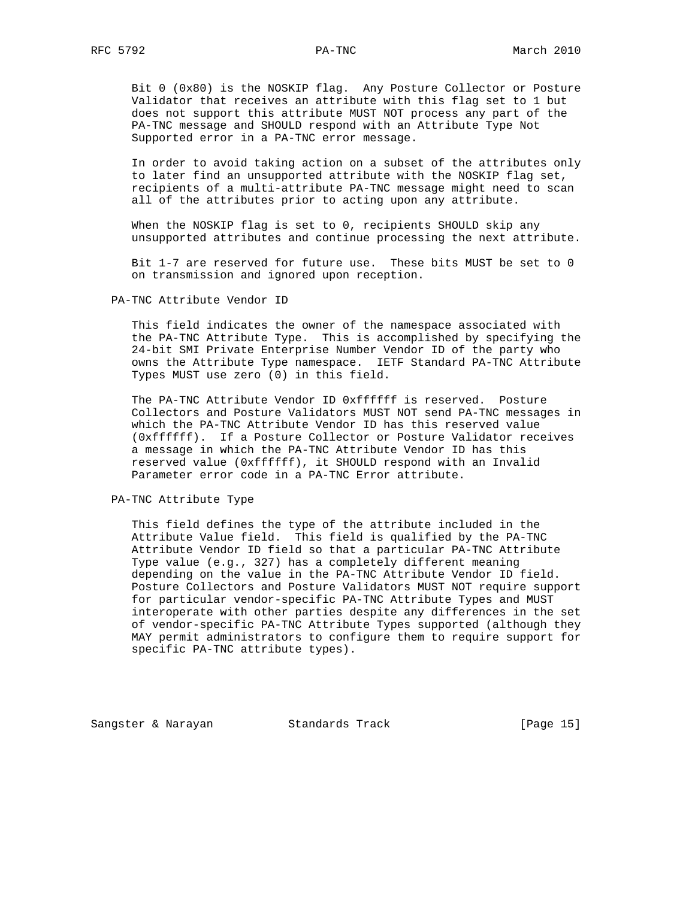Bit 0 (0x80) is the NOSKIP flag. Any Posture Collector or Posture Validator that receives an attribute with this flag set to 1 but does not support this attribute MUST NOT process any part of the PA-TNC message and SHOULD respond with an Attribute Type Not Supported error in a PA-TNC error message.

In order to avoid taking action on a subset of the attributes only to later find an unsupported attribute with the NOSKIP flag set, recipients of a multi-attribute PA-TNC message might need to scan all of the attributes prior to acting upon any attribute.

When the NOSKIP flag is set to 0, recipients SHOULD skip any unsupported attributes and continue processing the next attribute.

Bit 1-7 are reserved for future use. These bits MUST be set to 0 on transmission and ignored upon reception.

PA-TNC Attribute Vendor ID

This field indicates the owner of the namespace associated with the PA-TNC Attribute Type. This is accomplished by specifying the 24-bit SMI Private Enterprise Number Vendor ID of the party who owns the Attribute Type namespace. IETF Standard PA-TNC Attribute Types MUST use zero (0) in this field.

The PA-TNC Attribute Vendor ID 0xffffff is reserved. Posture Collectors and Posture Validators MUST NOT send PA-TNC messages in which the PA-TNC Attribute Vendor ID has this reserved value (0xffffff). If a Posture Collector or Posture Validator receives a message in which the PA-TNC Attribute Vendor ID has this reserved value (0xffffff), it SHOULD respond with an Invalid Parameter error code in a PA-TNC Error attribute.

PA-TNC Attribute Type

This field defines the type of the attribute included in the Attribute Value field. This field is qualified by the PA-TNC Attribute Vendor ID field so that a particular PA-TNC Attribute Type value (e.g., 327) has a completely different meaning depending on the value in the PA-TNC Attribute Vendor ID field. Posture Collectors and Posture Validators MUST NOT require support for particular vendor-specific PA-TNC Attribute Types and MUST interoperate with other parties despite any differences in the set of vendor-specific PA-TNC Attribute Types supported (although they MAY permit administrators to configure them to require support for specific PA-TNC attribute types).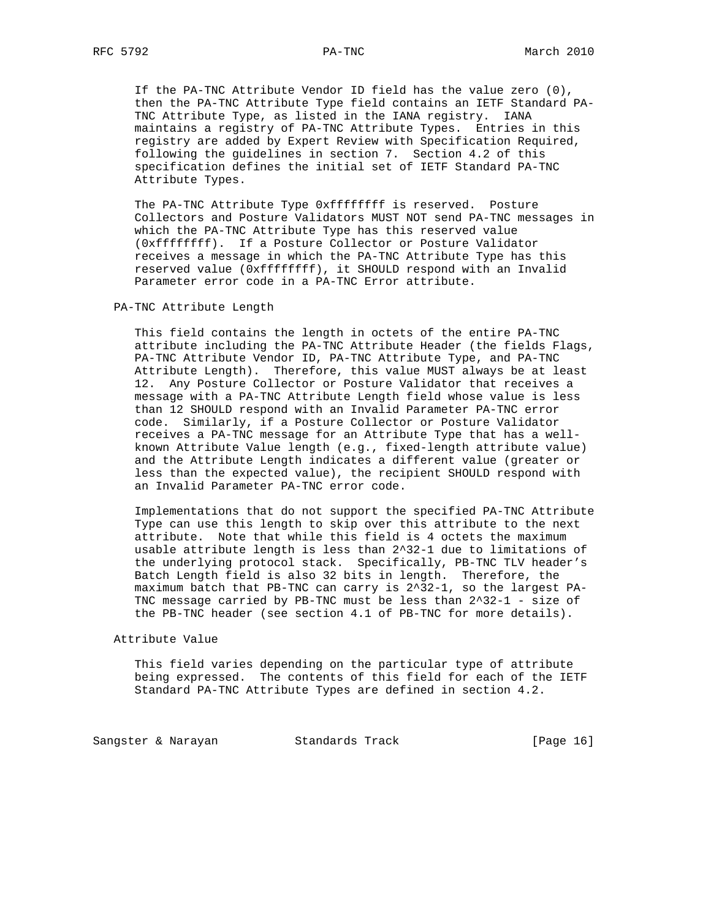If the PA-TNC Attribute Vendor ID field has the value zero (0), then the PA-TNC Attribute Type field contains an IETF Standard PA-TNC Attribute Type, as listed in the IANA registry. IANA maintains a registry of PA-TNC Attribute Types. Entries in this registry are added by Expert Review with Specification Required, following the guidelines in section 7. Section 4.2 of this specification defines the initial set of IETF Standard PA-TNC Attribute Types.

The PA-TNC Attribute Type 0xffffffff is reserved. Posture Collectors and Posture Validators MUST NOT send PA-TNC messages in which the PA-TNC Attribute Type has this reserved value (0xffffffff). If a Posture Collector or Posture Validator receives a message in which the PA-TNC Attribute Type has this reserved value (0xffffffff), it SHOULD respond with an Invalid Parameter error code in a PA-TNC Error attribute.

PA-TNC Attribute Length

This field contains the length in octets of the entire PA-TNC attribute including the PA-TNC Attribute Header (the fields Flags, PA-TNC Attribute Vendor ID, PA-TNC Attribute Type, and PA-TNC Attribute Length). Therefore, this value MUST always be at least 12. Any Posture Collector or Posture Validator that receives a message with a PA-TNC Attribute Length field whose value is less than 12 SHOULD respond with an Invalid Parameter PA-TNC error code. Similarly, if a Posture Collector or Posture Validator receives a PA-TNC message for an Attribute Type that has a well-known Attribute Value length (e.g., fixed-length attribute value) and the Attribute Length indicates a different value (greater or less than the expected value), the recipient SHOULD respond with an Invalid Parameter PA-TNC error code.

Implementations that do not support the specified PA-TNC Attribute Type can use this length to skip over this attribute to the next attribute. Note that while this field is 4 octets the maximum usable attribute length is less than $2^{32}-1$ due to limitations of the underlying protocol stack. Specifically, PB-TNC TLV header's Batch Length field is also 32 bits in length. Therefore, the maximum batch that PB-TNC can carry is $2^{32}-1$, so the largest PA-TNC message carried by PB-TNC must be less than $2^{32}-1$ - size of the PB-TNC header (see section 4.1 of PB-TNC for more details).

Attribute Value

This field varies depending on the particular type of attribute being expressed. The contents of this field for each of the IETF Standard PA-TNC Attribute Types are defined in section 4.2.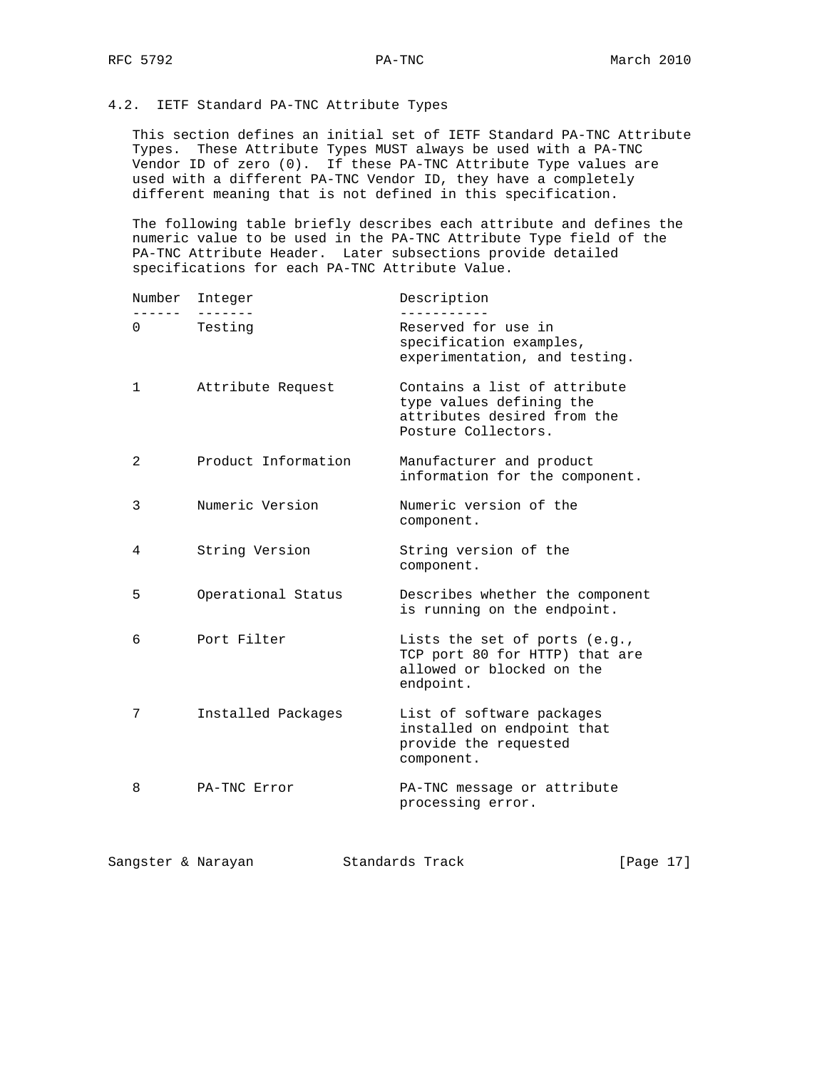### 4.2. IETF Standard PA-TNC Attribute Types

This section defines an initial set of IETF Standard PA-TNC Attribute Types. These Attribute Types MUST always be used with a PA-TNC Vendor ID of zero (0). If these PA-TNC Attribute Type values are used with a different PA-TNC Vendor ID, they have a completely different meaning that is not defined in this specification.

The following table briefly describes each attribute and defines the numeric value to be used in the PA-TNC Attribute Type field of the PA-TNC Attribute Header. Later subsections provide detailed specifications for each PA-TNC Attribute Value.

| Number | Integer | Description |
|---|---|---|
| 0 | Testing | Reserved for use in specification examples, experimentation, and testing. |
| 1 | Attribute Request | Contains a list of attribute type values defining the attributes desired from the Posture Collectors. |
| 2 | Product Information | Manufacturer and product information for the component. |
| 3 | Numeric Version | Numeric version of the component. |
| 4 | String Version | String version of the component. |
| 5 | Operational Status | Describes whether the component is running on the endpoint. |
| 6 | Port Filter | Lists the set of ports (e.g., TCP port 80 for HTTP) that are allowed or blocked on the endpoint. |
| 7 | Installed Packages | List of software packages installed on endpoint that provide the requested component. |
| 8 | PA-TNC Error | PA-TNC message or attribute processing error. |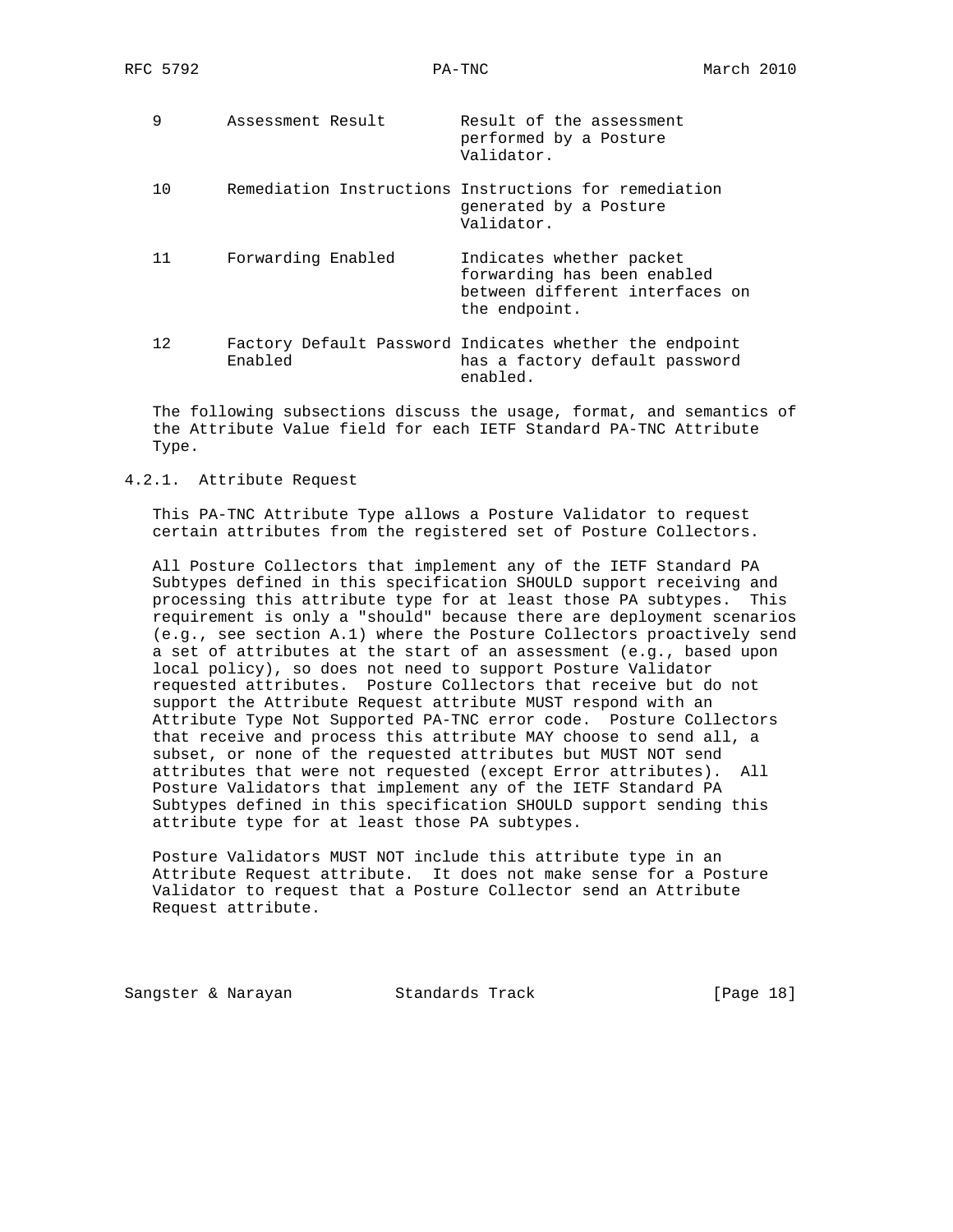| | | |
|---|---|---|
| 9 | Assessment Result | Result of the assessment performed by a Posture Validator. |
| 10 | Remediation Instructions | Instructions for remediation generated by a Posture Validator. |
| 11 | Forwarding Enabled | Indicates whether packet forwarding has been enabled between different interfaces on the endpoint. |
| 12 | Factory Default Password Enabled | Indicates whether the endpoint has a factory default password enabled. |

The following subsections discuss the usage, format, and semantics of the Attribute Value field for each IETF Standard PA-TNC Attribute Type.

### 4.2.1. Attribute Request

This PA-TNC Attribute Type allows a Posture Validator to request certain attributes from the registered set of Posture Collectors.

All Posture Collectors that implement any of the IETF Standard PA Subtypes defined in this specification SHOULD support receiving and processing this attribute type for at least those PA subtypes. This requirement is only a "should" because there are deployment scenarios (e.g., see section A.1) where the Posture Collectors proactively send a set of attributes at the start of an assessment (e.g., based upon local policy), so does not need to support Posture Validator requested attributes. Posture Collectors that receive but do not support the Attribute Request attribute MUST respond with an Attribute Type Not Supported PA-TNC error code. Posture Collectors that receive and process this attribute MAY choose to send all, a subset, or none of the requested attributes but MUST NOT send attributes that were not requested (except Error attributes). All Posture Validators that implement any of the IETF Standard PA Subtypes defined in this specification SHOULD support sending this attribute type for at least those PA subtypes.

Posture Validators MUST NOT include this attribute type in an Attribute Request attribute. It does not make sense for a Posture Validator to request that a Posture Collector send an Attribute Request attribute.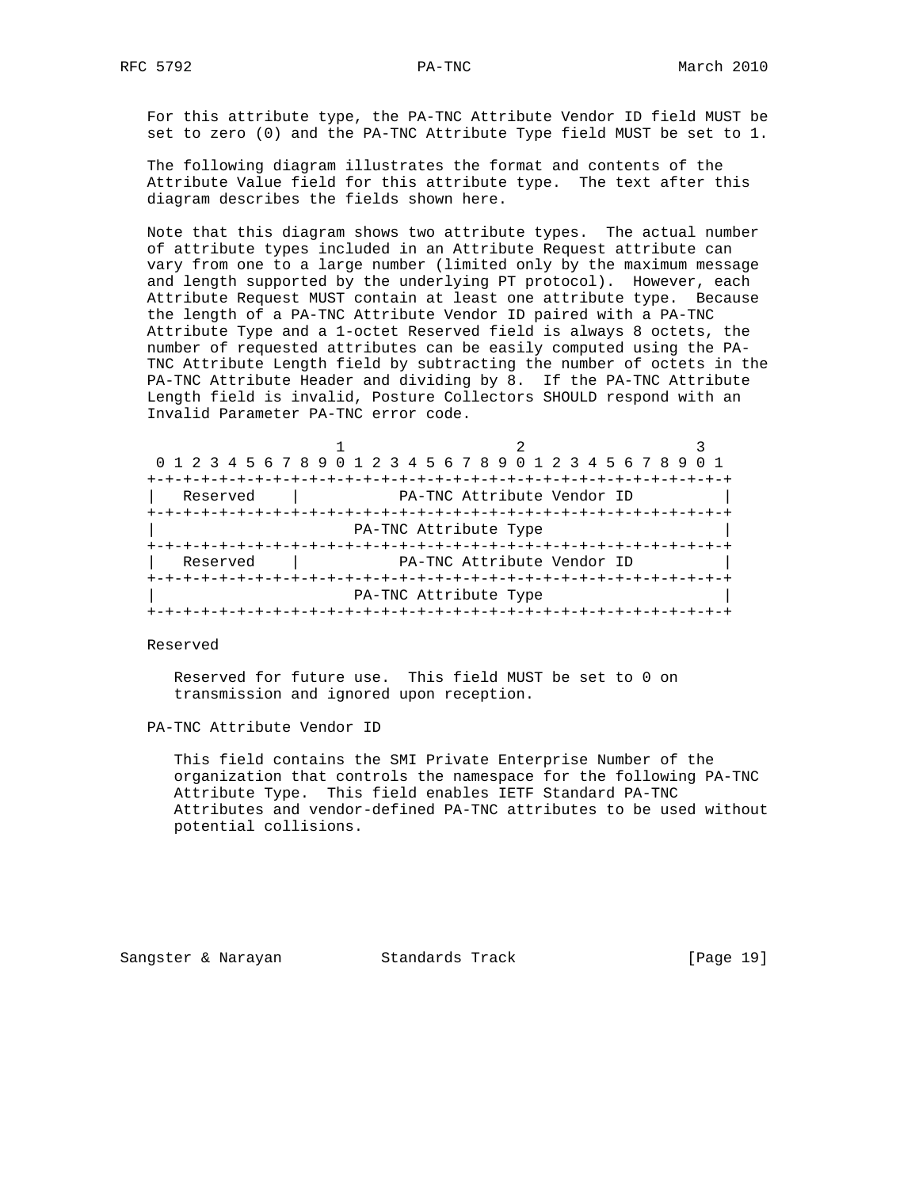For this attribute type, the PA-TNC Attribute Vendor ID field MUST be set to zero (0) and the PA-TNC Attribute Type field MUST be set to 1.

The following diagram illustrates the format and contents of the Attribute Value field for this attribute type. The text after this diagram describes the fields shown here.

Note that this diagram shows two attribute types. The actual number of attribute types included in an Attribute Request attribute can vary from one to a large number (limited only by the maximum message and length supported by the underlying PT protocol). However, each Attribute Request MUST contain at least one attribute type. Because the length of a PA-TNC Attribute Vendor ID paired with a PA-TNC Attribute Type and a 1-octet Reserved field is always 8 octets, the number of requested attributes can be easily computed using the PA-TNC Attribute Length field by subtracting the number of octets in the PA-TNC Attribute Header and dividing by 8. If the PA-TNC Attribute Length field is invalid, Posture Collectors SHOULD respond with an Invalid Parameter PA-TNC error code.

```
                     1                   2                   3
 0 1 2 3 4 5 6 7 8 9 0 1 2 3 4 5 6 7 8 9 0 1 2 3 4 5 6 7 8 9 0 1
+-+-+-+-+-+-+-+-+-+-+-+-+-+-+-+-+-+-+-+-+-+-+-+-+-+-+-+-+-+-+-+-+
|   Reserved    |           PA-TNC Attribute Vendor ID          |
+-+-+-+-+-+-+-+-+-+-+-+-+-+-+-+-+-+-+-+-+-+-+-+-+-+-+-+-+-+-+-+-+
|                     PA-TNC Attribute Type                     |
+-+-+-+-+-+-+-+-+-+-+-+-+-+-+-+-+-+-+-+-+-+-+-+-+-+-+-+-+-+-+-+-+
|   Reserved    |           PA-TNC Attribute Vendor ID          |
+-+-+-+-+-+-+-+-+-+-+-+-+-+-+-+-+-+-+-+-+-+-+-+-+-+-+-+-+-+-+-+-+
|                     PA-TNC Attribute Type                     |
+-+-+-+-+-+-+-+-+-+-+-+-+-+-+-+-+-+-+-+-+-+-+-+-+-+-+-+-+-+-+-+-+
```

Reserved

Reserved for future use. This field MUST be set to 0 on transmission and ignored upon reception.

PA-TNC Attribute Vendor ID

This field contains the SMI Private Enterprise Number of the organization that controls the namespace for the following PA-TNC Attribute Type. This field enables IETF Standard PA-TNC Attributes and vendor-defined PA-TNC attributes to be used without potential collisions.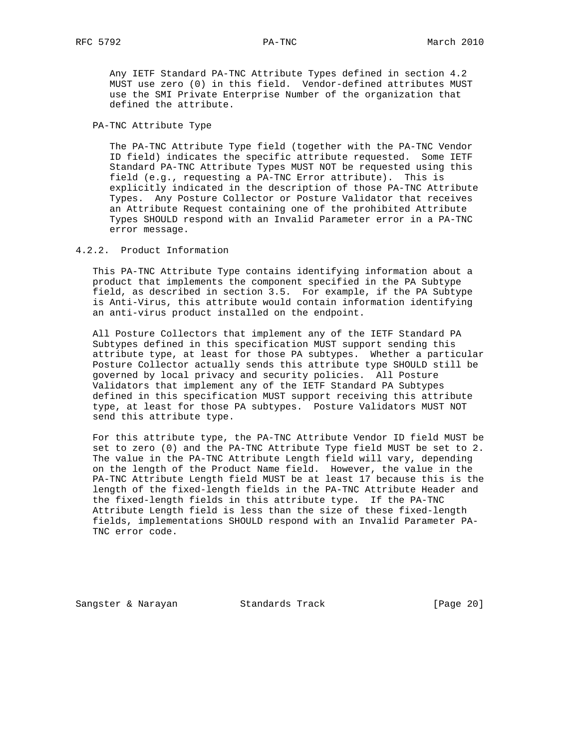Any IETF Standard PA-TNC Attribute Types defined in section 4.2 MUST use zero (0) in this field. Vendor-defined attributes MUST use the SMI Private Enterprise Number of the organization that defined the attribute.

PA-TNC Attribute Type

The PA-TNC Attribute Type field (together with the PA-TNC Vendor ID field) indicates the specific attribute requested. Some IETF Standard PA-TNC Attribute Types MUST NOT be requested using this field (e.g., requesting a PA-TNC Error attribute). This is explicitly indicated in the description of those PA-TNC Attribute Types. Any Posture Collector or Posture Validator that receives an Attribute Request containing one of the prohibited Attribute Types SHOULD respond with an Invalid Parameter error in a PA-TNC error message.

### 4.2.2. Product Information

This PA-TNC Attribute Type contains identifying information about a product that implements the component specified in the PA Subtype field, as described in section 3.5. For example, if the PA Subtype is Anti-Virus, this attribute would contain information identifying an anti-virus product installed on the endpoint.

All Posture Collectors that implement any of the IETF Standard PA Subtypes defined in this specification MUST support sending this attribute type, at least for those PA subtypes. Whether a particular Posture Collector actually sends this attribute type SHOULD still be governed by local privacy and security policies. All Posture Validators that implement any of the IETF Standard PA Subtypes defined in this specification MUST support receiving this attribute type, at least for those PA subtypes. Posture Validators MUST NOT send this attribute type.

For this attribute type, the PA-TNC Attribute Vendor ID field MUST be set to zero (0) and the PA-TNC Attribute Type field MUST be set to 2. The value in the PA-TNC Attribute Length field will vary, depending on the length of the Product Name field. However, the value in the PA-TNC Attribute Length field MUST be at least 17 because this is the length of the fixed-length fields in the PA-TNC Attribute Header and the fixed-length fields in this attribute type. If the PA-TNC Attribute Length field is less than the size of these fixed-length fields, implementations SHOULD respond with an Invalid Parameter PA-TNC error code.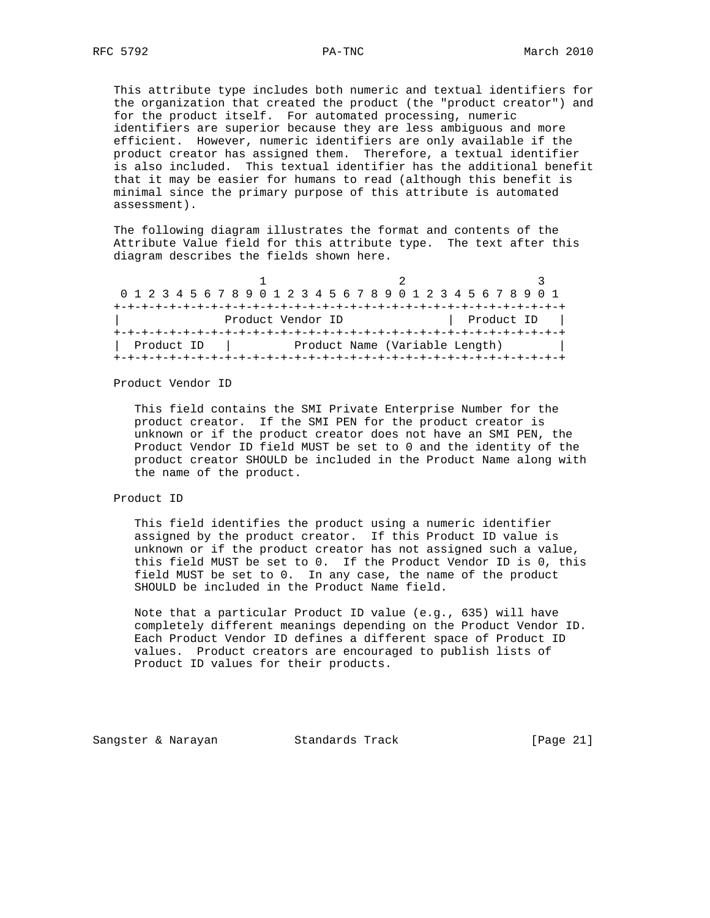This attribute type includes both numeric and textual identifiers for the organization that created the product (the "product creator") and for the product itself. For automated processing, numeric identifiers are superior because they are less ambiguous and more efficient. However, numeric identifiers are only available if the product creator has assigned them. Therefore, a textual identifier is also included. This textual identifier has the additional benefit that it may be easier for humans to read (although this benefit is minimal since the primary purpose of this attribute is automated assessment).

The following diagram illustrates the format and contents of the Attribute Value field for this attribute type. The text after this diagram describes the fields shown here.

```
                     1                   2                   3
 0 1 2 3 4 5 6 7 8 9 0 1 2 3 4 5 6 7 8 9 0 1 2 3 4 5 6 7 8 9 0 1
+-+-+-+-+-+-+-+-+-+-+-+-+-+-+-+-+-+-+-+-+-+-+-+-+-+-+-+-+-+-+-+-+
|              Product Vendor ID                |  Product ID   |
+-+-+-+-+-+-+-+-+-+-+-+-+-+-+-+-+-+-+-+-+-+-+-+-+-+-+-+-+-+-+-+-+
|  Product ID   |         Product Name (Variable Length)        |
+-+-+-+-+-+-+-+-+-+-+-+-+-+-+-+-+-+-+-+-+-+-+-+-+-+-+-+-+-+-+-+-+
```

Product Vendor ID

This field contains the SMI Private Enterprise Number for the product creator. If the SMI PEN for the product creator is unknown or if the product creator does not have an SMI PEN, the Product Vendor ID field MUST be set to 0 and the identity of the product creator SHOULD be included in the Product Name along with the name of the product.

Product ID

This field identifies the product using a numeric identifier assigned by the product creator. If this Product ID value is unknown or if the product creator has not assigned such a value, this field MUST be set to 0. If the Product Vendor ID is 0, this field MUST be set to 0. In any case, the name of the product SHOULD be included in the Product Name field.

Note that a particular Product ID value (e.g., 635) will have completely different meanings depending on the Product Vendor ID. Each Product Vendor ID defines a different space of Product ID values. Product creators are encouraged to publish lists of Product ID values for their products.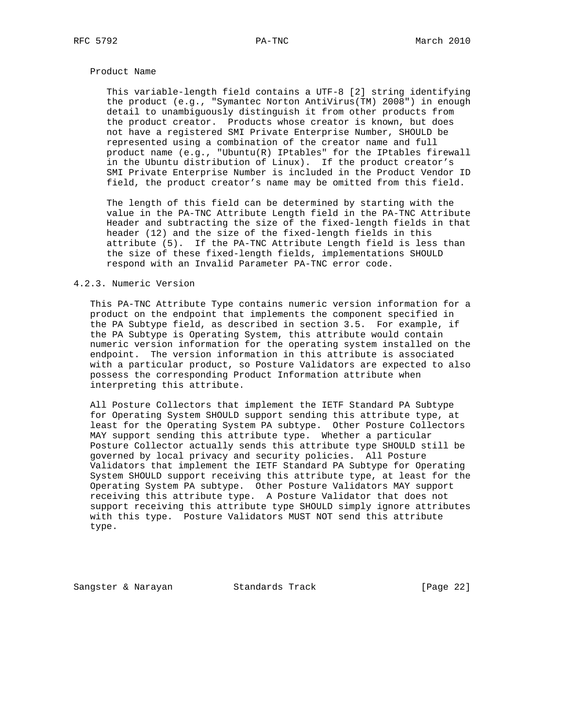Product Name

This variable-length field contains a UTF-8 [2] string identifying the product (e.g., "Symantec Norton AntiVirus(TM) 2008") in enough detail to unambiguously distinguish it from other products from the product creator. Products whose creator is known, but does not have a registered SMI Private Enterprise Number, SHOULD be represented using a combination of the creator name and full product name (e.g., "Ubuntu(R) IPtables" for the IPtables firewall in the Ubuntu distribution of Linux). If the product creator's SMI Private Enterprise Number is included in the Product Vendor ID field, the product creator's name may be omitted from this field.

The length of this field can be determined by starting with the value in the PA-TNC Attribute Length field in the PA-TNC Attribute Header and subtracting the size of the fixed-length fields in that header (12) and the size of the fixed-length fields in this attribute (5). If the PA-TNC Attribute Length field is less than the size of these fixed-length fields, implementations SHOULD respond with an Invalid Parameter PA-TNC error code.

### 4.2.3. Numeric Version

This PA-TNC Attribute Type contains numeric version information for a product on the endpoint that implements the component specified in the PA Subtype field, as described in section 3.5. For example, if the PA Subtype is Operating System, this attribute would contain numeric version information for the operating system installed on the endpoint. The version information in this attribute is associated with a particular product, so Posture Validators are expected to also possess the corresponding Product Information attribute when interpreting this attribute.

All Posture Collectors that implement the IETF Standard PA Subtype for Operating System SHOULD support sending this attribute type, at least for the Operating System PA subtype. Other Posture Collectors MAY support sending this attribute type. Whether a particular Posture Collector actually sends this attribute type SHOULD still be governed by local privacy and security policies. All Posture Validators that implement the IETF Standard PA Subtype for Operating System SHOULD support receiving this attribute type, at least for the Operating System PA subtype. Other Posture Validators MAY support receiving this attribute type. A Posture Validator that does not support receiving this attribute type SHOULD simply ignore attributes with this type. Posture Validators MUST NOT send this attribute type.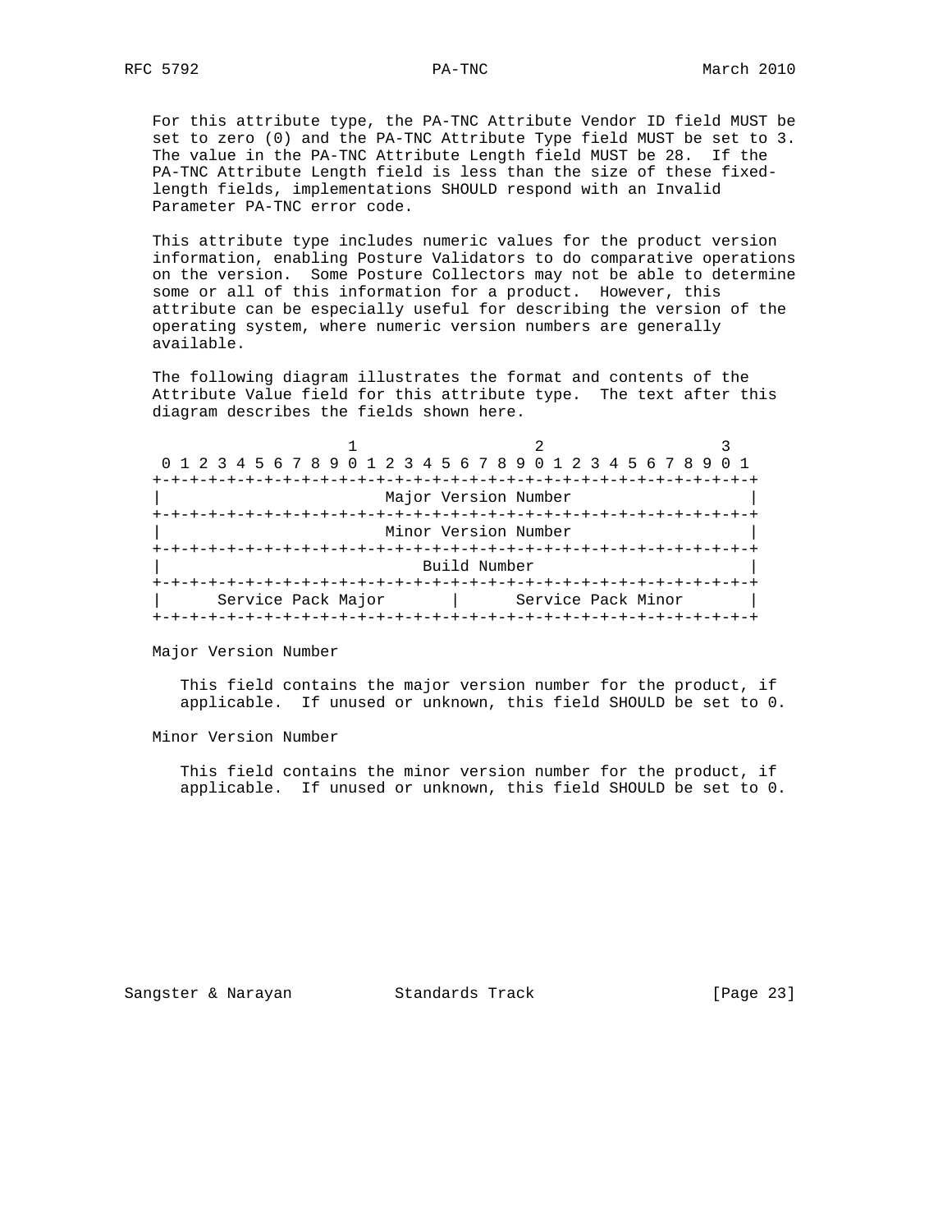For this attribute type, the PA-TNC Attribute Vendor ID field MUST be set to zero (0) and the PA-TNC Attribute Type field MUST be set to 3. The value in the PA-TNC Attribute Length field MUST be 28. If the PA-TNC Attribute Length field is less than the size of these fixed-length fields, implementations SHOULD respond with an Invalid Parameter PA-TNC error code.

This attribute type includes numeric values for the product version information, enabling Posture Validators to do comparative operations on the version. Some Posture Collectors may not be able to determine some or all of this information for a product. However, this attribute can be especially useful for describing the version of the operating system, where numeric version numbers are generally available.

The following diagram illustrates the format and contents of the Attribute Value field for this attribute type. The text after this diagram describes the fields shown here.

```
                     1                   2                   3
 0 1 2 3 4 5 6 7 8 9 0 1 2 3 4 5 6 7 8 9 0 1 2 3 4 5 6 7 8 9 0 1
+-+-+-+-+-+-+-+-+-+-+-+-+-+-+-+-+-+-+-+-+-+-+-+-+-+-+-+-+-+-+-+-+
|                     Major Version Number                      |
+-+-+-+-+-+-+-+-+-+-+-+-+-+-+-+-+-+-+-+-+-+-+-+-+-+-+-+-+-+-+-+-+
|                     Minor Version Number                      |
+-+-+-+-+-+-+-+-+-+-+-+-+-+-+-+-+-+-+-+-+-+-+-+-+-+-+-+-+-+-+-+-+
|                         Build Number                          |
+-+-+-+-+-+-+-+-+-+-+-+-+-+-+-+-+-+-+-+-+-+-+-+-+-+-+-+-+-+-+-+-+
|      Service Pack Major       |      Service Pack Minor       |
+-+-+-+-+-+-+-+-+-+-+-+-+-+-+-+-+-+-+-+-+-+-+-+-+-+-+-+-+-+-+-+-+
```

Major Version Number

This field contains the major version number for the product, if applicable. If unused or unknown, this field SHOULD be set to 0.

Minor Version Number

This field contains the minor version number for the product, if applicable. If unused or unknown, this field SHOULD be set to 0.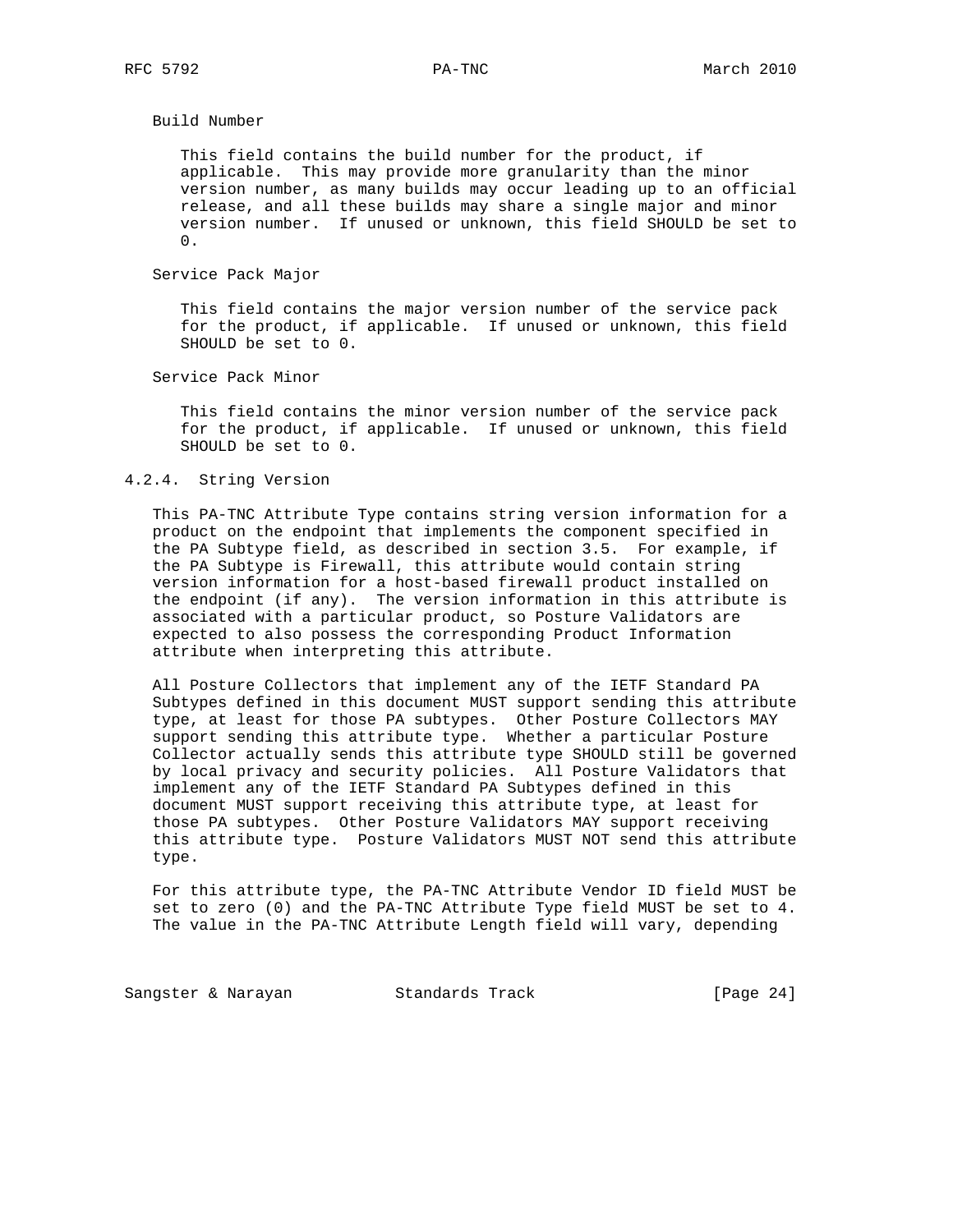Build Number

This field contains the build number for the product, if applicable. This may provide more granularity than the minor version number, as many builds may occur leading up to an official release, and all these builds may share a single major and minor version number. If unused or unknown, this field SHOULD be set to 0.

Service Pack Major

This field contains the major version number of the service pack for the product, if applicable. If unused or unknown, this field SHOULD be set to 0.

Service Pack Minor

This field contains the minor version number of the service pack for the product, if applicable. If unused or unknown, this field SHOULD be set to 0.

### 4.2.4. String Version

This PA-TNC Attribute Type contains string version information for a product on the endpoint that implements the component specified in the PA Subtype field, as described in section 3.5. For example, if the PA Subtype is Firewall, this attribute would contain string version information for a host-based firewall product installed on the endpoint (if any). The version information in this attribute is associated with a particular product, so Posture Validators are expected to also possess the corresponding Product Information attribute when interpreting this attribute.

All Posture Collectors that implement any of the IETF Standard PA Subtypes defined in this document MUST support sending this attribute type, at least for those PA subtypes. Other Posture Collectors MAY support sending this attribute type. Whether a particular Posture Collector actually sends this attribute type SHOULD still be governed by local privacy and security policies. All Posture Validators that implement any of the IETF Standard PA Subtypes defined in this document MUST support receiving this attribute type, at least for those PA subtypes. Other Posture Validators MAY support receiving this attribute type. Posture Validators MUST NOT send this attribute type.

For this attribute type, the PA-TNC Attribute Vendor ID field MUST be set to zero (0) and the PA-TNC Attribute Type field MUST be set to 4. The value in the PA-TNC Attribute Length field will vary, depending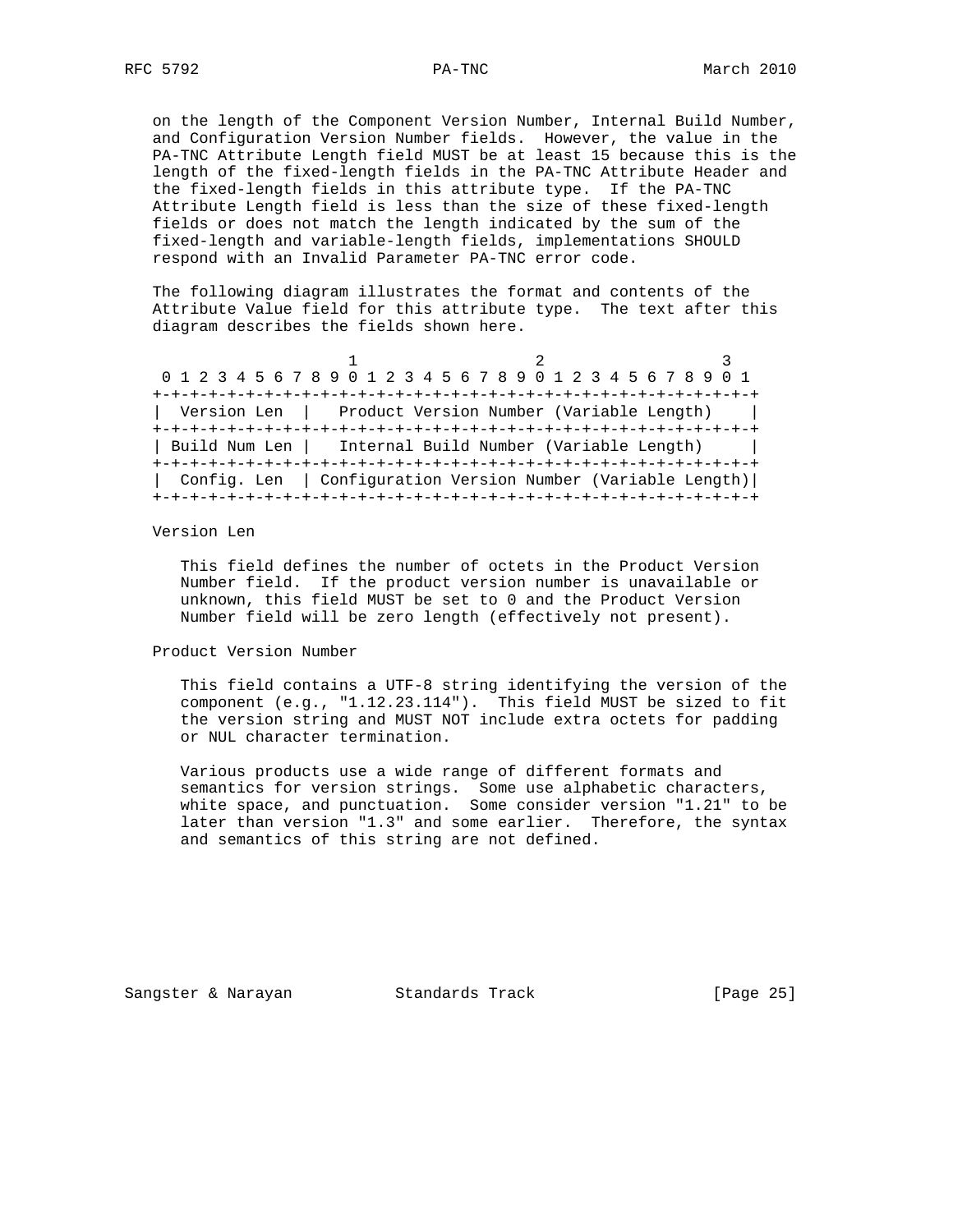on the length of the Component Version Number, Internal Build Number, and Configuration Version Number fields. However, the value in the PA-TNC Attribute Length field MUST be at least 15 because this is the length of the fixed-length fields in the PA-TNC Attribute Header and the fixed-length fields in this attribute type. If the PA-TNC Attribute Length field is less than the size of these fixed-length fields or does not match the length indicated by the sum of the fixed-length and variable-length fields, implementations SHOULD respond with an Invalid Parameter PA-TNC error code.

The following diagram illustrates the format and contents of the Attribute Value field for this attribute type. The text after this diagram describes the fields shown here.

```
                     1                   2                   3
 0 1 2 3 4 5 6 7 8 9 0 1 2 3 4 5 6 7 8 9 0 1 2 3 4 5 6 7 8 9 0 1
+-+-+-+-+-+-+-+-+-+-+-+-+-+-+-+-+-+-+-+-+-+-+-+-+-+-+-+-+-+-+-+-+
|  Version Len  |   Product Version Number (Variable Length)    |
+-+-+-+-+-+-+-+-+-+-+-+-+-+-+-+-+-+-+-+-+-+-+-+-+-+-+-+-+-+-+-+-+
| Build Num Len |   Internal Build Number (Variable Length)     |
+-+-+-+-+-+-+-+-+-+-+-+-+-+-+-+-+-+-+-+-+-+-+-+-+-+-+-+-+-+-+-+-+
|  Config. Len  | Configuration Version Number (Variable Length)|
+-+-+-+-+-+-+-+-+-+-+-+-+-+-+-+-+-+-+-+-+-+-+-+-+-+-+-+-+-+-+-+-+
```

Version Len

This field defines the number of octets in the Product Version Number field. If the product version number is unavailable or unknown, this field MUST be set to 0 and the Product Version Number field will be zero length (effectively not present).

Product Version Number

This field contains a UTF-8 string identifying the version of the component (e.g., "1.12.23.114"). This field MUST be sized to fit the version string and MUST NOT include extra octets for padding or NUL character termination.

Various products use a wide range of different formats and semantics for version strings. Some use alphabetic characters, white space, and punctuation. Some consider version "1.21" to be later than version "1.3" and some earlier. Therefore, the syntax and semantics of this string are not defined.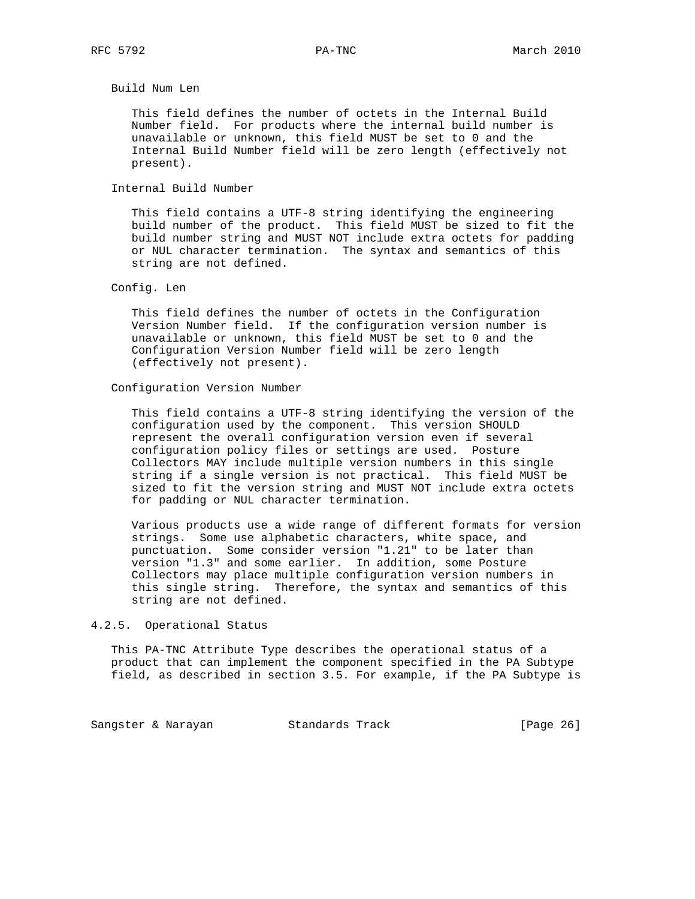Build Num Len

This field defines the number of octets in the Internal Build Number field. For products where the internal build number is unavailable or unknown, this field MUST be set to 0 and the Internal Build Number field will be zero length (effectively not present).

Internal Build Number

This field contains a UTF-8 string identifying the engineering build number of the product. This field MUST be sized to fit the build number string and MUST NOT include extra octets for padding or NUL character termination. The syntax and semantics of this string are not defined.

Config. Len

This field defines the number of octets in the Configuration Version Number field. If the configuration version number is unavailable or unknown, this field MUST be set to 0 and the Configuration Version Number field will be zero length (effectively not present).

Configuration Version Number

This field contains a UTF-8 string identifying the version of the configuration used by the component. This version SHOULD represent the overall configuration version even if several configuration policy files or settings are used. Posture Collectors MAY include multiple version numbers in this single string if a single version is not practical. This field MUST be sized to fit the version string and MUST NOT include extra octets for padding or NUL character termination.

Various products use a wide range of different formats for version strings. Some use alphabetic characters, white space, and punctuation. Some consider version "1.21" to be later than version "1.3" and some earlier. In addition, some Posture Collectors may place multiple configuration version numbers in this single string. Therefore, the syntax and semantics of this string are not defined.

### 4.2.5. Operational Status

This PA-TNC Attribute Type describes the operational status of a product that can implement the component specified in the PA Subtype field, as described in section 3.5. For example, if the PA Subtype is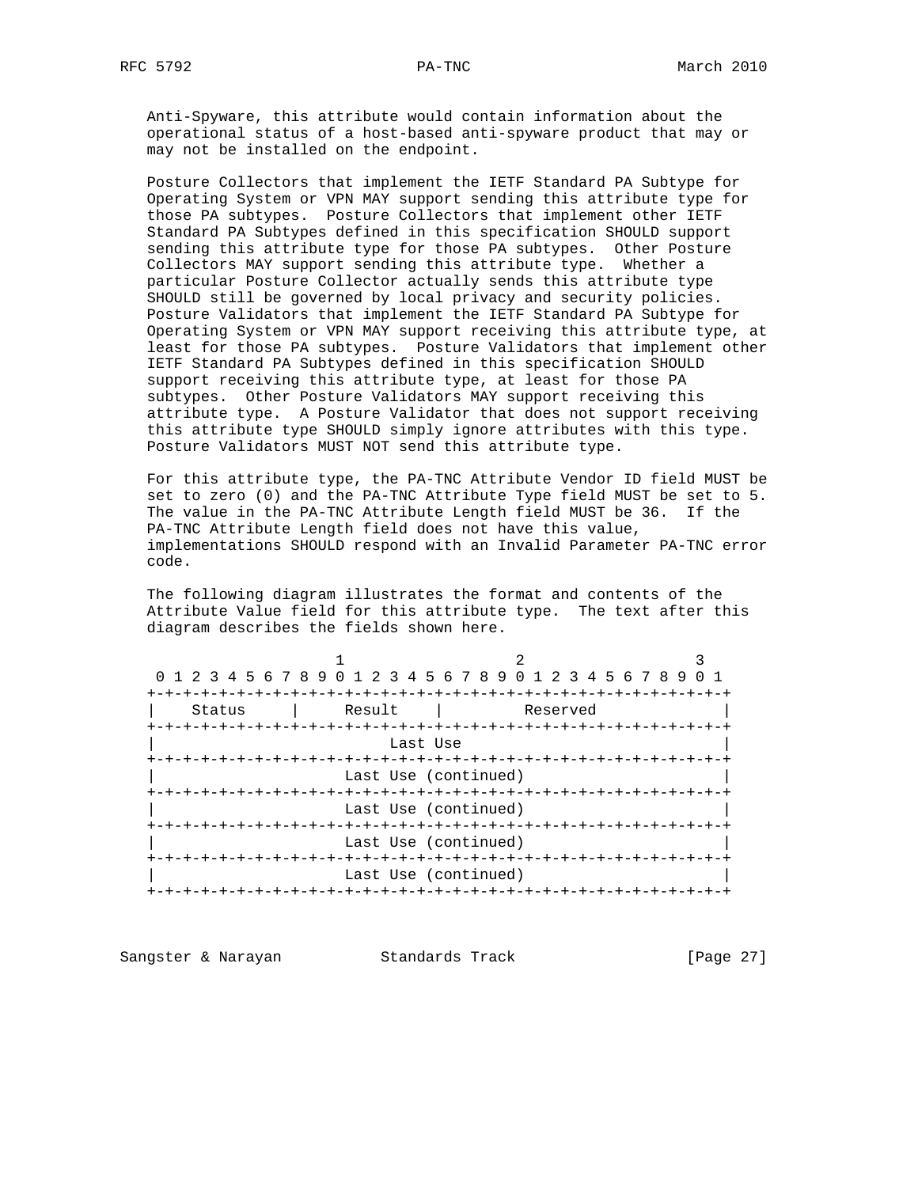Anti-Spyware, this attribute would contain information about the operational status of a host-based anti-spyware product that may or may not be installed on the endpoint.

Posture Collectors that implement the IETF Standard PA Subtype for Operating System or VPN MAY support sending this attribute type for those PA subtypes. Posture Collectors that implement other IETF Standard PA Subtypes defined in this specification SHOULD support sending this attribute type for those PA subtypes. Other Posture Collectors MAY support sending this attribute type. Whether a particular Posture Collector actually sends this attribute type SHOULD still be governed by local privacy and security policies. Posture Validators that implement the IETF Standard PA Subtype for Operating System or VPN MAY support receiving this attribute type, at least for those PA subtypes. Posture Validators that implement other IETF Standard PA Subtypes defined in this specification SHOULD support receiving this attribute type, at least for those PA subtypes. Other Posture Validators MAY support receiving this attribute type. A Posture Validator that does not support receiving this attribute type SHOULD simply ignore attributes with this type. Posture Validators MUST NOT send this attribute type.

For this attribute type, the PA-TNC Attribute Vendor ID field MUST be set to zero (0) and the PA-TNC Attribute Type field MUST be set to 5. The value in the PA-TNC Attribute Length field MUST be 36. If the PA-TNC Attribute Length field does not have this value, implementations SHOULD respond with an Invalid Parameter PA-TNC error code.

The following diagram illustrates the format and contents of the Attribute Value field for this attribute type. The text after this diagram describes the fields shown here.

```
                     1                   2                   3
 0 1 2 3 4 5 6 7 8 9 0 1 2 3 4 5 6 7 8 9 0 1 2 3 4 5 6 7 8 9 0 1
+-+-+-+-+-+-+-+-+-+-+-+-+-+-+-+-+-+-+-+-+-+-+-+-+-+-+-+-+-+-+-+-+
|    Status     |     Result    |         Reserved              |
+-+-+-+-+-+-+-+-+-+-+-+-+-+-+-+-+-+-+-+-+-+-+-+-+-+-+-+-+-+-+-+-+
|                            Last Use                           |
+-+-+-+-+-+-+-+-+-+-+-+-+-+-+-+-+-+-+-+-+-+-+-+-+-+-+-+-+-+-+-+-+
|                      Last Use (continued)                     |
+-+-+-+-+-+-+-+-+-+-+-+-+-+-+-+-+-+-+-+-+-+-+-+-+-+-+-+-+-+-+-+-+
|                      Last Use (continued)                     |
+-+-+-+-+-+-+-+-+-+-+-+-+-+-+-+-+-+-+-+-+-+-+-+-+-+-+-+-+-+-+-+-+
|                      Last Use (continued)                     |
+-+-+-+-+-+-+-+-+-+-+-+-+-+-+-+-+-+-+-+-+-+-+-+-+-+-+-+-+-+-+-+-+
|                      Last Use (continued)                     |
+-+-+-+-+-+-+-+-+-+-+-+-+-+-+-+-+-+-+-+-+-+-+-+-+-+-+-+-+-+-+-+-+
```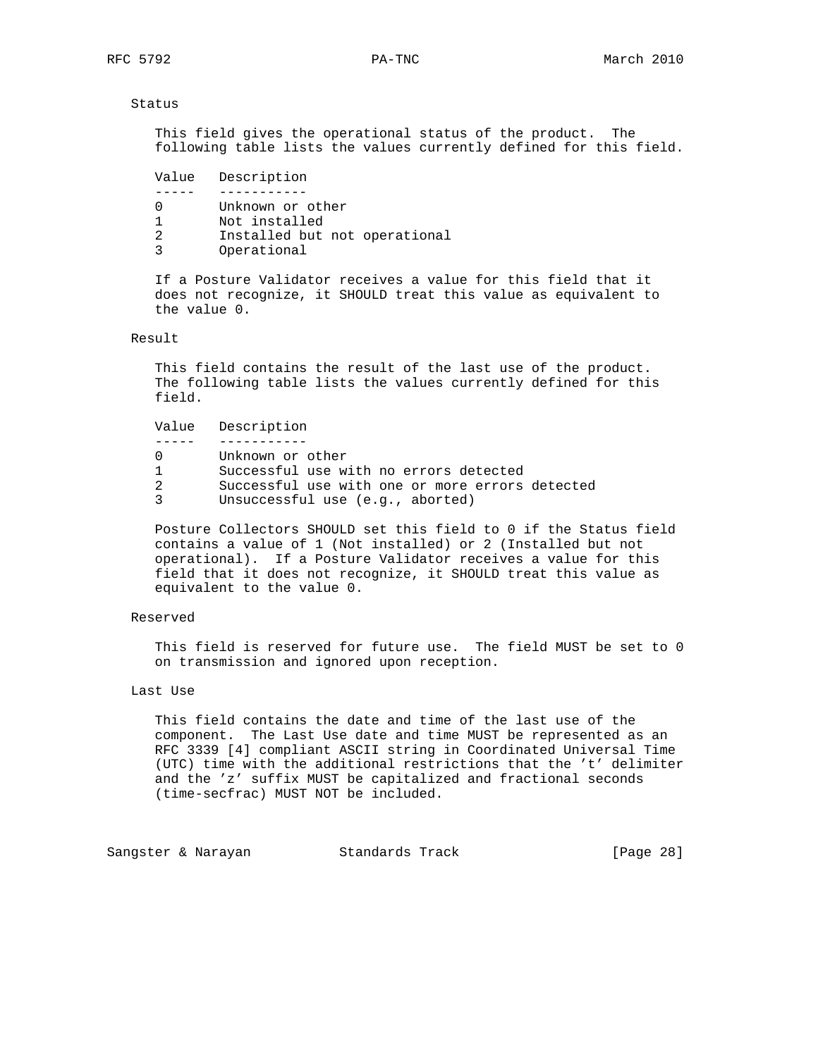Status

This field gives the operational status of the product. The following table lists the values currently defined for this field.

| Value | Description |
| --- | --- |
| 0 | Unknown or other |
| 1 | Not installed |
| 2 | Installed but not operational |
| 3 | Operational |

If a Posture Validator receives a value for this field that it does not recognize, it SHOULD treat this value as equivalent to the value 0.

Result

This field contains the result of the last use of the product. The following table lists the values currently defined for this field.

| Value | Description |
| --- | --- |
| 0 | Unknown or other |
| 1 | Successful use with no errors detected |
| 2 | Successful use with one or more errors detected |
| 3 | Unsuccessful use (e.g., aborted) |

Posture Collectors SHOULD set this field to 0 if the Status field contains a value of 1 (Not installed) or 2 (Installed but not operational). If a Posture Validator receives a value for this field that it does not recognize, it SHOULD treat this value as equivalent to the value 0.

Reserved

This field is reserved for future use. The field MUST be set to 0 on transmission and ignored upon reception.

Last Use

This field contains the date and time of the last use of the component. The Last Use date and time MUST be represented as an RFC 3339 [4] compliant ASCII string in Coordinated Universal Time (UTC) time with the additional restrictions that the 't' delimiter and the 'z' suffix MUST be capitalized and fractional seconds (time-secfrac) MUST NOT be included.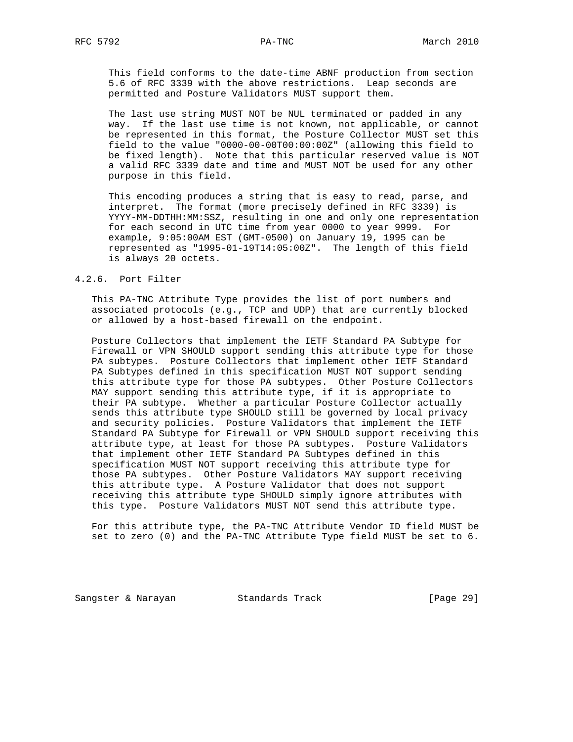This field conforms to the date-time ABNF production from section 5.6 of RFC 3339 with the above restrictions. Leap seconds are permitted and Posture Validators MUST support them.

The last use string MUST NOT be NUL terminated or padded in any way. If the last use time is not known, not applicable, or cannot be represented in this format, the Posture Collector MUST set this field to the value "0000-00-00T00:00:00Z" (allowing this field to be fixed length). Note that this particular reserved value is NOT a valid RFC 3339 date and time and MUST NOT be used for any other purpose in this field.

This encoding produces a string that is easy to read, parse, and interpret. The format (more precisely defined in RFC 3339) is YYYY-MM-DDTHH:MM:SSZ, resulting in one and only one representation for each second in UTC time from year 0000 to year 9999. For example, 9:05:00AM EST (GMT-0500) on January 19, 1995 can be represented as "1995-01-19T14:05:00Z". The length of this field is always 20 octets.

### 4.2.6. Port Filter

This PA-TNC Attribute Type provides the list of port numbers and associated protocols (e.g., TCP and UDP) that are currently blocked or allowed by a host-based firewall on the endpoint.

Posture Collectors that implement the IETF Standard PA Subtype for Firewall or VPN SHOULD support sending this attribute type for those PA subtypes. Posture Collectors that implement other IETF Standard PA Subtypes defined in this specification MUST NOT support sending this attribute type for those PA subtypes. Other Posture Collectors MAY support sending this attribute type, if it is appropriate to their PA subtype. Whether a particular Posture Collector actually sends this attribute type SHOULD still be governed by local privacy and security policies. Posture Validators that implement the IETF Standard PA Subtype for Firewall or VPN SHOULD support receiving this attribute type, at least for those PA subtypes. Posture Validators that implement other IETF Standard PA Subtypes defined in this specification MUST NOT support receiving this attribute type for those PA subtypes. Other Posture Validators MAY support receiving this attribute type. A Posture Validator that does not support receiving this attribute type SHOULD simply ignore attributes with this type. Posture Validators MUST NOT send this attribute type.

For this attribute type, the PA-TNC Attribute Vendor ID field MUST be set to zero (0) and the PA-TNC Attribute Type field MUST be set to 6.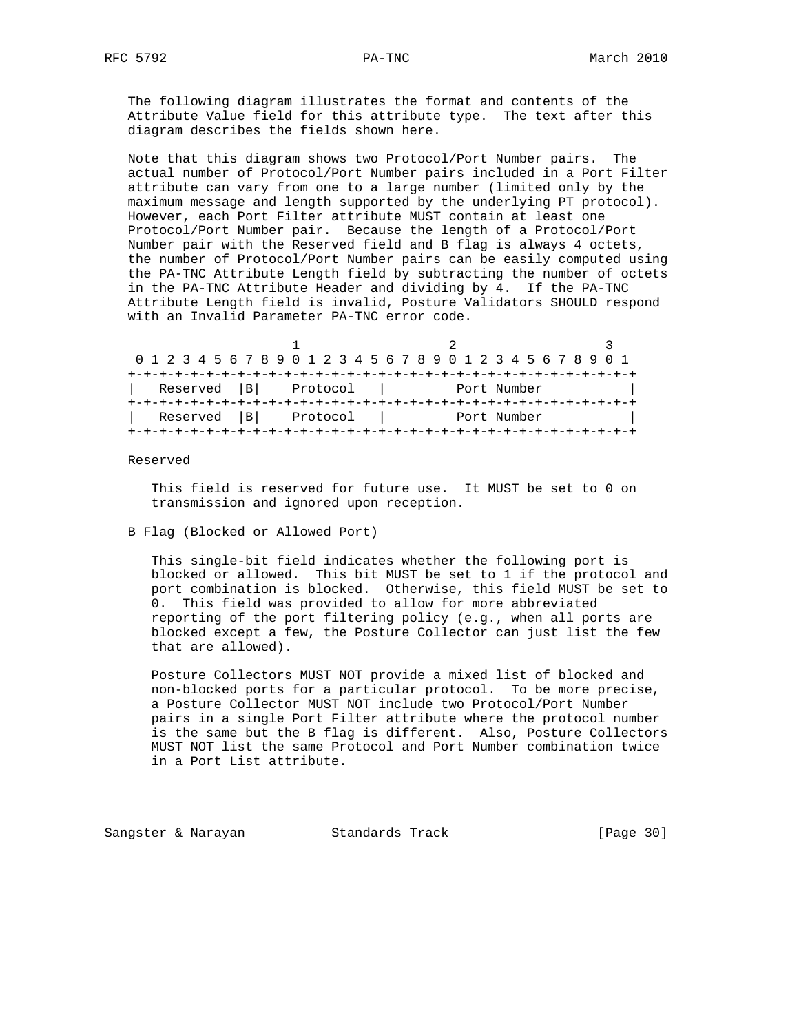The following diagram illustrates the format and contents of the Attribute Value field for this attribute type. The text after this diagram describes the fields shown here.

Note that this diagram shows two Protocol/Port Number pairs. The actual number of Protocol/Port Number pairs included in a Port Filter attribute can vary from one to a large number (limited only by the maximum message and length supported by the underlying PT protocol). However, each Port Filter attribute MUST contain at least one Protocol/Port Number pair. Because the length of a Protocol/Port Number pair with the Reserved field and B flag is always 4 octets, the number of Protocol/Port Number pairs can be easily computed using the PA-TNC Attribute Length field by subtracting the number of octets in the PA-TNC Attribute Header and dividing by 4. If the PA-TNC Attribute Length field is invalid, Posture Validators SHOULD respond with an Invalid Parameter PA-TNC error code.

```
                     1                   2                   3
 0 1 2 3 4 5 6 7 8 9 0 1 2 3 4 5 6 7 8 9 0 1 2 3 4 5 6 7 8 9 0 1
+-+-+-+-+-+-+-+-+-+-+-+-+-+-+-+-+-+-+-+-+-+-+-+-+-+-+-+-+-+-+-+-+
|   Reserved  |B|    Protocol   |         Port Number           |
+-+-+-+-+-+-+-+-+-+-+-+-+-+-+-+-+-+-+-+-+-+-+-+-+-+-+-+-+-+-+-+-+
|   Reserved  |B|    Protocol   |         Port Number           |
+-+-+-+-+-+-+-+-+-+-+-+-+-+-+-+-+-+-+-+-+-+-+-+-+-+-+-+-+-+-+-+-+
```

Reserved

This field is reserved for future use. It MUST be set to 0 on transmission and ignored upon reception.

B Flag (Blocked or Allowed Port)

This single-bit field indicates whether the following port is blocked or allowed. This bit MUST be set to 1 if the protocol and port combination is blocked. Otherwise, this field MUST be set to 0. This field was provided to allow for more abbreviated reporting of the port filtering policy (e.g., when all ports are blocked except a few, the Posture Collector can just list the few that are allowed).

Posture Collectors MUST NOT provide a mixed list of blocked and non-blocked ports for a particular protocol. To be more precise, a Posture Collector MUST NOT include two Protocol/Port Number pairs in a single Port Filter attribute where the protocol number is the same but the B flag is different. Also, Posture Collectors MUST NOT list the same Protocol and Port Number combination twice in a Port List attribute.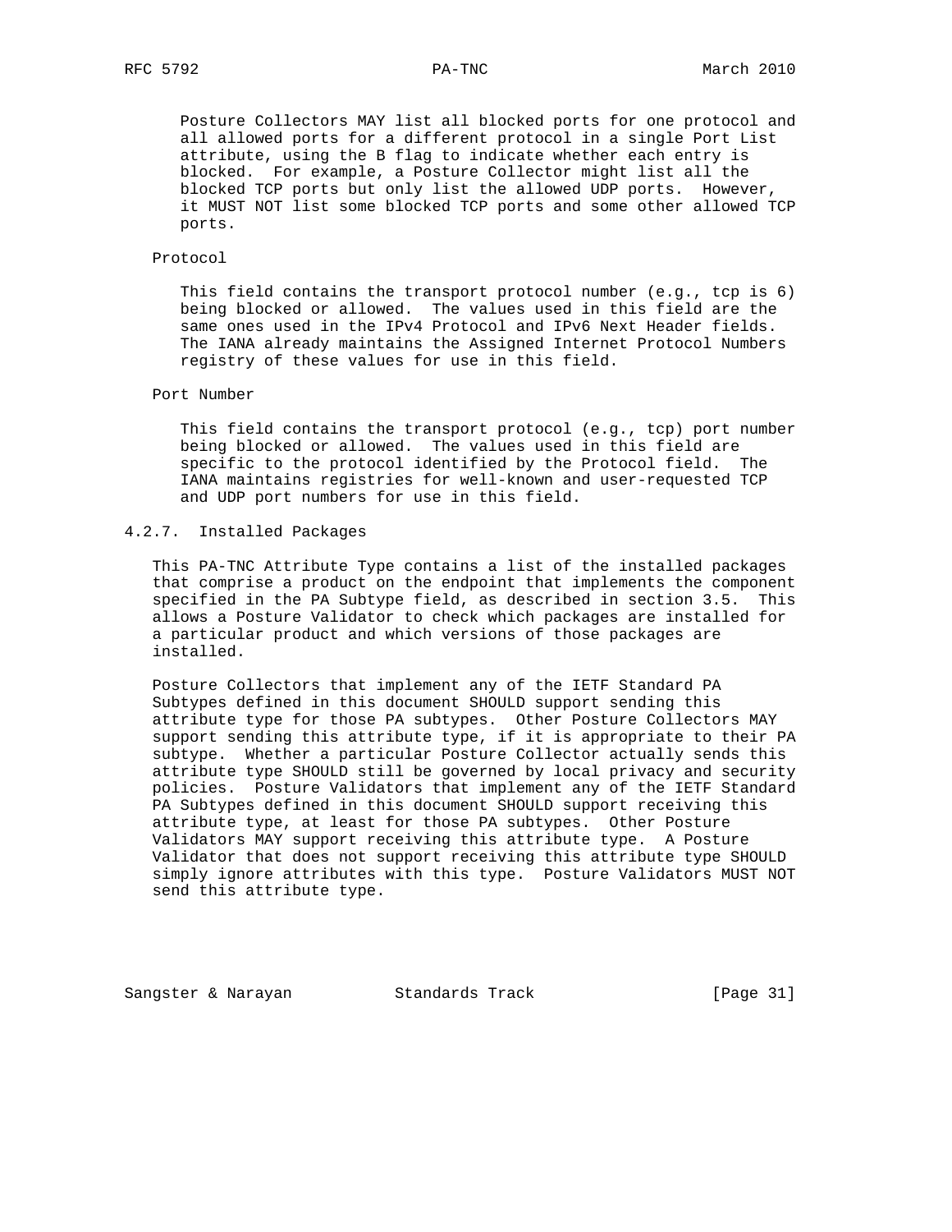Posture Collectors MAY list all blocked ports for one protocol and all allowed ports for a different protocol in a single Port List attribute, using the B flag to indicate whether each entry is blocked. For example, a Posture Collector might list all the blocked TCP ports but only list the allowed UDP ports. However, it MUST NOT list some blocked TCP ports and some other allowed TCP ports.

Protocol

This field contains the transport protocol number (e.g., tcp is 6) being blocked or allowed. The values used in this field are the same ones used in the IPv4 Protocol and IPv6 Next Header fields. The IANA already maintains the Assigned Internet Protocol Numbers registry of these values for use in this field.

Port Number

This field contains the transport protocol (e.g., tcp) port number being blocked or allowed. The values used in this field are specific to the protocol identified by the Protocol field. The IANA maintains registries for well-known and user-requested TCP and UDP port numbers for use in this field.

#### 4.2.7. Installed Packages

This PA-TNC Attribute Type contains a list of the installed packages that comprise a product on the endpoint that implements the component specified in the PA Subtype field, as described in section 3.5. This allows a Posture Validator to check which packages are installed for a particular product and which versions of those packages are installed.

Posture Collectors that implement any of the IETF Standard PA Subtypes defined in this document SHOULD support sending this attribute type for those PA subtypes. Other Posture Collectors MAY support sending this attribute type, if it is appropriate to their PA subtype. Whether a particular Posture Collector actually sends this attribute type SHOULD still be governed by local privacy and security policies. Posture Validators that implement any of the IETF Standard PA Subtypes defined in this document SHOULD support receiving this attribute type, at least for those PA subtypes. Other Posture Validators MAY support receiving this attribute type. A Posture Validator that does not support receiving this attribute type SHOULD simply ignore attributes with this type. Posture Validators MUST NOT send this attribute type.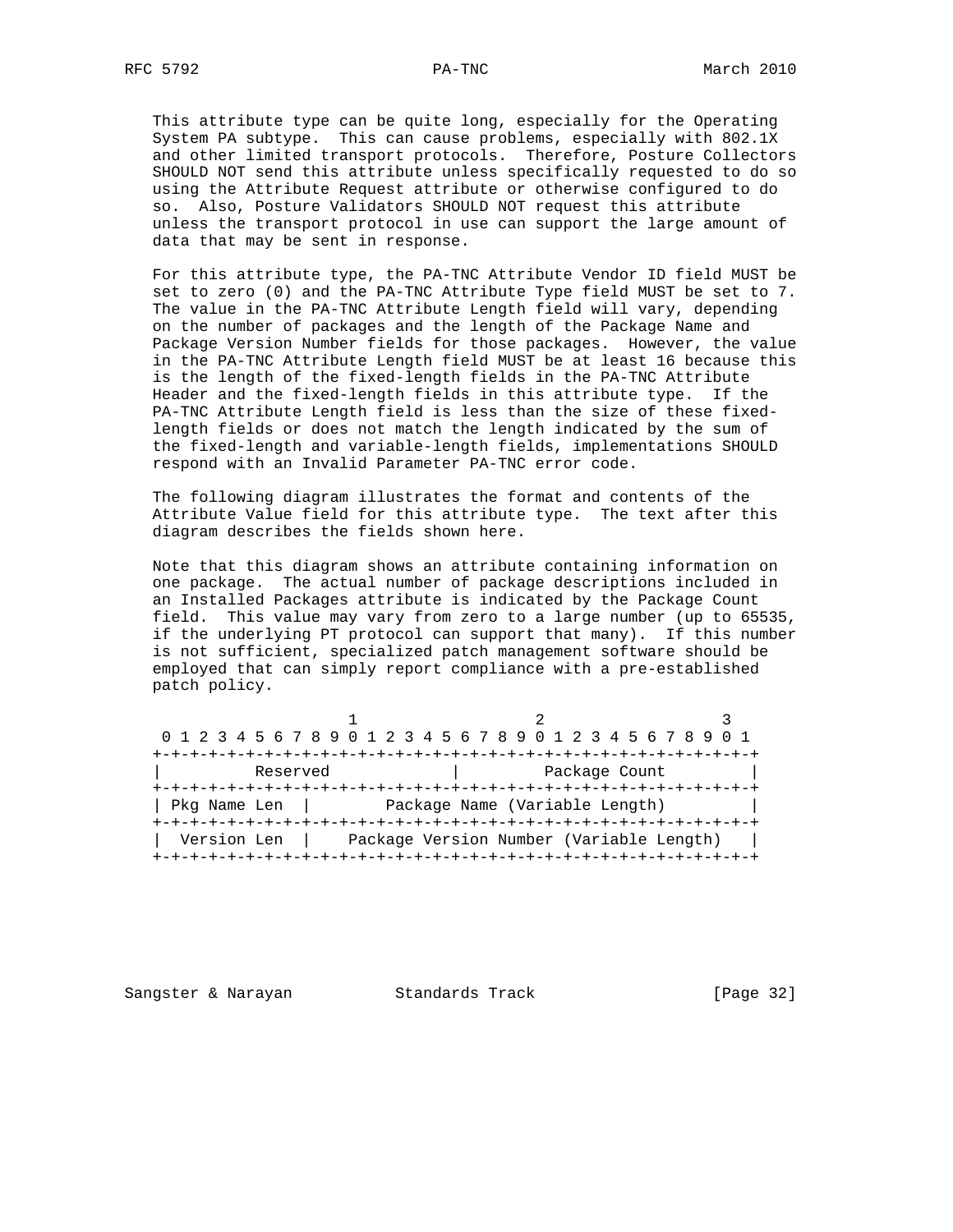This attribute type can be quite long, especially for the Operating System PA subtype. This can cause problems, especially with 802.1X and other limited transport protocols. Therefore, Posture Collectors SHOULD NOT send this attribute unless specifically requested to do so using the Attribute Request attribute or otherwise configured to do so. Also, Posture Validators SHOULD NOT request this attribute unless the transport protocol in use can support the large amount of data that may be sent in response.

For this attribute type, the PA-TNC Attribute Vendor ID field MUST be set to zero (0) and the PA-TNC Attribute Type field MUST be set to 7. The value in the PA-TNC Attribute Length field will vary, depending on the number of packages and the length of the Package Name and Package Version Number fields for those packages. However, the value in the PA-TNC Attribute Length field MUST be at least 16 because this is the length of the fixed-length fields in the PA-TNC Attribute Header and the fixed-length fields in this attribute type. If the PA-TNC Attribute Length field is less than the size of these fixed-length fields or does not match the length indicated by the sum of the fixed-length and variable-length fields, implementations SHOULD respond with an Invalid Parameter PA-TNC error code.

The following diagram illustrates the format and contents of the Attribute Value field for this attribute type. The text after this diagram describes the fields shown here.

Note that this diagram shows an attribute containing information on one package. The actual number of package descriptions included in an Installed Packages attribute is indicated by the Package Count field. This value may vary from zero to a large number (up to 65535, if the underlying PT protocol can support that many). If this number is not sufficient, specialized patch management software should be employed that can simply report compliance with a pre-established patch policy.

```
                     1                   2                   3
 0 1 2 3 4 5 6 7 8 9 0 1 2 3 4 5 6 7 8 9 0 1 2 3 4 5 6 7 8 9 0 1
+-+-+-+-+-+-+-+-+-+-+-+-+-+-+-+-+-+-+-+-+-+-+-+-+-+-+-+-+-+-+-+-+
|          Reserved             |         Package Count         |
+-+-+-+-+-+-+-+-+-+-+-+-+-+-+-+-+-+-+-+-+-+-+-+-+-+-+-+-+-+-+-+-+
| Pkg Name Len  |        Package Name (Variable Length)         |
+-+-+-+-+-+-+-+-+-+-+-+-+-+-+-+-+-+-+-+-+-+-+-+-+-+-+-+-+-+-+-+-+
|  Version Len  |    Package Version Number (Variable Length)   |
+-+-+-+-+-+-+-+-+-+-+-+-+-+-+-+-+-+-+-+-+-+-+-+-+-+-+-+-+-+-+-+-+
```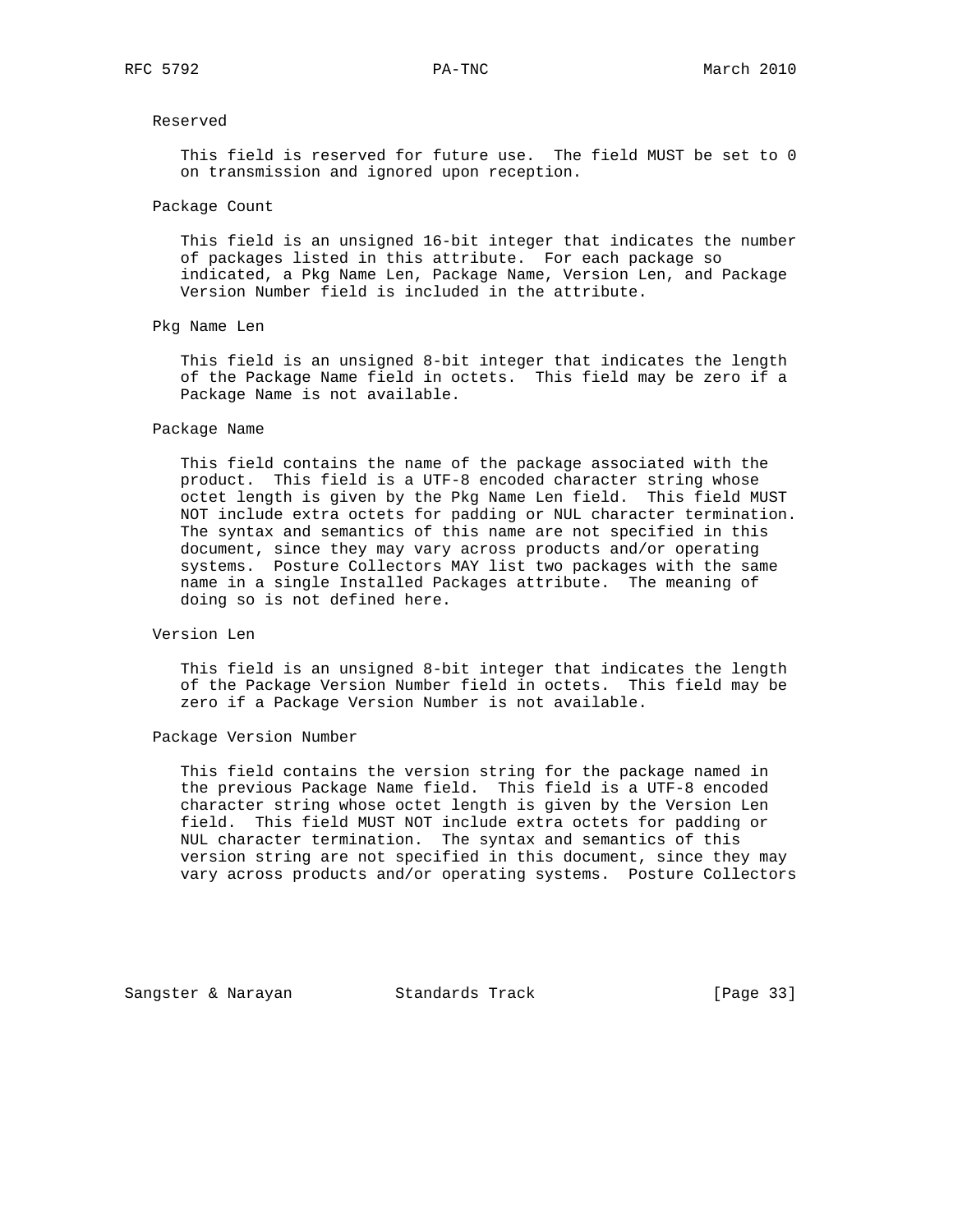Reserved

This field is reserved for future use. The field MUST be set to 0 on transmission and ignored upon reception.

Package Count

This field is an unsigned 16-bit integer that indicates the number of packages listed in this attribute. For each package so indicated, a Pkg Name Len, Package Name, Version Len, and Package Version Number field is included in the attribute.

Pkg Name Len

This field is an unsigned 8-bit integer that indicates the length of the Package Name field in octets. This field may be zero if a Package Name is not available.

Package Name

This field contains the name of the package associated with the product. This field is a UTF-8 encoded character string whose octet length is given by the Pkg Name Len field. This field MUST NOT include extra octets for padding or NUL character termination. The syntax and semantics of this name are not specified in this document, since they may vary across products and/or operating systems. Posture Collectors MAY list two packages with the same name in a single Installed Packages attribute. The meaning of doing so is not defined here.

Version Len

This field is an unsigned 8-bit integer that indicates the length of the Package Version Number field in octets. This field may be zero if a Package Version Number is not available.

Package Version Number

This field contains the version string for the package named in the previous Package Name field. This field is a UTF-8 encoded character string whose octet length is given by the Version Len field. This field MUST NOT include extra octets for padding or NUL character termination. The syntax and semantics of this version string are not specified in this document, since they may vary across products and/or operating systems. Posture Collectors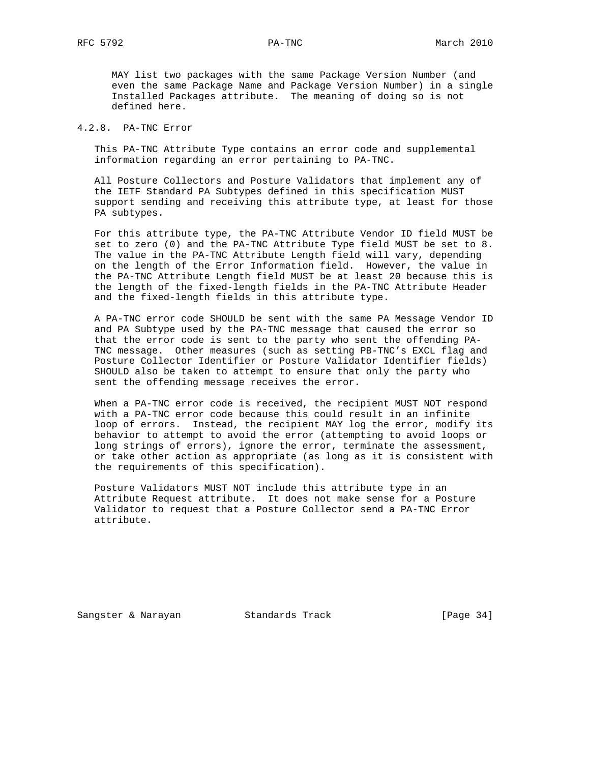MAY list two packages with the same Package Version Number (and even the same Package Name and Package Version Number) in a single Installed Packages attribute. The meaning of doing so is not defined here.

### 4.2.8. PA-TNC Error

This PA-TNC Attribute Type contains an error code and supplemental information regarding an error pertaining to PA-TNC.

All Posture Collectors and Posture Validators that implement any of the IETF Standard PA Subtypes defined in this specification MUST support sending and receiving this attribute type, at least for those PA subtypes.

For this attribute type, the PA-TNC Attribute Vendor ID field MUST be set to zero (0) and the PA-TNC Attribute Type field MUST be set to 8. The value in the PA-TNC Attribute Length field will vary, depending on the length of the Error Information field. However, the value in the PA-TNC Attribute Length field MUST be at least 20 because this is the length of the fixed-length fields in the PA-TNC Attribute Header and the fixed-length fields in this attribute type.

A PA-TNC error code SHOULD be sent with the same PA Message Vendor ID and PA Subtype used by the PA-TNC message that caused the error so that the error code is sent to the party who sent the offending PA-TNC message. Other measures (such as setting PB-TNC's EXCL flag and Posture Collector Identifier or Posture Validator Identifier fields) SHOULD also be taken to attempt to ensure that only the party who sent the offending message receives the error.

When a PA-TNC error code is received, the recipient MUST NOT respond with a PA-TNC error code because this could result in an infinite loop of errors. Instead, the recipient MAY log the error, modify its behavior to attempt to avoid the error (attempting to avoid loops or long strings of errors), ignore the error, terminate the assessment, or take other action as appropriate (as long as it is consistent with the requirements of this specification).

Posture Validators MUST NOT include this attribute type in an Attribute Request attribute. It does not make sense for a Posture Validator to request that a Posture Collector send a PA-TNC Error attribute.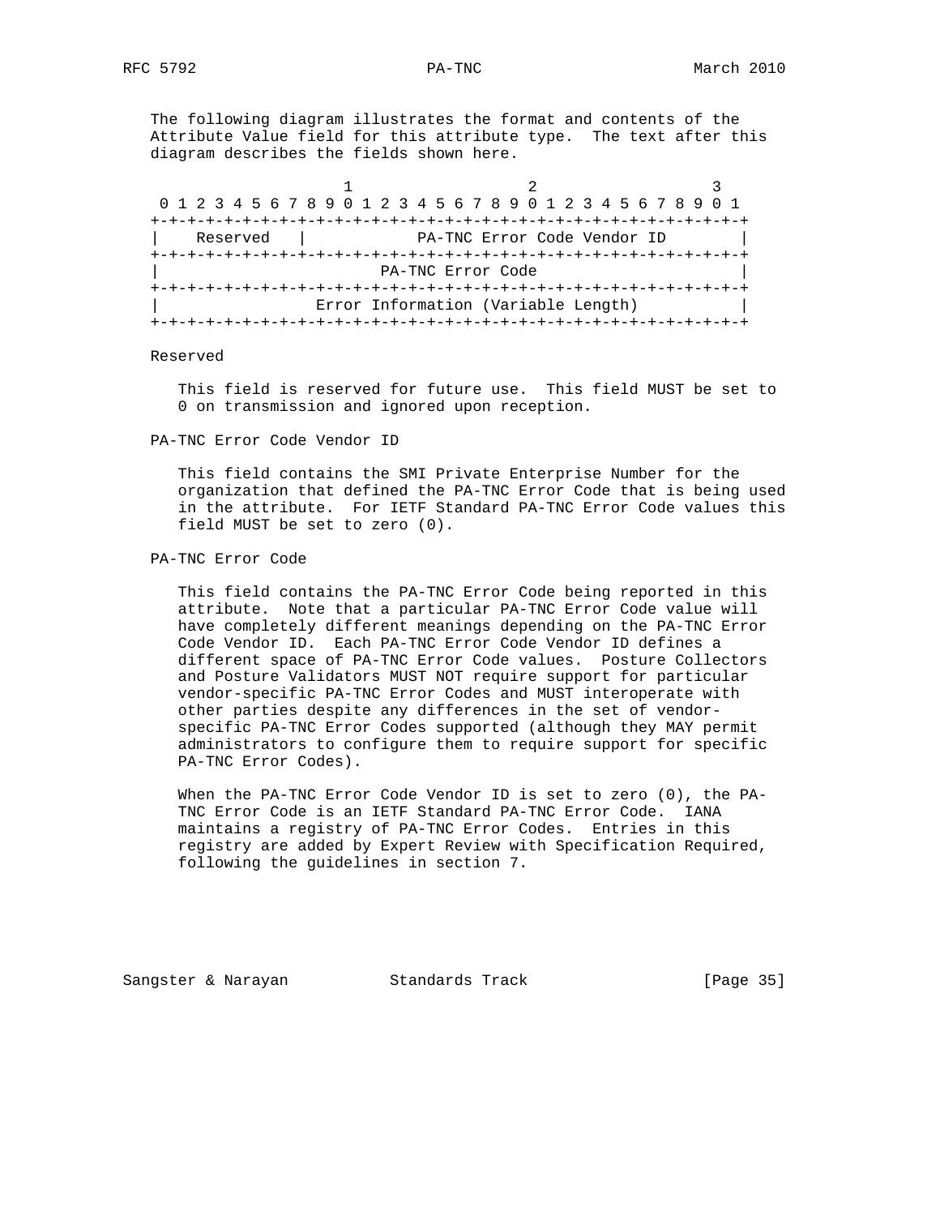The following diagram illustrates the format and contents of the Attribute Value field for this attribute type. The text after this diagram describes the fields shown here.

```
                     1                   2                   3
 0 1 2 3 4 5 6 7 8 9 0 1 2 3 4 5 6 7 8 9 0 1 2 3 4 5 6 7 8 9 0 1
+-+-+-+-+-+-+-+-+-+-+-+-+-+-+-+-+-+-+-+-+-+-+-+-+-+-+-+-+-+-+-+-+
|    Reserved   |           PA-TNC Error Code Vendor ID         |
+-+-+-+-+-+-+-+-+-+-+-+-+-+-+-+-+-+-+-+-+-+-+-+-+-+-+-+-+-+-+-+-+
|                         PA-TNC Error Code                     |
+-+-+-+-+-+-+-+-+-+-+-+-+-+-+-+-+-+-+-+-+-+-+-+-+-+-+-+-+-+-+-+-+
|               Error Information (Variable Length)             |
+-+-+-+-+-+-+-+-+-+-+-+-+-+-+-+-+-+-+-+-+-+-+-+-+-+-+-+-+-+-+-+-+
```

Reserved

This field is reserved for future use. This field MUST be set to 0 on transmission and ignored upon reception.

PA-TNC Error Code Vendor ID

This field contains the SMI Private Enterprise Number for the organization that defined the PA-TNC Error Code that is being used in the attribute. For IETF Standard PA-TNC Error Code values this field MUST be set to zero (0).

PA-TNC Error Code

This field contains the PA-TNC Error Code being reported in this attribute. Note that a particular PA-TNC Error Code value will have completely different meanings depending on the PA-TNC Error Code Vendor ID. Each PA-TNC Error Code Vendor ID defines a different space of PA-TNC Error Code values. Posture Collectors and Posture Validators MUST NOT require support for particular vendor-specific PA-TNC Error Codes and MUST interoperate with other parties despite any differences in the set of vendor-specific PA-TNC Error Codes supported (although they MAY permit administrators to configure them to require support for specific PA-TNC Error Codes).

When the PA-TNC Error Code Vendor ID is set to zero (0), the PA-TNC Error Code is an IETF Standard PA-TNC Error Code. IANA maintains a registry of PA-TNC Error Codes. Entries in this registry are added by Expert Review with Specification Required, following the guidelines in section 7.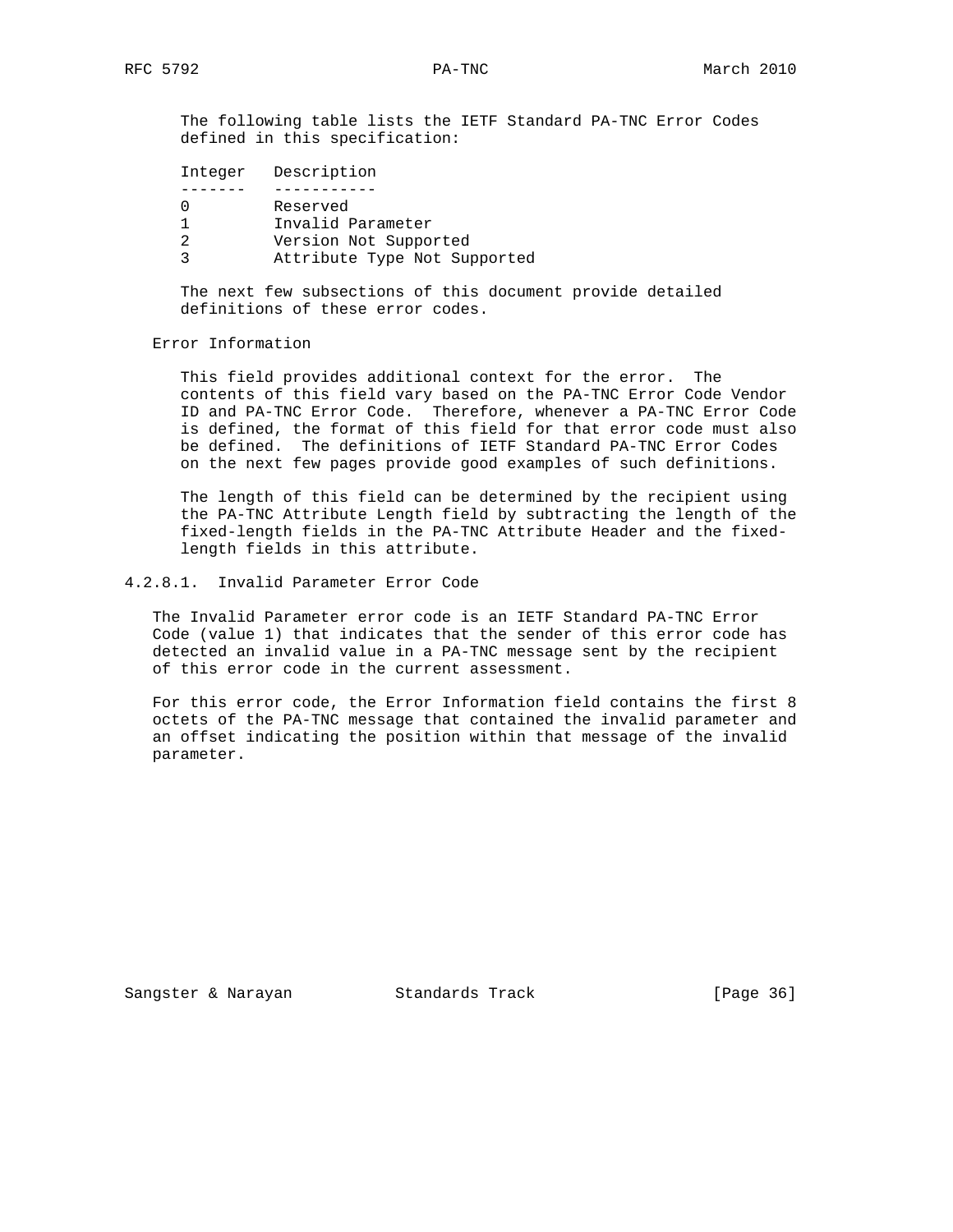The following table lists the IETF Standard PA-TNC Error Codes defined in this specification:

| Integer | Description |
| --- | --- |
| 0 | Reserved |
| 1 | Invalid Parameter |
| 2 | Version Not Supported |
| 3 | Attribute Type Not Supported |

The next few subsections of this document provide detailed definitions of these error codes.

Error Information

This field provides additional context for the error. The contents of this field vary based on the PA-TNC Error Code Vendor ID and PA-TNC Error Code. Therefore, whenever a PA-TNC Error Code is defined, the format of this field for that error code must also be defined. The definitions of IETF Standard PA-TNC Error Codes on the next few pages provide good examples of such definitions.

The length of this field can be determined by the recipient using the PA-TNC Attribute Length field by subtracting the length of the fixed-length fields in the PA-TNC Attribute Header and the fixed-length fields in this attribute.

#### 4.2.8.1. Invalid Parameter Error Code

The Invalid Parameter error code is an IETF Standard PA-TNC Error Code (value 1) that indicates that the sender of this error code has detected an invalid value in a PA-TNC message sent by the recipient of this error code in the current assessment.

For this error code, the Error Information field contains the first 8 octets of the PA-TNC message that contained the invalid parameter and an offset indicating the position within that message of the invalid parameter.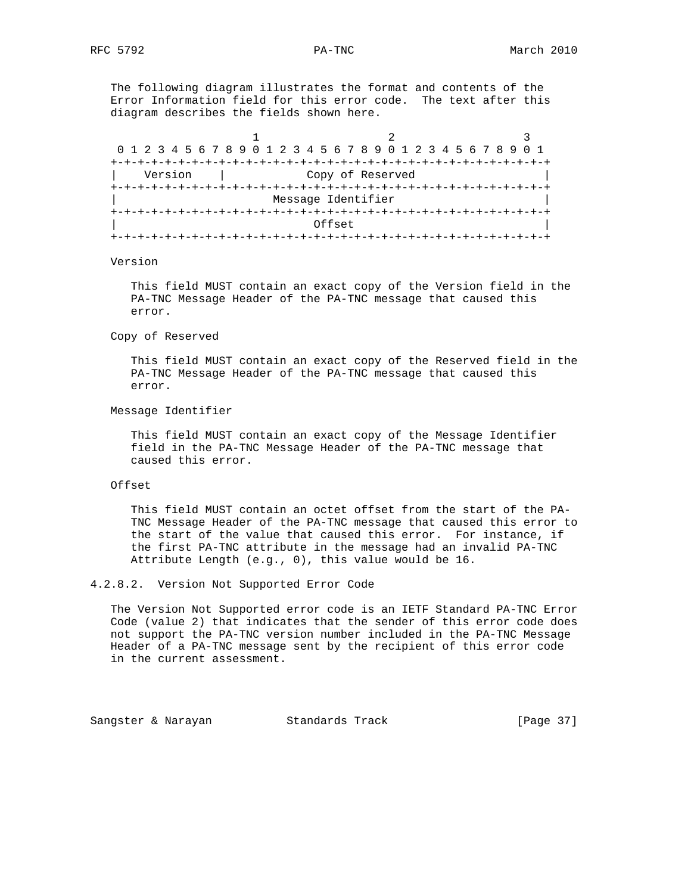The following diagram illustrates the format and contents of the Error Information field for this error code. The text after this diagram describes the fields shown here.

```
                     1                   2                   3
 0 1 2 3 4 5 6 7 8 9 0 1 2 3 4 5 6 7 8 9 0 1 2 3 4 5 6 7 8 9 0 1
+-+-+-+-+-+-+-+-+-+-+-+-+-+-+-+-+-+-+-+-+-+-+-+-+-+-+-+-+-+-+-+-+
|    Version    |            Copy of Reserved                   |
+-+-+-+-+-+-+-+-+-+-+-+-+-+-+-+-+-+-+-+-+-+-+-+-+-+-+-+-+-+-+-+-+
|                      Message Identifier                       |
+-+-+-+-+-+-+-+-+-+-+-+-+-+-+-+-+-+-+-+-+-+-+-+-+-+-+-+-+-+-+-+-+
|                            Offset                             |
+-+-+-+-+-+-+-+-+-+-+-+-+-+-+-+-+-+-+-+-+-+-+-+-+-+-+-+-+-+-+-+-+
```

Version

This field MUST contain an exact copy of the Version field in the PA-TNC Message Header of the PA-TNC message that caused this error.

Copy of Reserved

This field MUST contain an exact copy of the Reserved field in the PA-TNC Message Header of the PA-TNC message that caused this error.

Message Identifier

This field MUST contain an exact copy of the Message Identifier field in the PA-TNC Message Header of the PA-TNC message that caused this error.

Offset

This field MUST contain an octet offset from the start of the PA-TNC Message Header of the PA-TNC message that caused this error to the start of the value that caused this error. For instance, if the first PA-TNC attribute in the message had an invalid PA-TNC Attribute Length (e.g., 0), this value would be 16.

#### 4.2.8.2. Version Not Supported Error Code

The Version Not Supported error code is an IETF Standard PA-TNC Error Code (value 2) that indicates that the sender of this error code does not support the PA-TNC version number included in the PA-TNC Message Header of a PA-TNC message sent by the recipient of this error code in the current assessment.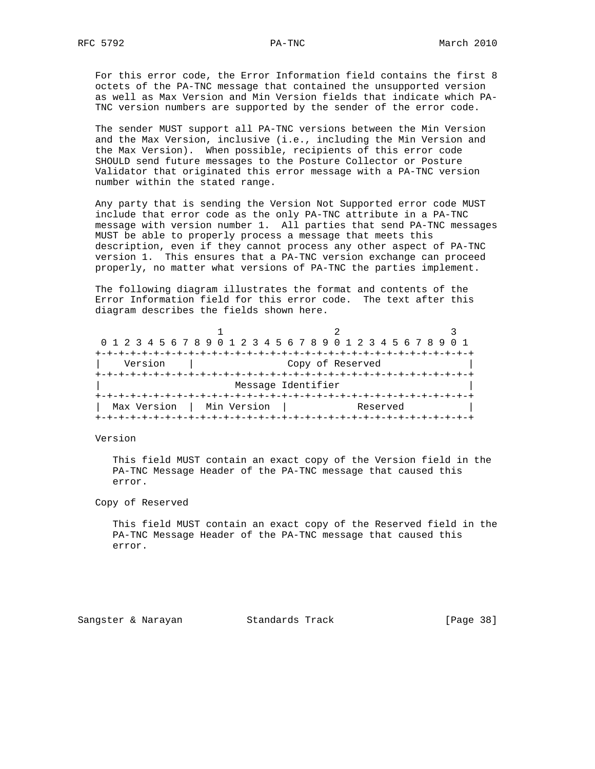For this error code, the Error Information field contains the first 8 octets of the PA-TNC message that contained the unsupported version as well as Max Version and Min Version fields that indicate which PA-TNC version numbers are supported by the sender of the error code.

The sender MUST support all PA-TNC versions between the Min Version and the Max Version, inclusive (i.e., including the Min Version and the Max Version). When possible, recipients of this error code SHOULD send future messages to the Posture Collector or Posture Validator that originated this error message with a PA-TNC version number within the stated range.

Any party that is sending the Version Not Supported error code MUST include that error code as the only PA-TNC attribute in a PA-TNC message with version number 1. All parties that send PA-TNC messages MUST be able to properly process a message that meets this description, even if they cannot process any other aspect of PA-TNC version 1. This ensures that a PA-TNC version exchange can proceed properly, no matter what versions of PA-TNC the parties implement.

The following diagram illustrates the format and contents of the Error Information field for this error code. The text after this diagram describes the fields shown here.

```
                     1                   2                   3
 0 1 2 3 4 5 6 7 8 9 0 1 2 3 4 5 6 7 8 9 0 1 2 3 4 5 6 7 8 9 0 1
+-+-+-+-+-+-+-+-+-+-+-+-+-+-+-+-+-+-+-+-+-+-+-+-+-+-+-+-+-+-+-+-+
|    Version    |               Copy of Reserved                |
+-+-+-+-+-+-+-+-+-+-+-+-+-+-+-+-+-+-+-+-+-+-+-+-+-+-+-+-+-+-+-+-+
|                      Message Identifier                       |
+-+-+-+-+-+-+-+-+-+-+-+-+-+-+-+-+-+-+-+-+-+-+-+-+-+-+-+-+-+-+-+-+
|  Max Version  |  Min Version  |           Reserved            |
+-+-+-+-+-+-+-+-+-+-+-+-+-+-+-+-+-+-+-+-+-+-+-+-+-+-+-+-+-+-+-+-+
```

Version

   This field MUST contain an exact copy of the Version field in the PA-TNC Message Header of the PA-TNC message that caused this error.

Copy of Reserved

   This field MUST contain an exact copy of the Reserved field in the PA-TNC Message Header of the PA-TNC message that caused this error.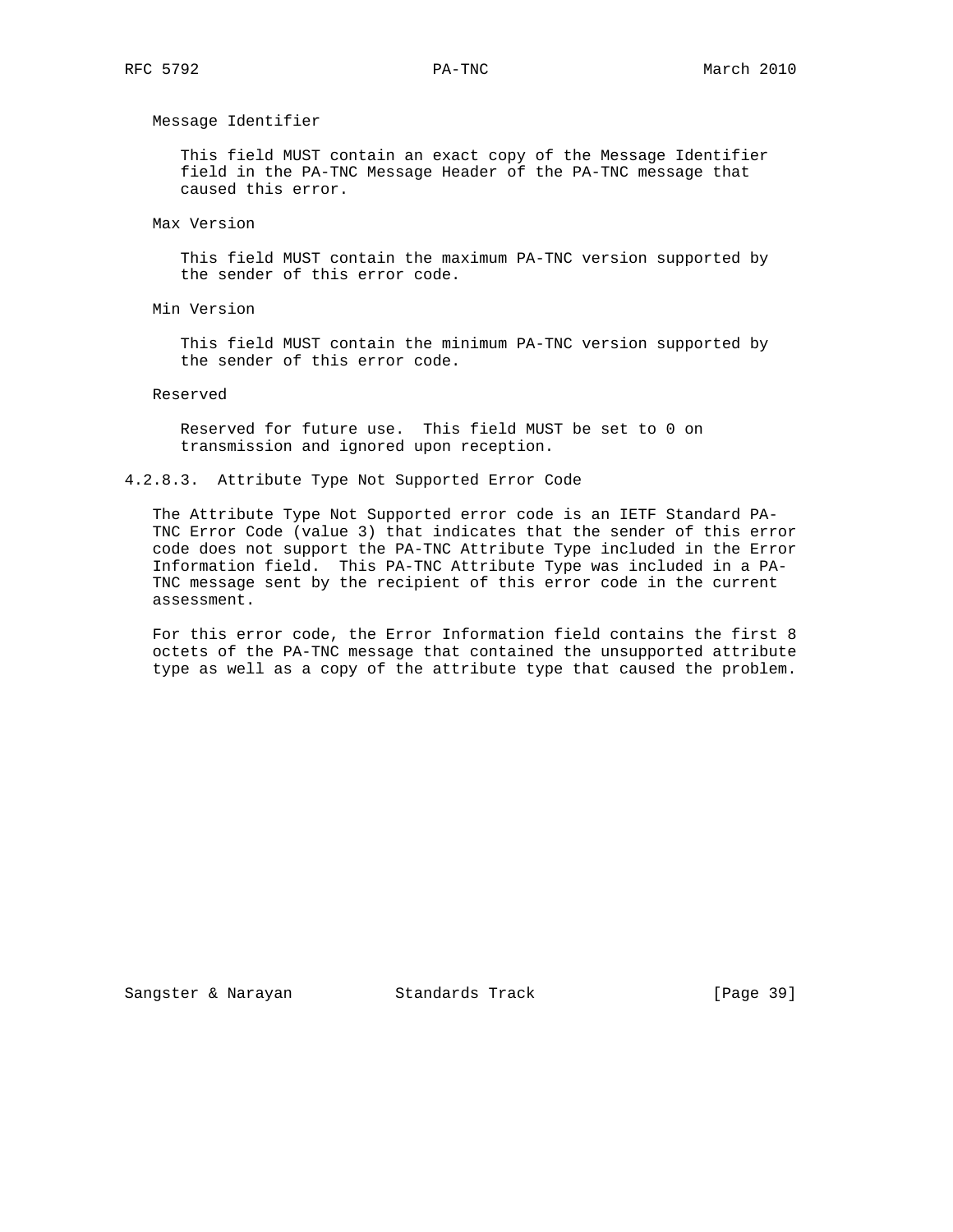Message Identifier

This field MUST contain an exact copy of the Message Identifier field in the PA-TNC Message Header of the PA-TNC message that caused this error.

Max Version

This field MUST contain the maximum PA-TNC version supported by the sender of this error code.

Min Version

This field MUST contain the minimum PA-TNC version supported by the sender of this error code.

Reserved

Reserved for future use. This field MUST be set to 0 on transmission and ignored upon reception.

#### 4.2.8.3. Attribute Type Not Supported Error Code

The Attribute Type Not Supported error code is an IETF Standard PA-TNC Error Code (value 3) that indicates that the sender of this error code does not support the PA-TNC Attribute Type included in the Error Information field. This PA-TNC Attribute Type was included in a PA-TNC message sent by the recipient of this error code in the current assessment.

For this error code, the Error Information field contains the first 8 octets of the PA-TNC message that contained the unsupported attribute type as well as a copy of the attribute type that caused the problem.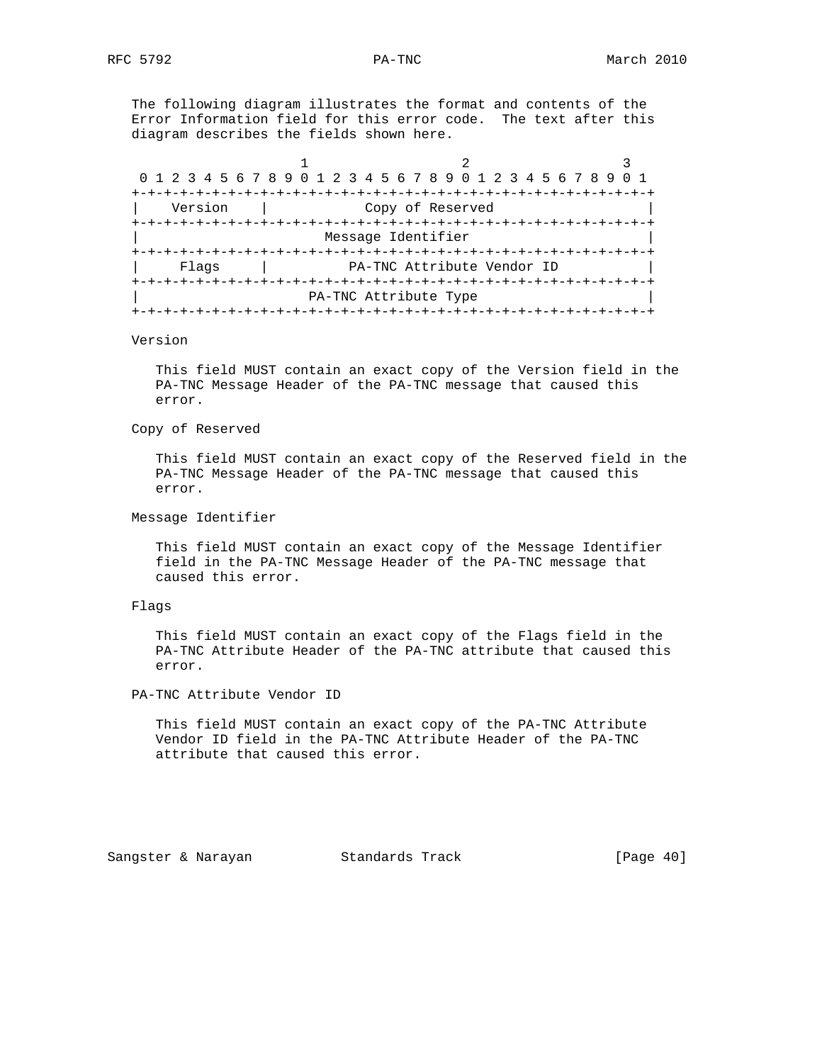The following diagram illustrates the format and contents of the Error Information field for this error code. The text after this diagram describes the fields shown here.

```
                     1                   2                   3
 0 1 2 3 4 5 6 7 8 9 0 1 2 3 4 5 6 7 8 9 0 1 2 3 4 5 6 7 8 9 0 1
+-+-+-+-+-+-+-+-+-+-+-+-+-+-+-+-+-+-+-+-+-+-+-+-+-+-+-+-+-+-+-+-+
|    Version    |            Copy of Reserved                   |
+-+-+-+-+-+-+-+-+-+-+-+-+-+-+-+-+-+-+-+-+-+-+-+-+-+-+-+-+-+-+-+-+
|                      Message Identifier                       |
+-+-+-+-+-+-+-+-+-+-+-+-+-+-+-+-+-+-+-+-+-+-+-+-+-+-+-+-+-+-+-+-+
|     Flags     |          PA-TNC Attribute Vendor ID           |
+-+-+-+-+-+-+-+-+-+-+-+-+-+-+-+-+-+-+-+-+-+-+-+-+-+-+-+-+-+-+-+-+
|                     PA-TNC Attribute Type                     |
+-+-+-+-+-+-+-+-+-+-+-+-+-+-+-+-+-+-+-+-+-+-+-+-+-+-+-+-+-+-+-+-+
```

Version

This field MUST contain an exact copy of the Version field in the PA-TNC Message Header of the PA-TNC message that caused this error.

Copy of Reserved

This field MUST contain an exact copy of the Reserved field in the PA-TNC Message Header of the PA-TNC message that caused this error.

Message Identifier

This field MUST contain an exact copy of the Message Identifier field in the PA-TNC Message Header of the PA-TNC message that caused this error.

Flags

This field MUST contain an exact copy of the Flags field in the PA-TNC Attribute Header of the PA-TNC attribute that caused this error.

PA-TNC Attribute Vendor ID

This field MUST contain an exact copy of the PA-TNC Attribute Vendor ID field in the PA-TNC Attribute Header of the PA-TNC attribute that caused this error.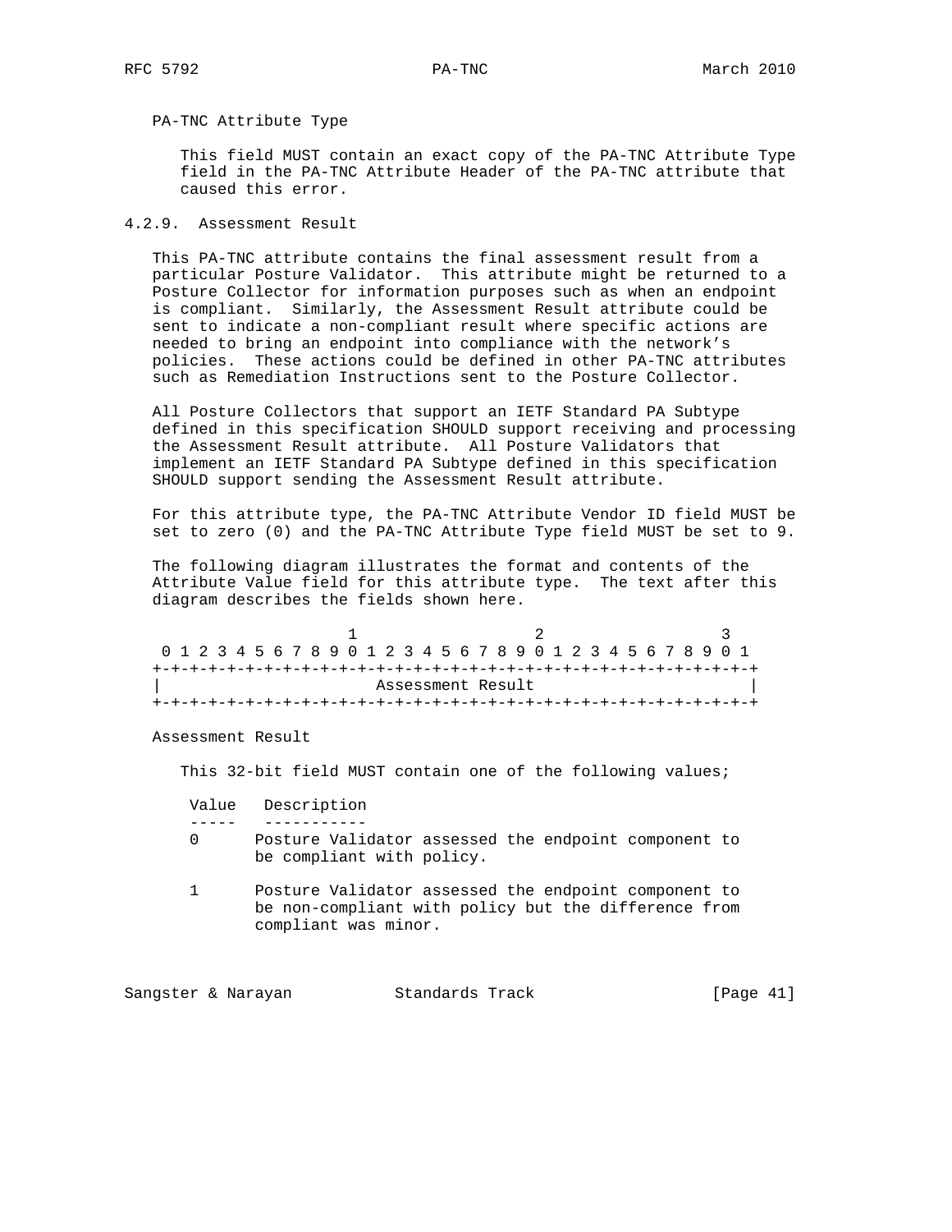PA-TNC Attribute Type

This field MUST contain an exact copy of the PA-TNC Attribute Type field in the PA-TNC Attribute Header of the PA-TNC attribute that caused this error.

### 4.2.9. Assessment Result

This PA-TNC attribute contains the final assessment result from a particular Posture Validator. This attribute might be returned to a Posture Collector for information purposes such as when an endpoint is compliant. Similarly, the Assessment Result attribute could be sent to indicate a non-compliant result where specific actions are needed to bring an endpoint into compliance with the network's policies. These actions could be defined in other PA-TNC attributes such as Remediation Instructions sent to the Posture Collector.

All Posture Collectors that support an IETF Standard PA Subtype defined in this specification SHOULD support receiving and processing the Assessment Result attribute. All Posture Validators that implement an IETF Standard PA Subtype defined in this specification SHOULD support sending the Assessment Result attribute.

For this attribute type, the PA-TNC Attribute Vendor ID field MUST be set to zero (0) and the PA-TNC Attribute Type field MUST be set to 9.

The following diagram illustrates the format and contents of the Attribute Value field for this attribute type. The text after this diagram describes the fields shown here.

```
                     1                   2                   3
 0 1 2 3 4 5 6 7 8 9 0 1 2 3 4 5 6 7 8 9 0 1 2 3 4 5 6 7 8 9 0 1
+-+-+-+-+-+-+-+-+-+-+-+-+-+-+-+-+-+-+-+-+-+-+-+-+-+-+-+-+-+-+-+-+
|                      Assessment Result                        |
+-+-+-+-+-+-+-+-+-+-+-+-+-+-+-+-+-+-+-+-+-+-+-+-+-+-+-+-+-+-+-+-+
```

Assessment Result

This 32-bit field MUST contain one of the following values;

| Value | Description |
|---|---|
| 0 | Posture Validator assessed the endpoint component to be compliant with policy. |
| 1 | Posture Validator assessed the endpoint component to be non-compliant with policy but the difference from compliant was minor. |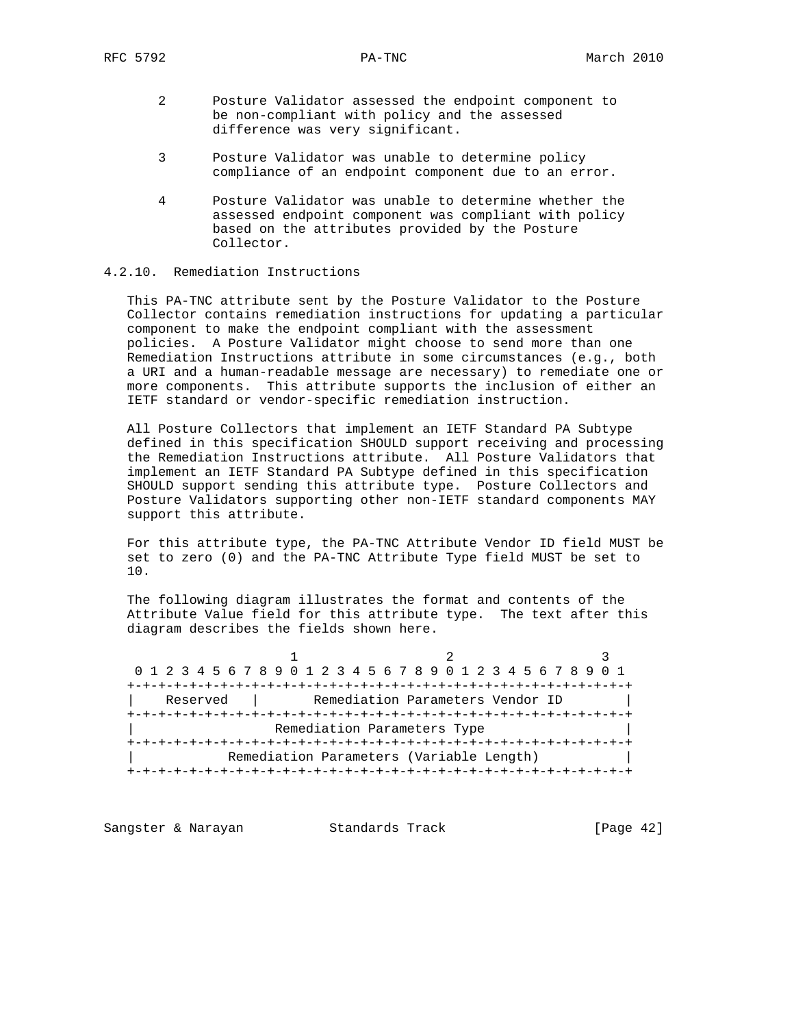2 Posture Validator assessed the endpoint component to be non-compliant with policy and the assessed difference was very significant.

3 Posture Validator was unable to determine policy compliance of an endpoint component due to an error.

4 Posture Validator was unable to determine whether the assessed endpoint component was compliant with policy based on the attributes provided by the Posture Collector.

### 4.2.10. Remediation Instructions

This PA-TNC attribute sent by the Posture Validator to the Posture Collector contains remediation instructions for updating a particular component to make the endpoint compliant with the assessment policies. A Posture Validator might choose to send more than one Remediation Instructions attribute in some circumstances (e.g., both a URI and a human-readable message are necessary) to remediate one or more components. This attribute supports the inclusion of either an IETF standard or vendor-specific remediation instruction.

All Posture Collectors that implement an IETF Standard PA Subtype defined in this specification SHOULD support receiving and processing the Remediation Instructions attribute. All Posture Validators that implement an IETF Standard PA Subtype defined in this specification SHOULD support sending this attribute type. Posture Collectors and Posture Validators supporting other non-IETF standard components MAY support this attribute.

For this attribute type, the PA-TNC Attribute Vendor ID field MUST be set to zero (0) and the PA-TNC Attribute Type field MUST be set to 10.

The following diagram illustrates the format and contents of the Attribute Value field for this attribute type. The text after this diagram describes the fields shown here.

```
                     1                   2                   3
 0 1 2 3 4 5 6 7 8 9 0 1 2 3 4 5 6 7 8 9 0 1 2 3 4 5 6 7 8 9 0 1
+-+-+-+-+-+-+-+-+-+-+-+-+-+-+-+-+-+-+-+-+-+-+-+-+-+-+-+-+-+-+-+-+
|    Reserved   |       Remediation Parameters Vendor ID        |
+-+-+-+-+-+-+-+-+-+-+-+-+-+-+-+-+-+-+-+-+-+-+-+-+-+-+-+-+-+-+-+-+
|                  Remediation Parameters Type                  |
+-+-+-+-+-+-+-+-+-+-+-+-+-+-+-+-+-+-+-+-+-+-+-+-+-+-+-+-+-+-+-+-+
|           Remediation Parameters (Variable Length)            |
+-+-+-+-+-+-+-+-+-+-+-+-+-+-+-+-+-+-+-+-+-+-+-+-+-+-+-+-+-+-+-+-+
```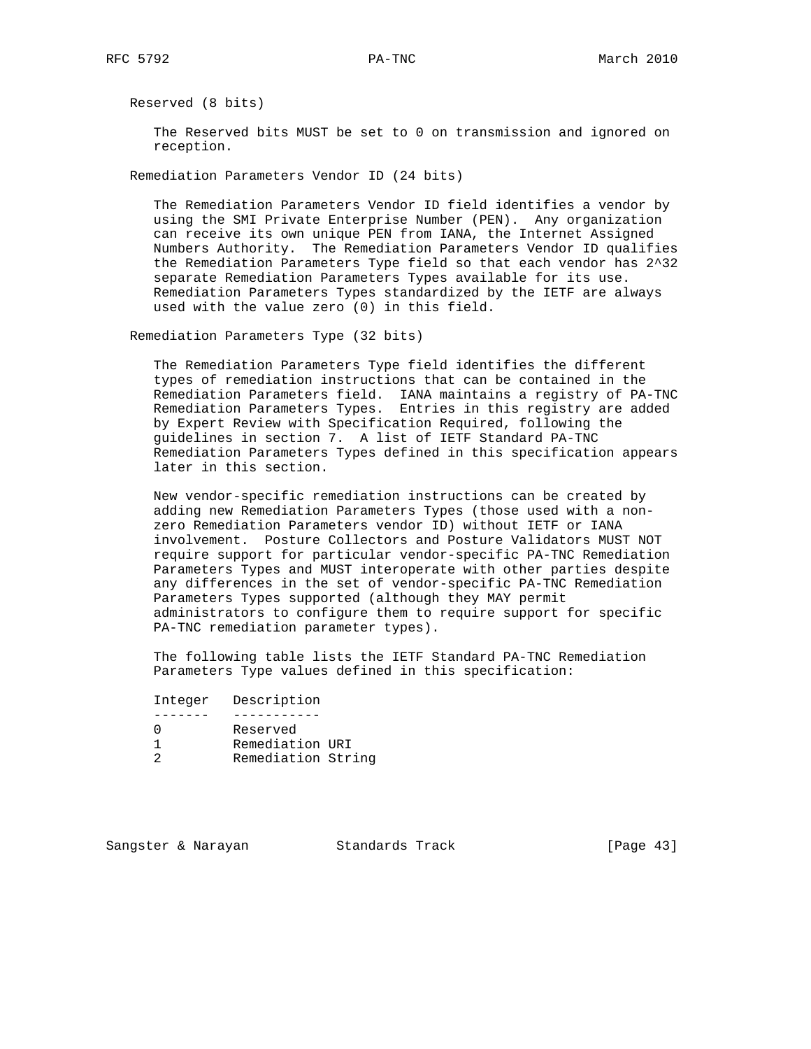Reserved (8 bits)

The Reserved bits MUST be set to 0 on transmission and ignored on reception.

Remediation Parameters Vendor ID (24 bits)

The Remediation Parameters Vendor ID field identifies a vendor by using the SMI Private Enterprise Number (PEN). Any organization can receive its own unique PEN from IANA, the Internet Assigned Numbers Authority. The Remediation Parameters Vendor ID qualifies the Remediation Parameters Type field so that each vendor has $2^{32}$ separate Remediation Parameters Types available for its use. Remediation Parameters Types standardized by the IETF are always used with the value zero (0) in this field.

Remediation Parameters Type (32 bits)

The Remediation Parameters Type field identifies the different types of remediation instructions that can be contained in the Remediation Parameters field. IANA maintains a registry of PA-TNC Remediation Parameters Types. Entries in this registry are added by Expert Review with Specification Required, following the guidelines in section 7. A list of IETF Standard PA-TNC Remediation Parameters Types defined in this specification appears later in this section.

New vendor-specific remediation instructions can be created by adding new Remediation Parameters Types (those used with a non-zero Remediation Parameters vendor ID) without IETF or IANA involvement. Posture Collectors and Posture Validators MUST NOT require support for particular vendor-specific PA-TNC Remediation Parameters Types and MUST interoperate with other parties despite any differences in the set of vendor-specific PA-TNC Remediation Parameters Types supported (although they MAY permit administrators to configure them to require support for specific PA-TNC remediation parameter types).

The following table lists the IETF Standard PA-TNC Remediation Parameters Type values defined in this specification:

| Integer | Description |
|---|---|
| 0 | Reserved |
| 1 | Remediation URI |
| 2 | Remediation String |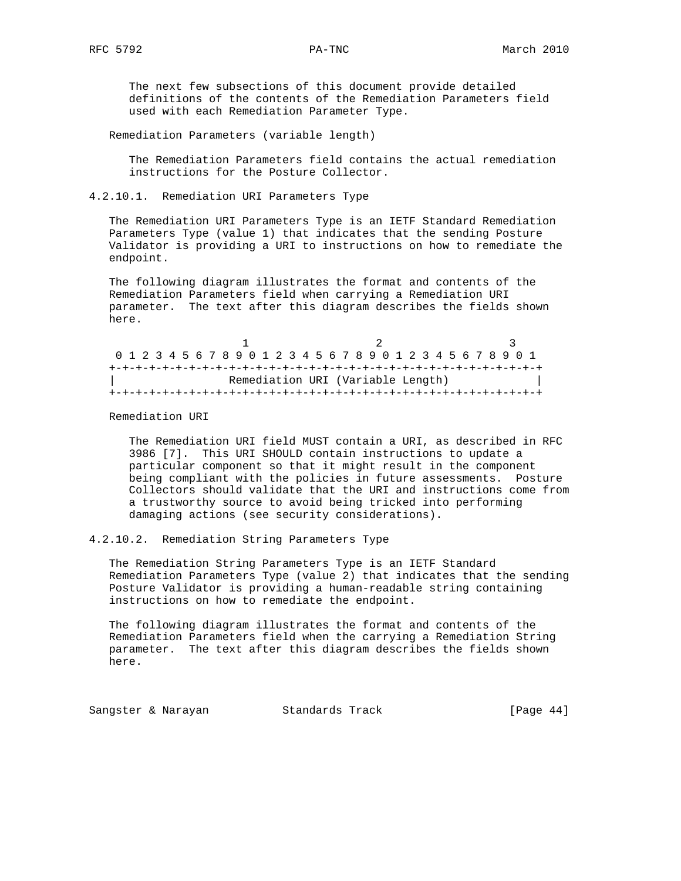The next few subsections of this document provide detailed definitions of the contents of the Remediation Parameters field used with each Remediation Parameter Type.

Remediation Parameters (variable length)

The Remediation Parameters field contains the actual remediation instructions for the Posture Collector.

#### 4.2.10.1. Remediation URI Parameters Type

The Remediation URI Parameters Type is an IETF Standard Remediation Parameters Type (value 1) that indicates that the sending Posture Validator is providing a URI to instructions on how to remediate the endpoint.

The following diagram illustrates the format and contents of the Remediation Parameters field when carrying a Remediation URI parameter. The text after this diagram describes the fields shown here.

```
                     1                   2                   3
 0 1 2 3 4 5 6 7 8 9 0 1 2 3 4 5 6 7 8 9 0 1 2 3 4 5 6 7 8 9 0 1
+-+-+-+-+-+-+-+-+-+-+-+-+-+-+-+-+-+-+-+-+-+-+-+-+-+-+-+-+-+-+-+-+
|                Remediation URI (Variable Length)              |
+-+-+-+-+-+-+-+-+-+-+-+-+-+-+-+-+-+-+-+-+-+-+-+-+-+-+-+-+-+-+-+-+
```

Remediation URI

The Remediation URI field MUST contain a URI, as described in RFC 3986 [7]. This URI SHOULD contain instructions to update a particular component so that it might result in the component being compliant with the policies in future assessments. Posture Collectors should validate that the URI and instructions come from a trustworthy source to avoid being tricked into performing damaging actions (see security considerations).

#### 4.2.10.2. Remediation String Parameters Type

The Remediation String Parameters Type is an IETF Standard Remediation Parameters Type (value 2) that indicates that the sending Posture Validator is providing a human-readable string containing instructions on how to remediate the endpoint.

The following diagram illustrates the format and contents of the Remediation Parameters field when the carrying a Remediation String parameter. The text after this diagram describes the fields shown here.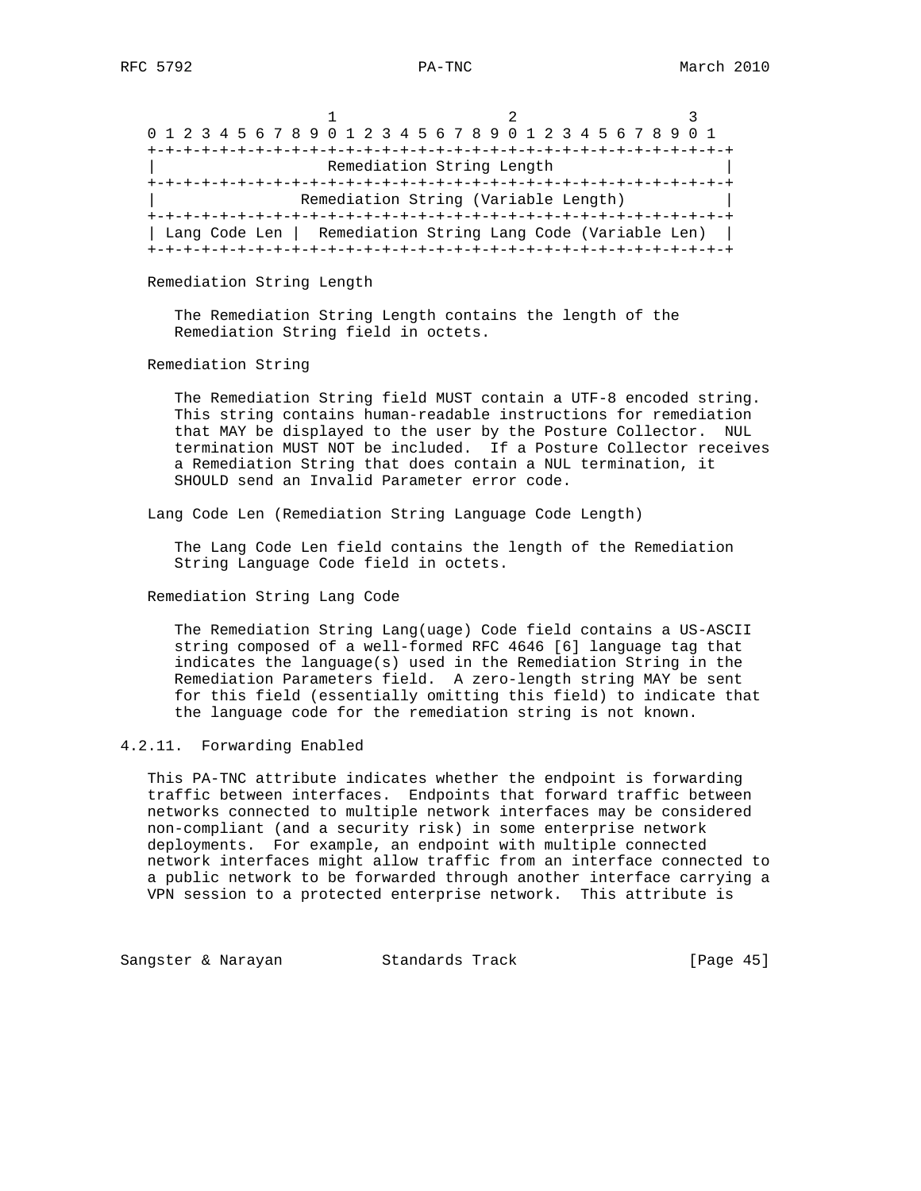```
                     1                   2                   3
 0 1 2 3 4 5 6 7 8 9 0 1 2 3 4 5 6 7 8 9 0 1 2 3 4 5 6 7 8 9 0 1
+-+-+-+-+-+-+-+-+-+-+-+-+-+-+-+-+-+-+-+-+-+-+-+-+-+-+-+-+-+-+-+-+
|                   Remediation String Length                   |
+-+-+-+-+-+-+-+-+-+-+-+-+-+-+-+-+-+-+-+-+-+-+-+-+-+-+-+-+-+-+-+-+
|              Remediation String (Variable Length)             |
+-+-+-+-+-+-+-+-+-+-+-+-+-+-+-+-+-+-+-+-+-+-+-+-+-+-+-+-+-+-+-+-+
| Lang Code Len |  Remediation String Lang Code (Variable Len)  |
+-+-+-+-+-+-+-+-+-+-+-+-+-+-+-+-+-+-+-+-+-+-+-+-+-+-+-+-+-+-+-+-+
```

Remediation String Length

The Remediation String Length contains the length of the Remediation String field in octets.

Remediation String

The Remediation String field MUST contain a UTF-8 encoded string. This string contains human-readable instructions for remediation that MAY be displayed to the user by the Posture Collector. NUL termination MUST NOT be included. If a Posture Collector receives a Remediation String that does contain a NUL termination, it SHOULD send an Invalid Parameter error code.

Lang Code Len (Remediation String Language Code Length)

The Lang Code Len field contains the length of the Remediation String Language Code field in octets.

Remediation String Lang Code

The Remediation String Lang(uage) Code field contains a US-ASCII string composed of a well-formed RFC 4646 [6] language tag that indicates the language(s) used in the Remediation String in the Remediation Parameters field. A zero-length string MAY be sent for this field (essentially omitting this field) to indicate that the language code for the remediation string is not known.

### 4.2.11. Forwarding Enabled

This PA-TNC attribute indicates whether the endpoint is forwarding traffic between interfaces. Endpoints that forward traffic between networks connected to multiple network interfaces may be considered non-compliant (and a security risk) in some enterprise network deployments. For example, an endpoint with multiple connected network interfaces might allow traffic from an interface connected to a public network to be forwarded through another interface carrying a VPN session to a protected enterprise network. This attribute is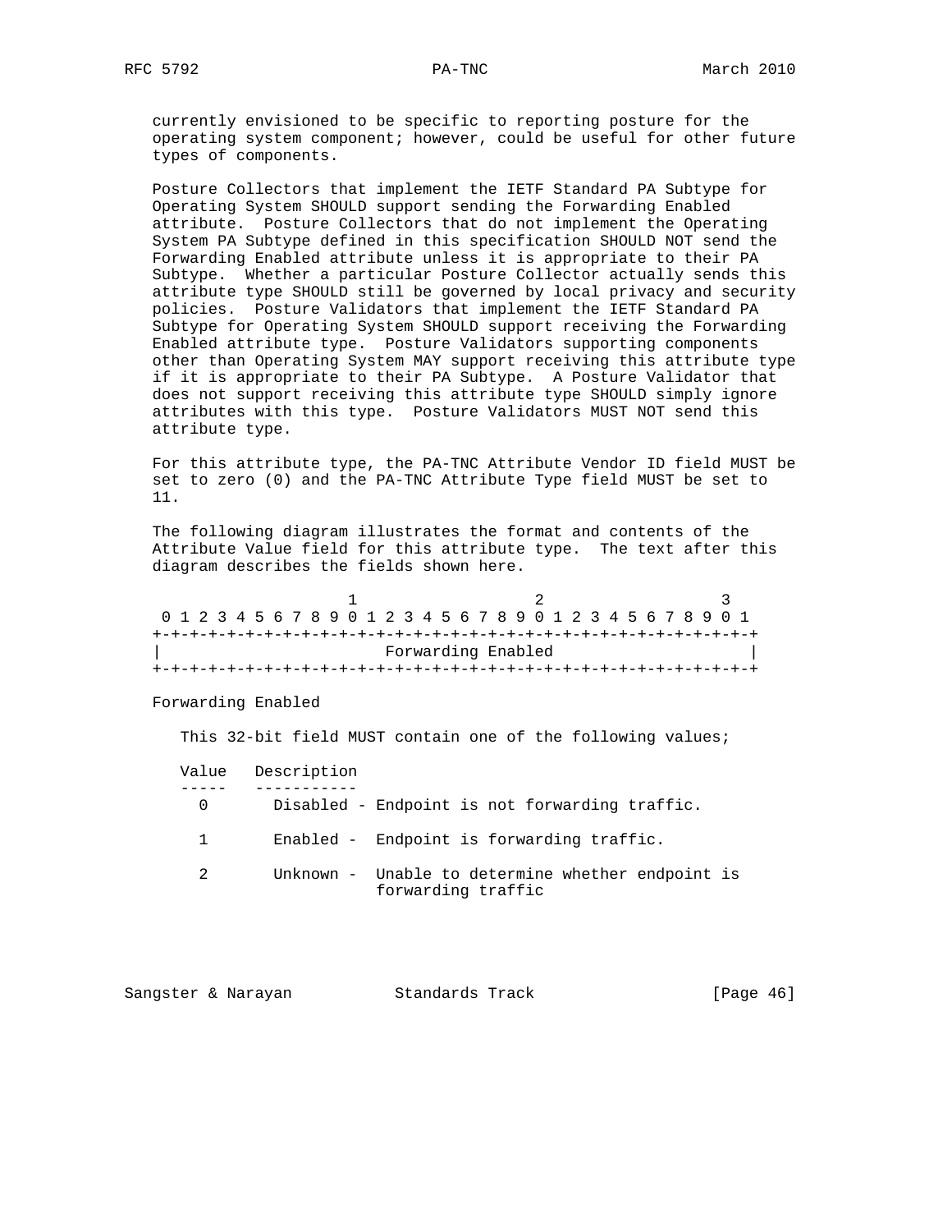currently envisioned to be specific to reporting posture for the operating system component; however, could be useful for other future types of components.

Posture Collectors that implement the IETF Standard PA Subtype for Operating System SHOULD support sending the Forwarding Enabled attribute. Posture Collectors that do not implement the Operating System PA Subtype defined in this specification SHOULD NOT send the Forwarding Enabled attribute unless it is appropriate to their PA Subtype. Whether a particular Posture Collector actually sends this attribute type SHOULD still be governed by local privacy and security policies. Posture Validators that implement the IETF Standard PA Subtype for Operating System SHOULD support receiving the Forwarding Enabled attribute type. Posture Validators supporting components other than Operating System MAY support receiving this attribute type if it is appropriate to their PA Subtype. A Posture Validator that does not support receiving this attribute type SHOULD simply ignore attributes with this type. Posture Validators MUST NOT send this attribute type.

For this attribute type, the PA-TNC Attribute Vendor ID field MUST be set to zero (0) and the PA-TNC Attribute Type field MUST be set to 11.

The following diagram illustrates the format and contents of the Attribute Value field for this attribute type. The text after this diagram describes the fields shown here.

```
                     1                   2                   3
 0 1 2 3 4 5 6 7 8 9 0 1 2 3 4 5 6 7 8 9 0 1 2 3 4 5 6 7 8 9 0 1
+-+-+-+-+-+-+-+-+-+-+-+-+-+-+-+-+-+-+-+-+-+-+-+-+-+-+-+-+-+-+-+-+
|                       Forwarding Enabled                      |
+-+-+-+-+-+-+-+-+-+-+-+-+-+-+-+-+-+-+-+-+-+-+-+-+-+-+-+-+-+-+-+-+
```

Forwarding Enabled

This 32-bit field MUST contain one of the following values;

| Value | Description |
|---|---|
| 0 | Disabled - Endpoint is not forwarding traffic. |
| 1 | Enabled - Endpoint is forwarding traffic. |
| 2 | Unknown - Unable to determine whether endpoint is forwarding traffic |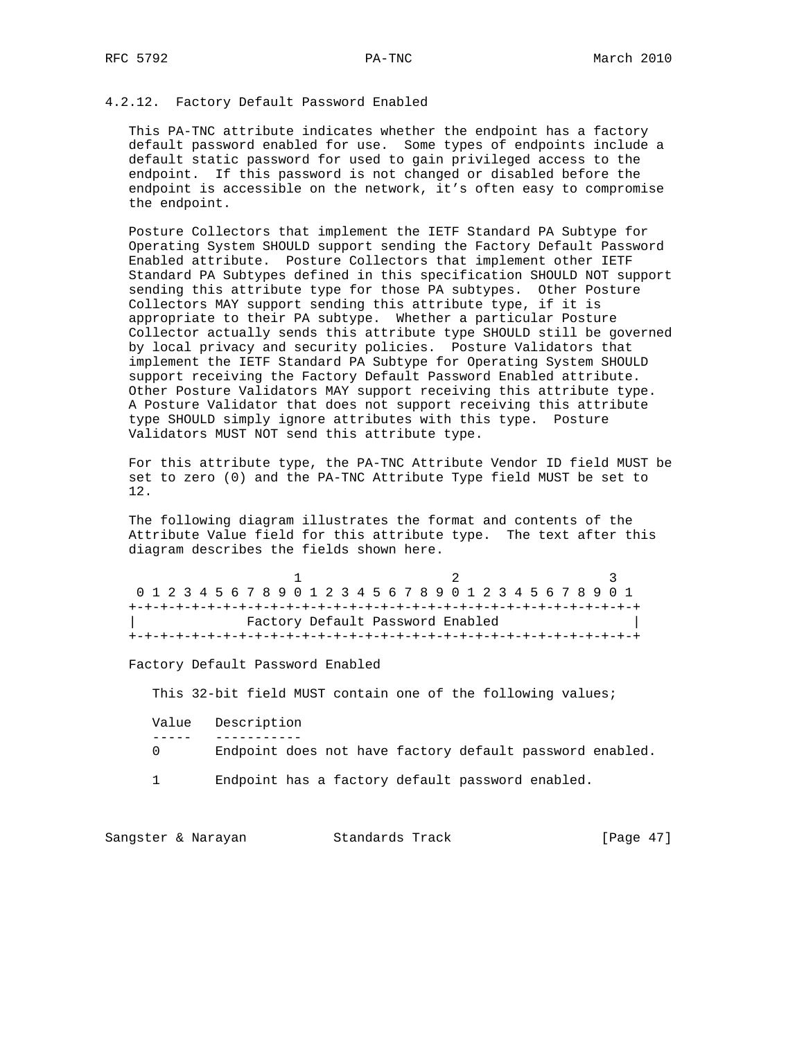### 4.2.12. Factory Default Password Enabled

This PA-TNC attribute indicates whether the endpoint has a factory default password enabled for use. Some types of endpoints include a default static password for used to gain privileged access to the endpoint. If this password is not changed or disabled before the endpoint is accessible on the network, it's often easy to compromise the endpoint.

Posture Collectors that implement the IETF Standard PA Subtype for Operating System SHOULD support sending the Factory Default Password Enabled attribute. Posture Collectors that implement other IETF Standard PA Subtypes defined in this specification SHOULD NOT support sending this attribute type for those PA subtypes. Other Posture Collectors MAY support sending this attribute type, if it is appropriate to their PA subtype. Whether a particular Posture Collector actually sends this attribute type SHOULD still be governed by local privacy and security policies. Posture Validators that implement the IETF Standard PA Subtype for Operating System SHOULD support receiving the Factory Default Password Enabled attribute. Other Posture Validators MAY support receiving this attribute type. A Posture Validator that does not support receiving this attribute type SHOULD simply ignore attributes with this type. Posture Validators MUST NOT send this attribute type.

For this attribute type, the PA-TNC Attribute Vendor ID field MUST be set to zero (0) and the PA-TNC Attribute Type field MUST be set to 12.

The following diagram illustrates the format and contents of the Attribute Value field for this attribute type. The text after this diagram describes the fields shown here.

```
                     1                   2                   3
 0 1 2 3 4 5 6 7 8 9 0 1 2 3 4 5 6 7 8 9 0 1 2 3 4 5 6 7 8 9 0 1
+-+-+-+-+-+-+-+-+-+-+-+-+-+-+-+-+-+-+-+-+-+-+-+-+-+-+-+-+-+-+-+-+
|              Factory Default Password Enabled                 |
+-+-+-+-+-+-+-+-+-+-+-+-+-+-+-+-+-+-+-+-+-+-+-+-+-+-+-+-+-+-+-+-+
```

Factory Default Password Enabled

This 32-bit field MUST contain one of the following values;

| Value | Description |
|---|---|
| 0 | Endpoint does not have factory default password enabled. |
| 1 | Endpoint has a factory default password enabled. |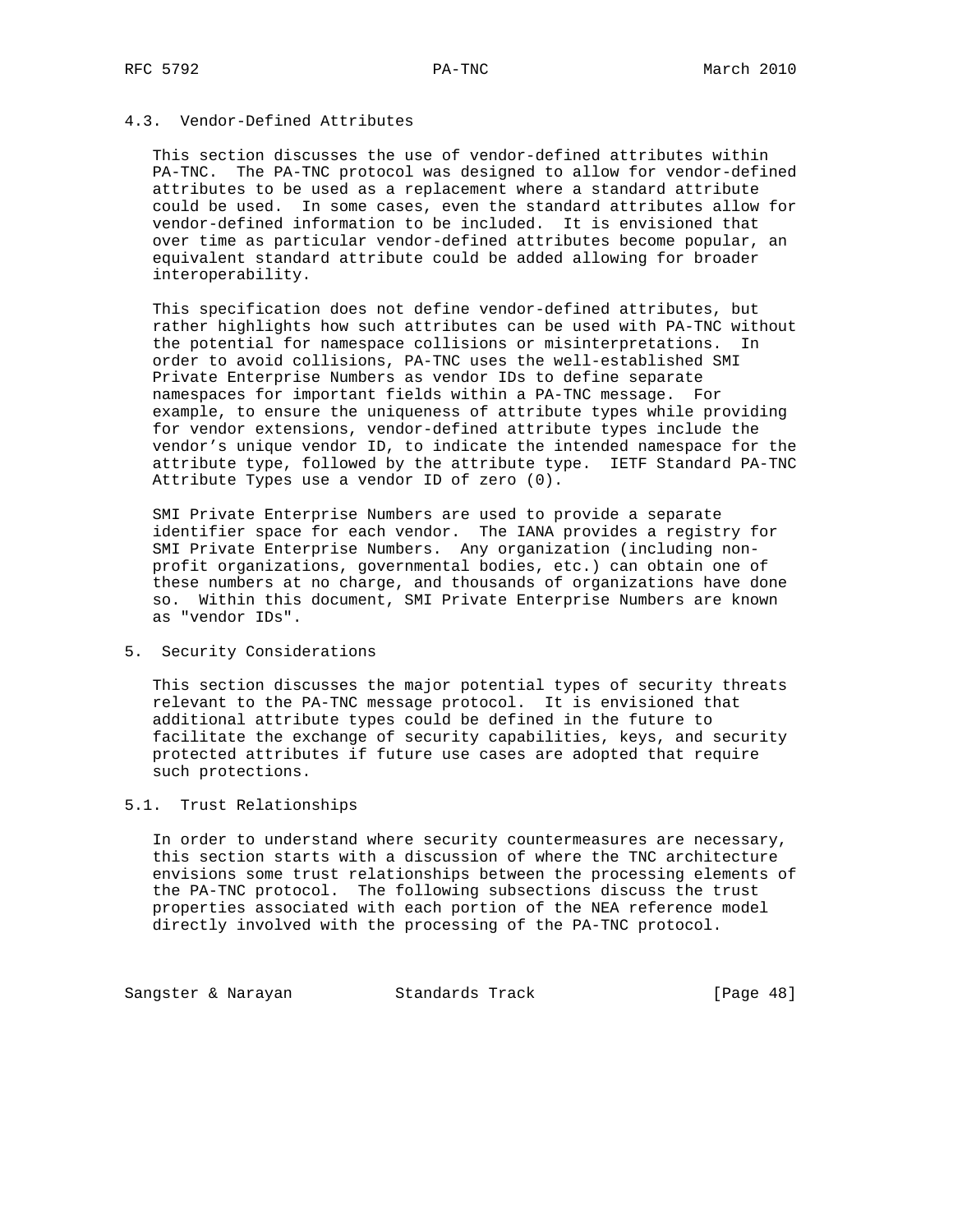### 4.3. Vendor-Defined Attributes

This section discusses the use of vendor-defined attributes within PA-TNC. The PA-TNC protocol was designed to allow for vendor-defined attributes to be used as a replacement where a standard attribute could be used. In some cases, even the standard attributes allow for vendor-defined information to be included. It is envisioned that over time as particular vendor-defined attributes become popular, an equivalent standard attribute could be added allowing for broader interoperability.

This specification does not define vendor-defined attributes, but rather highlights how such attributes can be used with PA-TNC without the potential for namespace collisions or misinterpretations. In order to avoid collisions, PA-TNC uses the well-established SMI Private Enterprise Numbers as vendor IDs to define separate namespaces for important fields within a PA-TNC message. For example, to ensure the uniqueness of attribute types while providing for vendor extensions, vendor-defined attribute types include the vendor's unique vendor ID, to indicate the intended namespace for the attribute type, followed by the attribute type. IETF Standard PA-TNC Attribute Types use a vendor ID of zero (0).

SMI Private Enterprise Numbers are used to provide a separate identifier space for each vendor. The IANA provides a registry for SMI Private Enterprise Numbers. Any organization (including non-profit organizations, governmental bodies, etc.) can obtain one of these numbers at no charge, and thousands of organizations have done so. Within this document, SMI Private Enterprise Numbers are known as "vendor IDs".

## 5. Security Considerations

This section discusses the major potential types of security threats relevant to the PA-TNC message protocol. It is envisioned that additional attribute types could be defined in the future to facilitate the exchange of security capabilities, keys, and security protected attributes if future use cases are adopted that require such protections.

### 5.1. Trust Relationships

In order to understand where security countermeasures are necessary, this section starts with a discussion of where the TNC architecture envisions some trust relationships between the processing elements of the PA-TNC protocol. The following subsections discuss the trust properties associated with each portion of the NEA reference model directly involved with the processing of the PA-TNC protocol.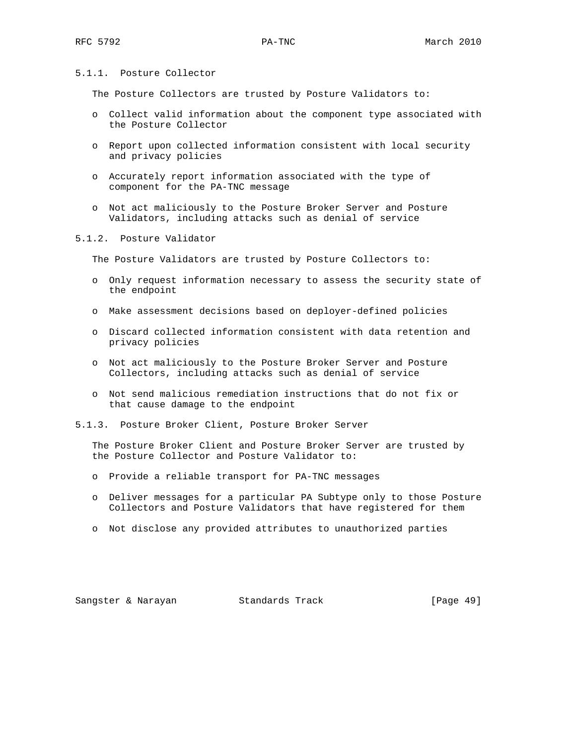#### 5.1.1. Posture Collector

The Posture Collectors are trusted by Posture Validators to:

- Collect valid information about the component type associated with the Posture Collector
- Report upon collected information consistent with local security and privacy policies
- Accurately report information associated with the type of component for the PA-TNC message
- Not act maliciously to the Posture Broker Server and Posture Validators, including attacks such as denial of service

#### 5.1.2. Posture Validator

The Posture Validators are trusted by Posture Collectors to:

- Only request information necessary to assess the security state of the endpoint
- Make assessment decisions based on deployer-defined policies
- Discard collected information consistent with data retention and privacy policies
- Not act maliciously to the Posture Broker Server and Posture Collectors, including attacks such as denial of service
- Not send malicious remediation instructions that do not fix or that cause damage to the endpoint

#### 5.1.3. Posture Broker Client, Posture Broker Server

The Posture Broker Client and Posture Broker Server are trusted by the Posture Collector and Posture Validator to:

- Provide a reliable transport for PA-TNC messages
- Deliver messages for a particular PA Subtype only to those Posture Collectors and Posture Validators that have registered for them
- Not disclose any provided attributes to unauthorized parties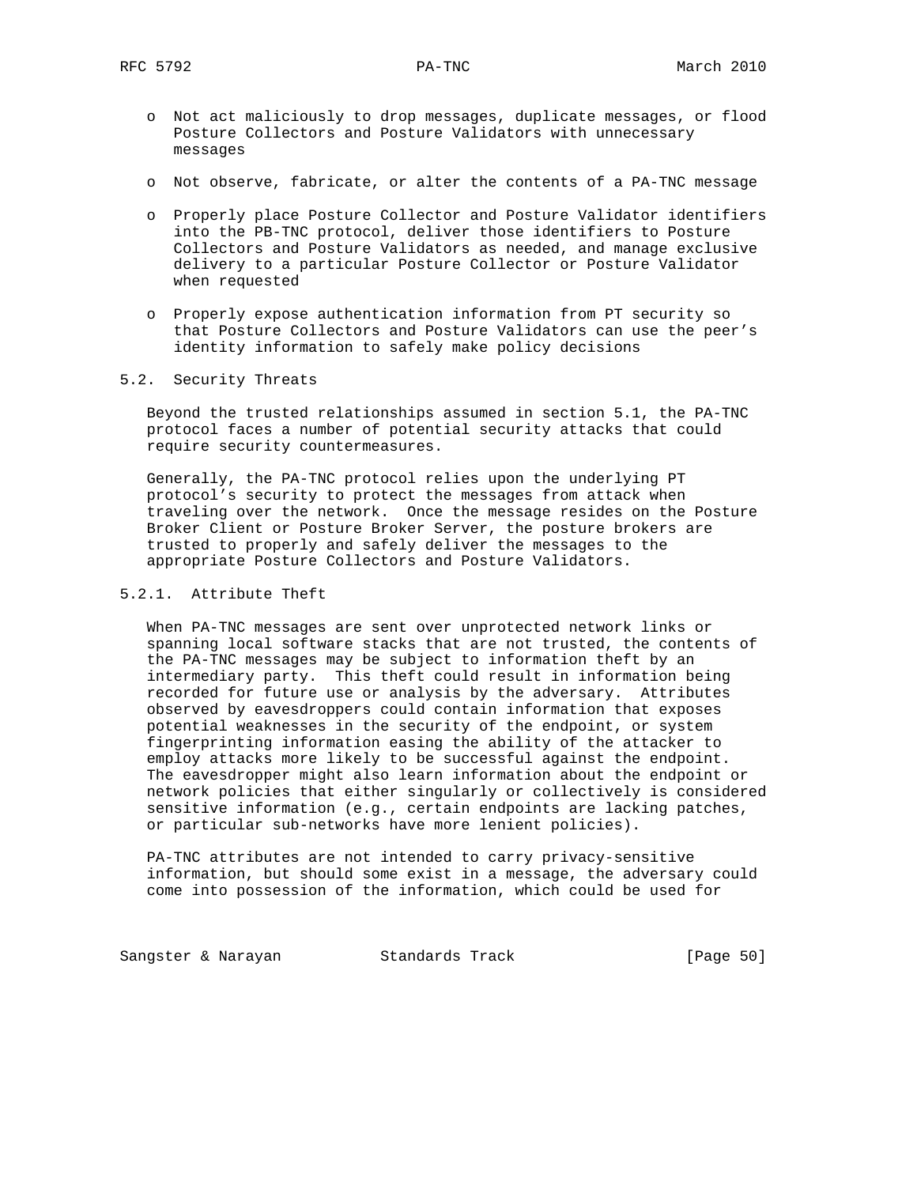- Not act maliciously to drop messages, duplicate messages, or flood Posture Collectors and Posture Validators with unnecessary messages

- Not observe, fabricate, or alter the contents of a PA-TNC message

- Properly place Posture Collector and Posture Validator identifiers into the PB-TNC protocol, deliver those identifiers to Posture Collectors and Posture Validators as needed, and manage exclusive delivery to a particular Posture Collector or Posture Validator when requested

- Properly expose authentication information from PT security so that Posture Collectors and Posture Validators can use the peer's identity information to safely make policy decisions

### 5.2. Security Threats

Beyond the trusted relationships assumed in section 5.1, the PA-TNC protocol faces a number of potential security attacks that could require security countermeasures.

Generally, the PA-TNC protocol relies upon the underlying PT protocol's security to protect the messages from attack when traveling over the network. Once the message resides on the Posture Broker Client or Posture Broker Server, the posture brokers are trusted to properly and safely deliver the messages to the appropriate Posture Collectors and Posture Validators.

#### 5.2.1. Attribute Theft

When PA-TNC messages are sent over unprotected network links or spanning local software stacks that are not trusted, the contents of the PA-TNC messages may be subject to information theft by an intermediary party. This theft could result in information being recorded for future use or analysis by the adversary. Attributes observed by eavesdroppers could contain information that exposes potential weaknesses in the security of the endpoint, or system fingerprinting information easing the ability of the attacker to employ attacks more likely to be successful against the endpoint. The eavesdropper might also learn information about the endpoint or network policies that either singularly or collectively is considered sensitive information (e.g., certain endpoints are lacking patches, or particular sub-networks have more lenient policies).

PA-TNC attributes are not intended to carry privacy-sensitive information, but should some exist in a message, the adversary could come into possession of the information, which could be used for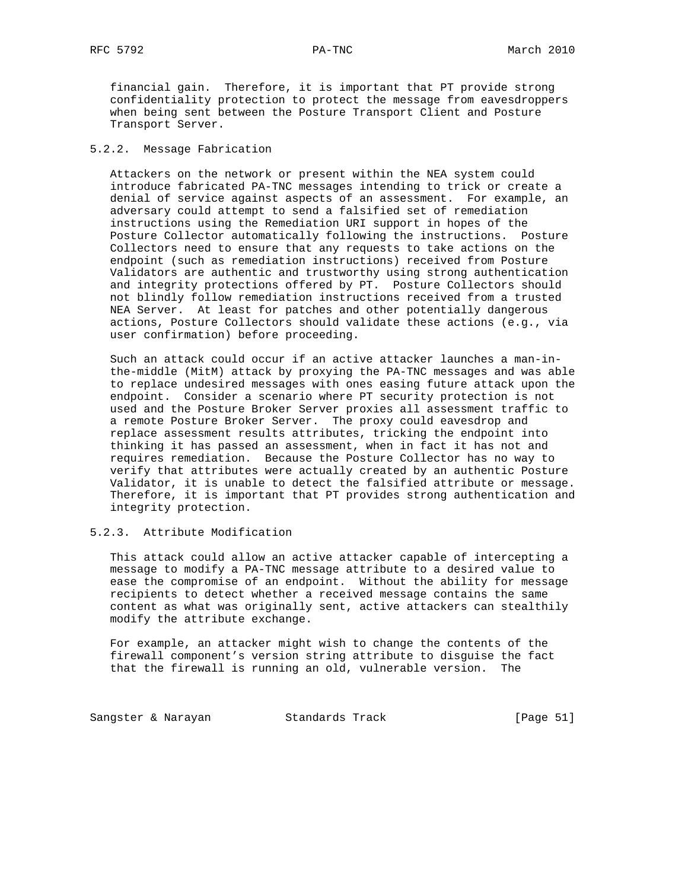financial gain. Therefore, it is important that PT provide strong confidentiality protection to protect the message from eavesdroppers when being sent between the Posture Transport Client and Posture Transport Server.

### 5.2.2. Message Fabrication

Attackers on the network or present within the NEA system could introduce fabricated PA-TNC messages intending to trick or create a denial of service against aspects of an assessment. For example, an adversary could attempt to send a falsified set of remediation instructions using the Remediation URI support in hopes of the Posture Collector automatically following the instructions. Posture Collectors need to ensure that any requests to take actions on the endpoint (such as remediation instructions) received from Posture Validators are authentic and trustworthy using strong authentication and integrity protections offered by PT. Posture Collectors should not blindly follow remediation instructions received from a trusted NEA Server. At least for patches and other potentially dangerous actions, Posture Collectors should validate these actions (e.g., via user confirmation) before proceeding.

Such an attack could occur if an active attacker launches a man-in-the-middle (MitM) attack by proxying the PA-TNC messages and was able to replace undesired messages with ones easing future attack upon the endpoint. Consider a scenario where PT security protection is not used and the Posture Broker Server proxies all assessment traffic to a remote Posture Broker Server. The proxy could eavesdrop and replace assessment results attributes, tricking the endpoint into thinking it has passed an assessment, when in fact it has not and requires remediation. Because the Posture Collector has no way to verify that attributes were actually created by an authentic Posture Validator, it is unable to detect the falsified attribute or message. Therefore, it is important that PT provides strong authentication and integrity protection.

### 5.2.3. Attribute Modification

This attack could allow an active attacker capable of intercepting a message to modify a PA-TNC message attribute to a desired value to ease the compromise of an endpoint. Without the ability for message recipients to detect whether a received message contains the same content as what was originally sent, active attackers can stealthily modify the attribute exchange.

For example, an attacker might wish to change the contents of the firewall component’s version string attribute to disguise the fact that the firewall is running an old, vulnerable version. The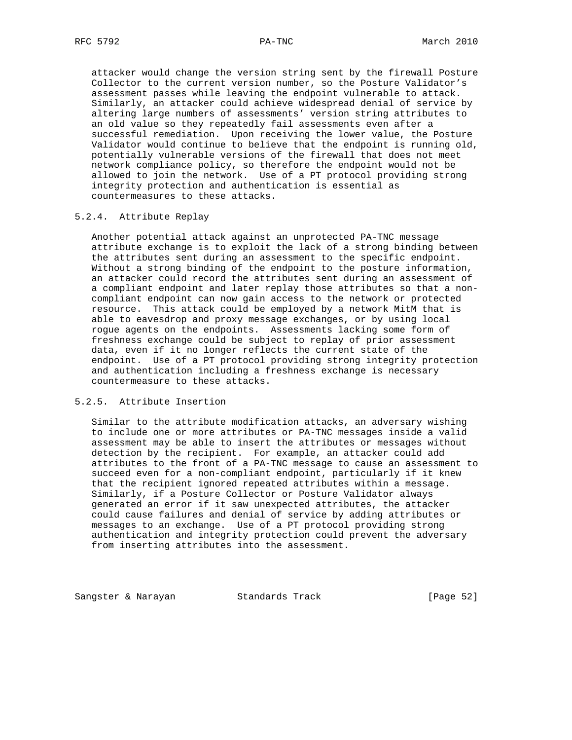attacker would change the version string sent by the firewall Posture Collector to the current version number, so the Posture Validator's assessment passes while leaving the endpoint vulnerable to attack. Similarly, an attacker could achieve widespread denial of service by altering large numbers of assessments' version string attributes to an old value so they repeatedly fail assessments even after a successful remediation. Upon receiving the lower value, the Posture Validator would continue to believe that the endpoint is running old, potentially vulnerable versions of the firewall that does not meet network compliance policy, so therefore the endpoint would not be allowed to join the network. Use of a PT protocol providing strong integrity protection and authentication is essential as countermeasures to these attacks.

### 5.2.4. Attribute Replay

Another potential attack against an unprotected PA-TNC message attribute exchange is to exploit the lack of a strong binding between the attributes sent during an assessment to the specific endpoint. Without a strong binding of the endpoint to the posture information, an attacker could record the attributes sent during an assessment of a compliant endpoint and later replay those attributes so that a non-compliant endpoint can now gain access to the network or protected resource. This attack could be employed by a network MitM that is able to eavesdrop and proxy message exchanges, or by using local rogue agents on the endpoints. Assessments lacking some form of freshness exchange could be subject to replay of prior assessment data, even if it no longer reflects the current state of the endpoint. Use of a PT protocol providing strong integrity protection and authentication including a freshness exchange is necessary countermeasure to these attacks.

### 5.2.5. Attribute Insertion

Similar to the attribute modification attacks, an adversary wishing to include one or more attributes or PA-TNC messages inside a valid assessment may be able to insert the attributes or messages without detection by the recipient. For example, an attacker could add attributes to the front of a PA-TNC message to cause an assessment to succeed even for a non-compliant endpoint, particularly if it knew that the recipient ignored repeated attributes within a message. Similarly, if a Posture Collector or Posture Validator always generated an error if it saw unexpected attributes, the attacker could cause failures and denial of service by adding attributes or messages to an exchange. Use of a PT protocol providing strong authentication and integrity protection could prevent the adversary from inserting attributes into the assessment.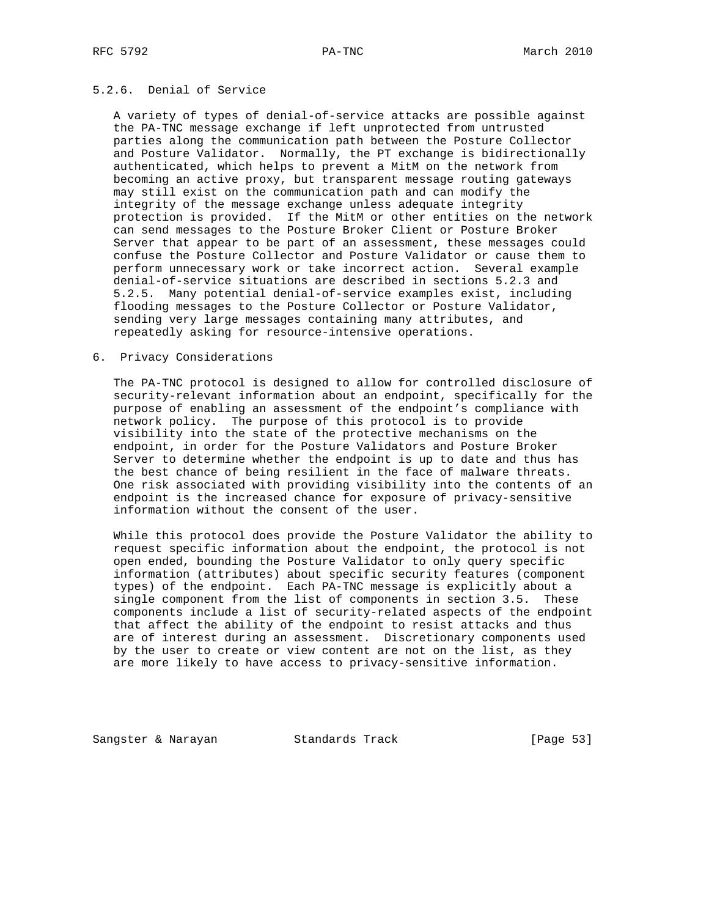### 5.2.6. Denial of Service

A variety of types of denial-of-service attacks are possible against the PA-TNC message exchange if left unprotected from untrusted parties along the communication path between the Posture Collector and Posture Validator. Normally, the PT exchange is bidirectionally authenticated, which helps to prevent a MitM on the network from becoming an active proxy, but transparent message routing gateways may still exist on the communication path and can modify the integrity of the message exchange unless adequate integrity protection is provided. If the MitM or other entities on the network can send messages to the Posture Broker Client or Posture Broker Server that appear to be part of an assessment, these messages could confuse the Posture Collector and Posture Validator or cause them to perform unnecessary work or take incorrect action. Several example denial-of-service situations are described in sections 5.2.3 and 5.2.5. Many potential denial-of-service examples exist, including flooding messages to the Posture Collector or Posture Validator, sending very large messages containing many attributes, and repeatedly asking for resource-intensive operations.

## 6. Privacy Considerations

The PA-TNC protocol is designed to allow for controlled disclosure of security-relevant information about an endpoint, specifically for the purpose of enabling an assessment of the endpoint's compliance with network policy. The purpose of this protocol is to provide visibility into the state of the protective mechanisms on the endpoint, in order for the Posture Validators and Posture Broker Server to determine whether the endpoint is up to date and thus has the best chance of being resilient in the face of malware threats. One risk associated with providing visibility into the contents of an endpoint is the increased chance for exposure of privacy-sensitive information without the consent of the user.

While this protocol does provide the Posture Validator the ability to request specific information about the endpoint, the protocol is not open ended, bounding the Posture Validator to only query specific information (attributes) about specific security features (component types) of the endpoint. Each PA-TNC message is explicitly about a single component from the list of components in section 3.5. These components include a list of security-related aspects of the endpoint that affect the ability of the endpoint to resist attacks and thus are of interest during an assessment. Discretionary components used by the user to create or view content are not on the list, as they are more likely to have access to privacy-sensitive information.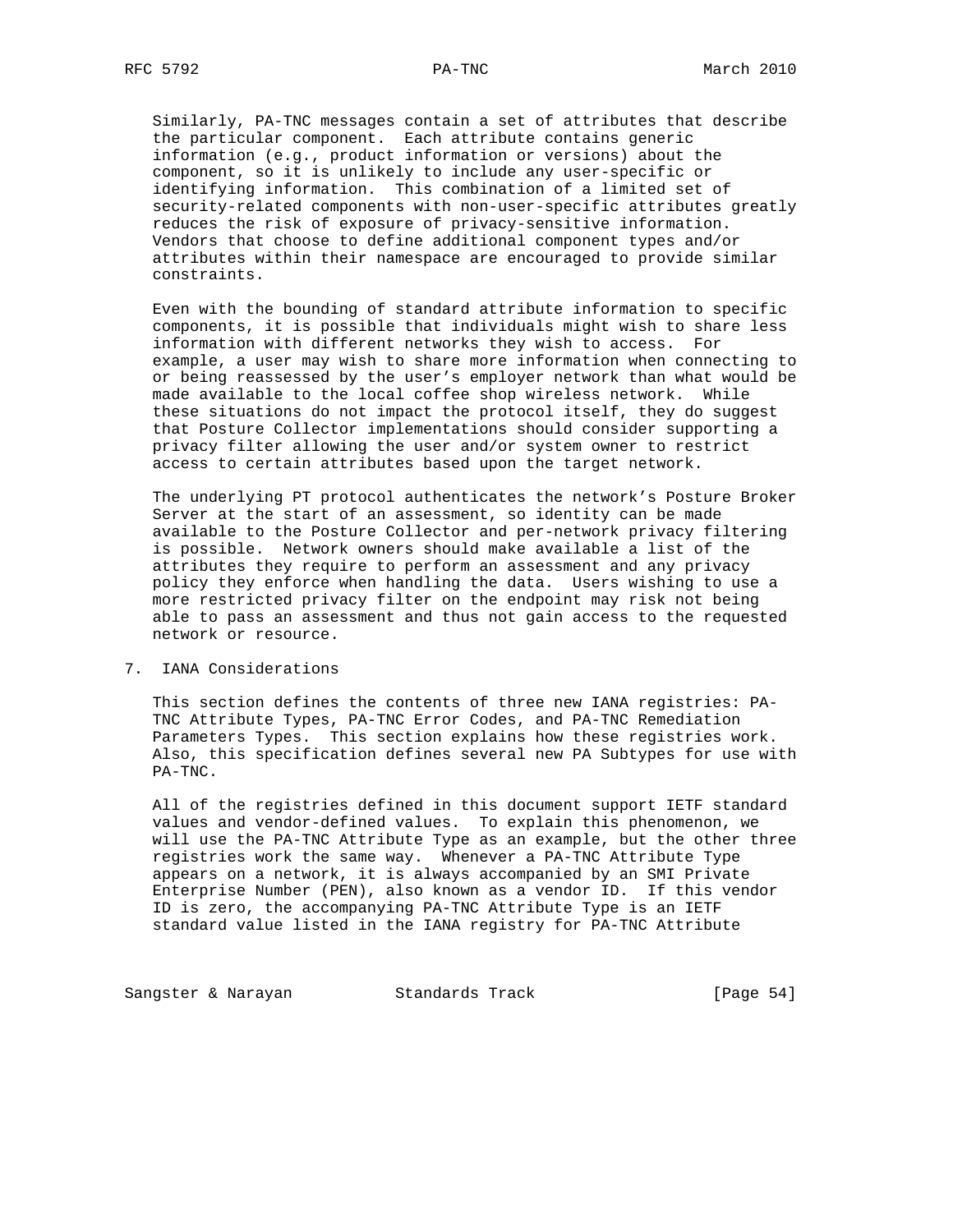Similarly, PA-TNC messages contain a set of attributes that describe the particular component. Each attribute contains generic information (e.g., product information or versions) about the component, so it is unlikely to include any user-specific or identifying information. This combination of a limited set of security-related components with non-user-specific attributes greatly reduces the risk of exposure of privacy-sensitive information. Vendors that choose to define additional component types and/or attributes within their namespace are encouraged to provide similar constraints.

Even with the bounding of standard attribute information to specific components, it is possible that individuals might wish to share less information with different networks they wish to access. For example, a user may wish to share more information when connecting to or being reassessed by the user's employer network than what would be made available to the local coffee shop wireless network. While these situations do not impact the protocol itself, they do suggest that Posture Collector implementations should consider supporting a privacy filter allowing the user and/or system owner to restrict access to certain attributes based upon the target network.

The underlying PT protocol authenticates the network's Posture Broker Server at the start of an assessment, so identity can be made available to the Posture Collector and per-network privacy filtering is possible. Network owners should make available a list of the attributes they require to perform an assessment and any privacy policy they enforce when handling the data. Users wishing to use a more restricted privacy filter on the endpoint may risk not being able to pass an assessment and thus not gain access to the requested network or resource.

## 7. IANA Considerations

This section defines the contents of three new IANA registries: PA-TNC Attribute Types, PA-TNC Error Codes, and PA-TNC Remediation Parameters Types. This section explains how these registries work. Also, this specification defines several new PA Subtypes for use with PA-TNC.

All of the registries defined in this document support IETF standard values and vendor-defined values. To explain this phenomenon, we will use the PA-TNC Attribute Type as an example, but the other three registries work the same way. Whenever a PA-TNC Attribute Type appears on a network, it is always accompanied by an SMI Private Enterprise Number (PEN), also known as a vendor ID. If this vendor ID is zero, the accompanying PA-TNC Attribute Type is an IETF standard value listed in the IANA registry for PA-TNC Attribute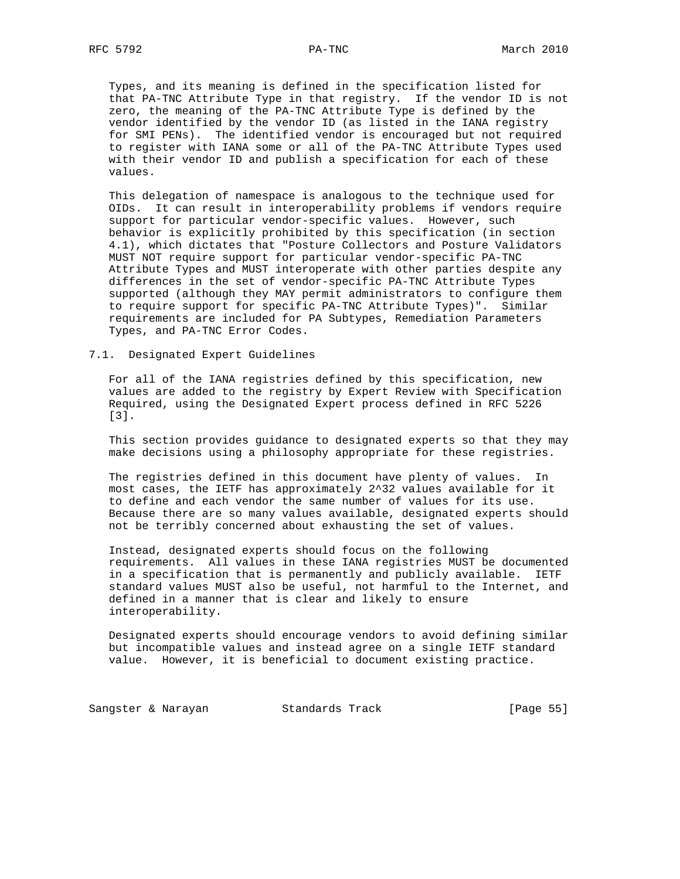Types, and its meaning is defined in the specification listed for that PA-TNC Attribute Type in that registry. If the vendor ID is not zero, the meaning of the PA-TNC Attribute Type is defined by the vendor identified by the vendor ID (as listed in the IANA registry for SMI PENs). The identified vendor is encouraged but not required to register with IANA some or all of the PA-TNC Attribute Types used with their vendor ID and publish a specification for each of these values.

This delegation of namespace is analogous to the technique used for OIDs. It can result in interoperability problems if vendors require support for particular vendor-specific values. However, such behavior is explicitly prohibited by this specification (in section 4.1), which dictates that "Posture Collectors and Posture Validators MUST NOT require support for particular vendor-specific PA-TNC Attribute Types and MUST interoperate with other parties despite any differences in the set of vendor-specific PA-TNC Attribute Types supported (although they MAY permit administrators to configure them to require support for specific PA-TNC Attribute Types)". Similar requirements are included for PA Subtypes, Remediation Parameters Types, and PA-TNC Error Codes.

## 7.1. Designated Expert Guidelines

For all of the IANA registries defined by this specification, new values are added to the registry by Expert Review with Specification Required, using the Designated Expert process defined in RFC 5226 [3].

This section provides guidance to designated experts so that they may make decisions using a philosophy appropriate for these registries.

The registries defined in this document have plenty of values. In most cases, the IETF has approximately $2^{32}$ values available for it to define and each vendor the same number of values for its use. Because there are so many values available, designated experts should not be terribly concerned about exhausting the set of values.

Instead, designated experts should focus on the following requirements. All values in these IANA registries MUST be documented in a specification that is permanently and publicly available. IETF standard values MUST also be useful, not harmful to the Internet, and defined in a manner that is clear and likely to ensure interoperability.

Designated experts should encourage vendors to avoid defining similar but incompatible values and instead agree on a single IETF standard value. However, it is beneficial to document existing practice.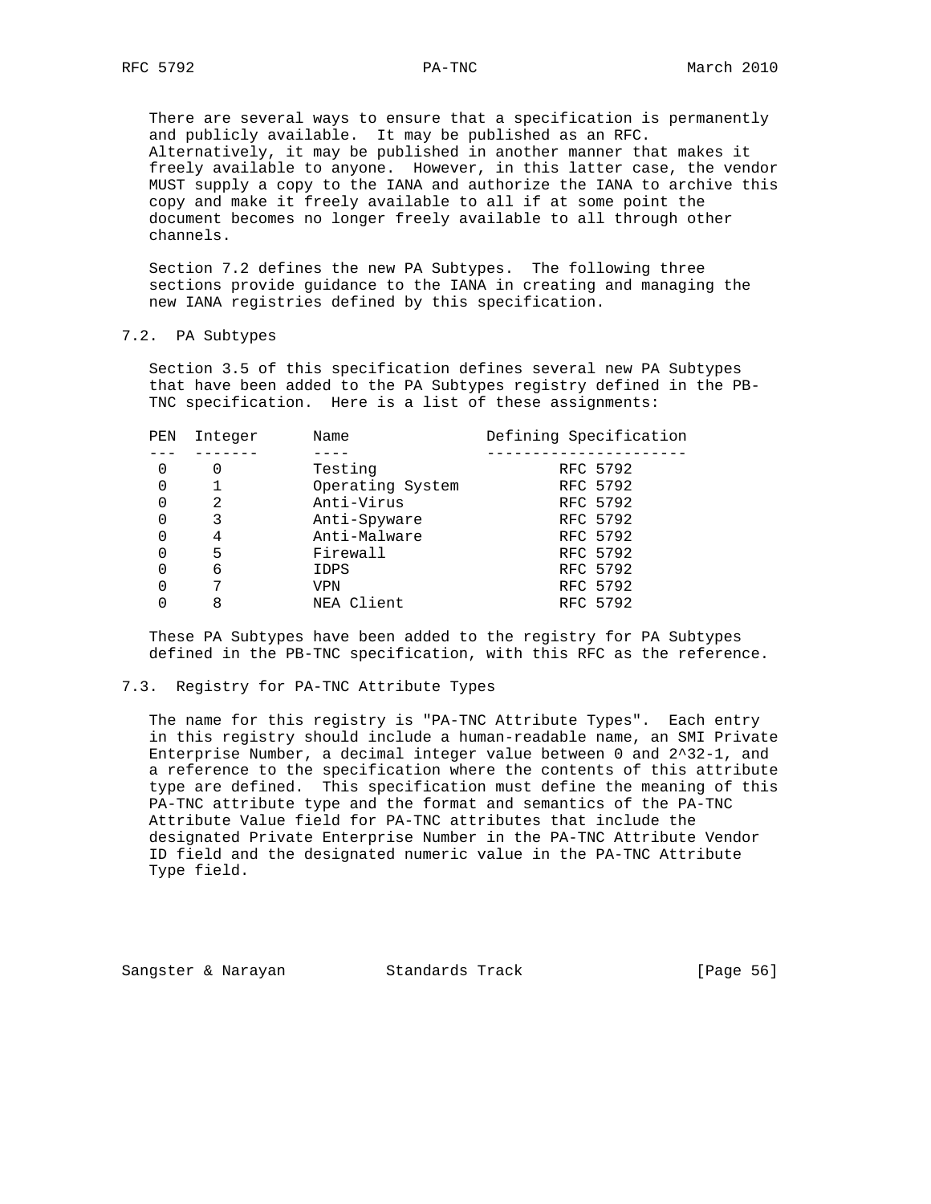There are several ways to ensure that a specification is permanently and publicly available. It may be published as an RFC. Alternatively, it may be published in another manner that makes it freely available to anyone. However, in this latter case, the vendor MUST supply a copy to the IANA and authorize the IANA to archive this copy and make it freely available to all if at some point the document becomes no longer freely available to all through other channels.

Section 7.2 defines the new PA Subtypes. The following three sections provide guidance to the IANA in creating and managing the new IANA registries defined by this specification.

## 7.2. PA Subtypes

Section 3.5 of this specification defines several new PA Subtypes that have been added to the PA Subtypes registry defined in the PB-TNC specification. Here is a list of these assignments:

| PEN | Integer | Name | Defining Specification |
|---|---|---|---|
| 0 | 0 | Testing | RFC 5792 |
| 0 | 1 | Operating System | RFC 5792 |
| 0 | 2 | Anti-Virus | RFC 5792 |
| 0 | 3 | Anti-Spyware | RFC 5792 |
| 0 | 4 | Anti-Malware | RFC 5792 |
| 0 | 5 | Firewall | RFC 5792 |
| 0 | 6 | IDPS | RFC 5792 |
| 0 | 7 | VPN | RFC 5792 |
| 0 | 8 | NEA Client | RFC 5792 |

These PA Subtypes have been added to the registry for PA Subtypes defined in the PB-TNC specification, with this RFC as the reference.

## 7.3. Registry for PA-TNC Attribute Types

The name for this registry is "PA-TNC Attribute Types". Each entry in this registry should include a human-readable name, an SMI Private Enterprise Number, a decimal integer value between 0 and 2^32-1, and a reference to the specification where the contents of this attribute type are defined. This specification must define the meaning of this PA-TNC attribute type and the format and semantics of the PA-TNC Attribute Value field for PA-TNC attributes that include the designated Private Enterprise Number in the PA-TNC Attribute Vendor ID field and the designated numeric value in the PA-TNC Attribute Type field.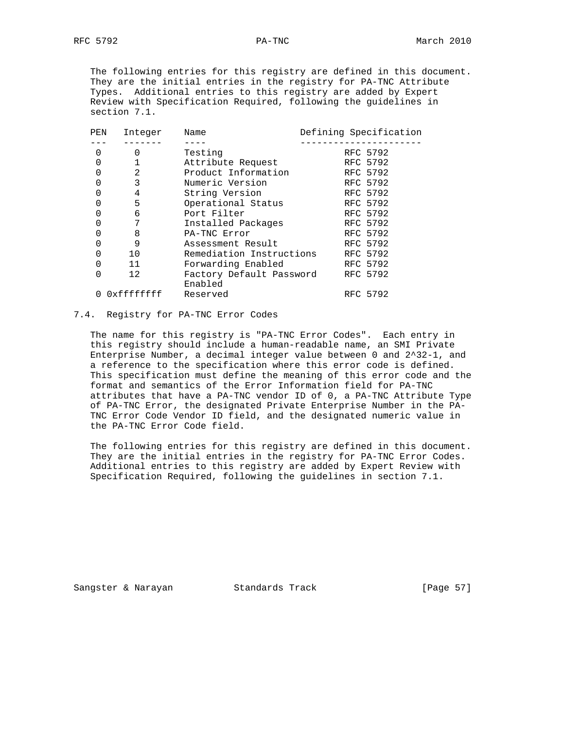The following entries for this registry are defined in this document. They are the initial entries in the registry for PA-TNC Attribute Types. Additional entries to this registry are added by Expert Review with Specification Required, following the guidelines in section 7.1.

| PEN | Integer | Name | Defining Specification |
|---|---|---|---|
| 0 | 0 | Testing | RFC 5792 |
| 0 | 1 | Attribute Request | RFC 5792 |
| 0 | 2 | Product Information | RFC 5792 |
| 0 | 3 | Numeric Version | RFC 5792 |
| 0 | 4 | String Version | RFC 5792 |
| 0 | 5 | Operational Status | RFC 5792 |
| 0 | 6 | Port Filter | RFC 5792 |
| 0 | 7 | Installed Packages | RFC 5792 |
| 0 | 8 | PA-TNC Error | RFC 5792 |
| 0 | 9 | Assessment Result | RFC 5792 |
| 0 | 10 | Remediation Instructions | RFC 5792 |
| 0 | 11 | Forwarding Enabled | RFC 5792 |
| 0 | 12 | Factory Default Password Enabled | RFC 5792 |
| 0 | 0xffffffff | Reserved | RFC 5792 |

## 7.4. Registry for PA-TNC Error Codes

The name for this registry is "PA-TNC Error Codes". Each entry in this registry should include a human-readable name, an SMI Private Enterprise Number, a decimal integer value between 0 and 2^32-1, and a reference to the specification where this error code is defined. This specification must define the meaning of this error code and the format and semantics of the Error Information field for PA-TNC attributes that have a PA-TNC vendor ID of 0, a PA-TNC Attribute Type of PA-TNC Error, the designated Private Enterprise Number in the PA-TNC Error Code Vendor ID field, and the designated numeric value in the PA-TNC Error Code field.

The following entries for this registry are defined in this document. They are the initial entries in the registry for PA-TNC Error Codes. Additional entries to this registry are added by Expert Review with Specification Required, following the guidelines in section 7.1.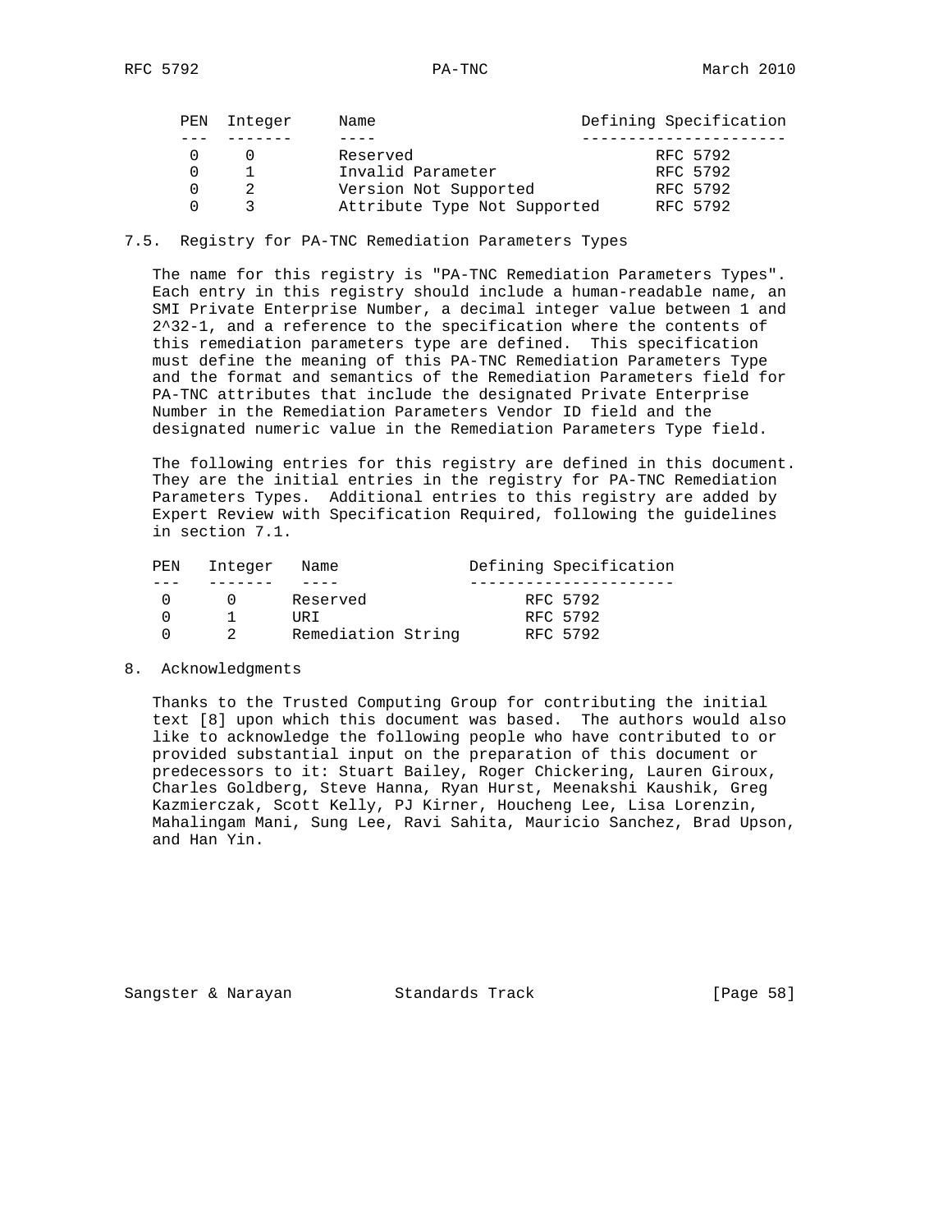| PEN | Integer | Name | Defining Specification |
|---|---|---|---|
| 0 | 0 | Reserved | RFC 5792 |
| 0 | 1 | Invalid Parameter | RFC 5792 |
| 0 | 2 | Version Not Supported | RFC 5792 |
| 0 | 3 | Attribute Type Not Supported | RFC 5792 |

### 7.5. Registry for PA-TNC Remediation Parameters Types

The name for this registry is "PA-TNC Remediation Parameters Types". Each entry in this registry should include a human-readable name, an SMI Private Enterprise Number, a decimal integer value between 1 and 2^32-1, and a reference to the specification where the contents of this remediation parameters type are defined. This specification must define the meaning of this PA-TNC Remediation Parameters Type and the format and semantics of the Remediation Parameters field for PA-TNC attributes that include the designated Private Enterprise Number in the Remediation Parameters Vendor ID field and the designated numeric value in the Remediation Parameters Type field.

The following entries for this registry are defined in this document. They are the initial entries in the registry for PA-TNC Remediation Parameters Types. Additional entries to this registry are added by Expert Review with Specification Required, following the guidelines in section 7.1.

| PEN | Integer | Name | Defining Specification |
|---|---|---|---|
| 0 | 0 | Reserved | RFC 5792 |
| 0 | 1 | URI | RFC 5792 |
| 0 | 2 | Remediation String | RFC 5792 |

## 8. Acknowledgments

Thanks to the Trusted Computing Group for contributing the initial text [8] upon which this document was based. The authors would also like to acknowledge the following people who have contributed to or provided substantial input on the preparation of this document or predecessors to it: Stuart Bailey, Roger Chickering, Lauren Giroux, Charles Goldberg, Steve Hanna, Ryan Hurst, Meenakshi Kaushik, Greg Kazmierczak, Scott Kelly, PJ Kirner, Houcheng Lee, Lisa Lorenzin, Mahalingam Mani, Sung Lee, Ravi Sahita, Mauricio Sanchez, Brad Upson, and Han Yin.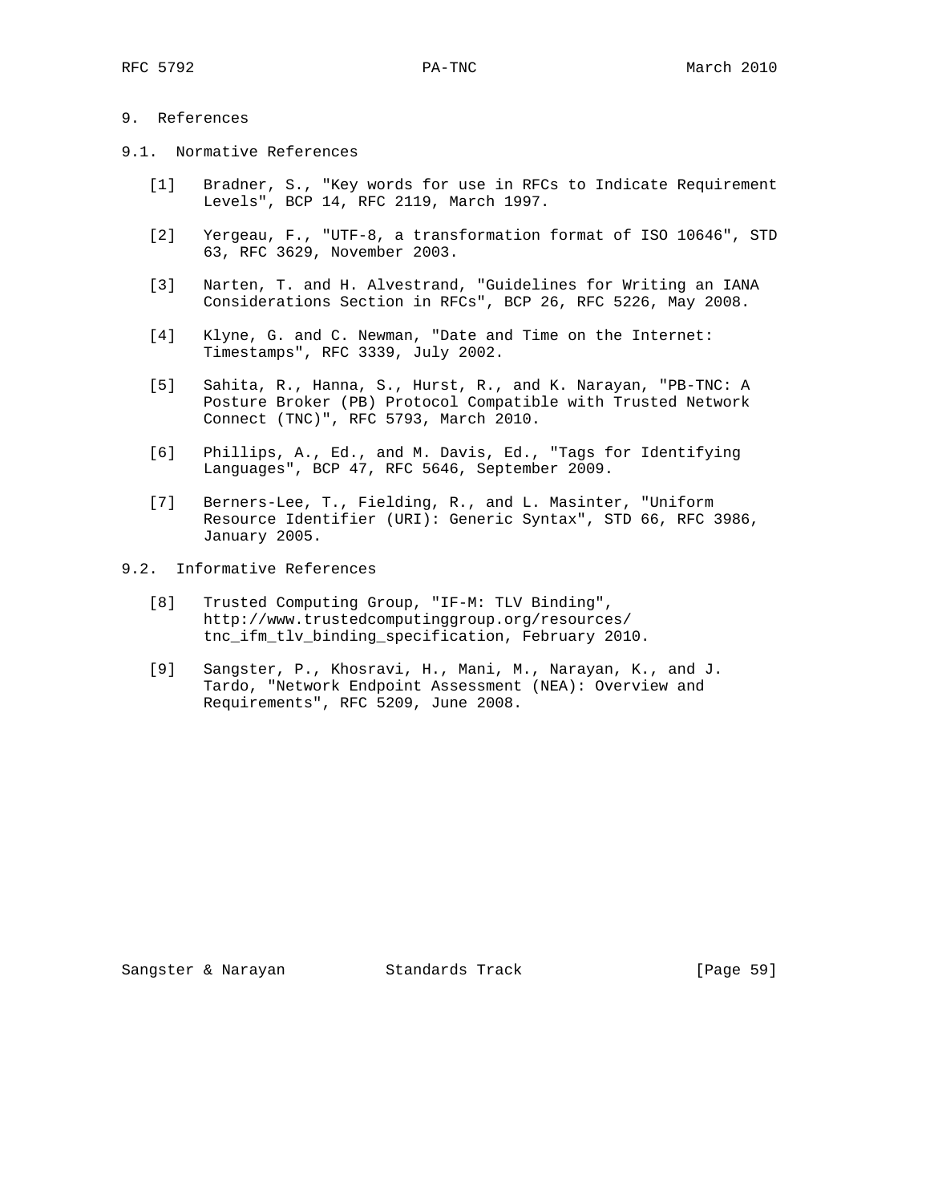# 9. References

## 9.1. Normative References

[1] Bradner, S., "Key words for use in RFCs to Indicate Requirement Levels", BCP 14, RFC 2119, March 1997.

[2] Yergeau, F., "UTF-8, a transformation format of ISO 10646", STD 63, RFC 3629, November 2003.

[3] Narten, T. and H. Alvestrand, "Guidelines for Writing an IANA Considerations Section in RFCs", BCP 26, RFC 5226, May 2008.

[4] Klyne, G. and C. Newman, "Date and Time on the Internet: Timestamps", RFC 3339, July 2002.

[5] Sahita, R., Hanna, S., Hurst, R., and K. Narayan, "PB-TNC: A Posture Broker (PB) Protocol Compatible with Trusted Network Connect (TNC)", RFC 5793, March 2010.

[6] Phillips, A., Ed., and M. Davis, Ed., "Tags for Identifying Languages", BCP 47, RFC 5646, September 2009.

[7] Berners-Lee, T., Fielding, R., and L. Masinter, "Uniform Resource Identifier (URI): Generic Syntax", STD 66, RFC 3986, January 2005.

## 9.2. Informative References

[8] Trusted Computing Group, "IF-M: TLV Binding", http://www.trustedcomputinggroup.org/resources/tnc_ifm_tlv_binding_specification, February 2010.

[9] Sangster, P., Khosravi, H., Mani, M., Narayan, K., and J. Tardo, "Network Endpoint Assessment (NEA): Overview and Requirements", RFC 5209, June 2008.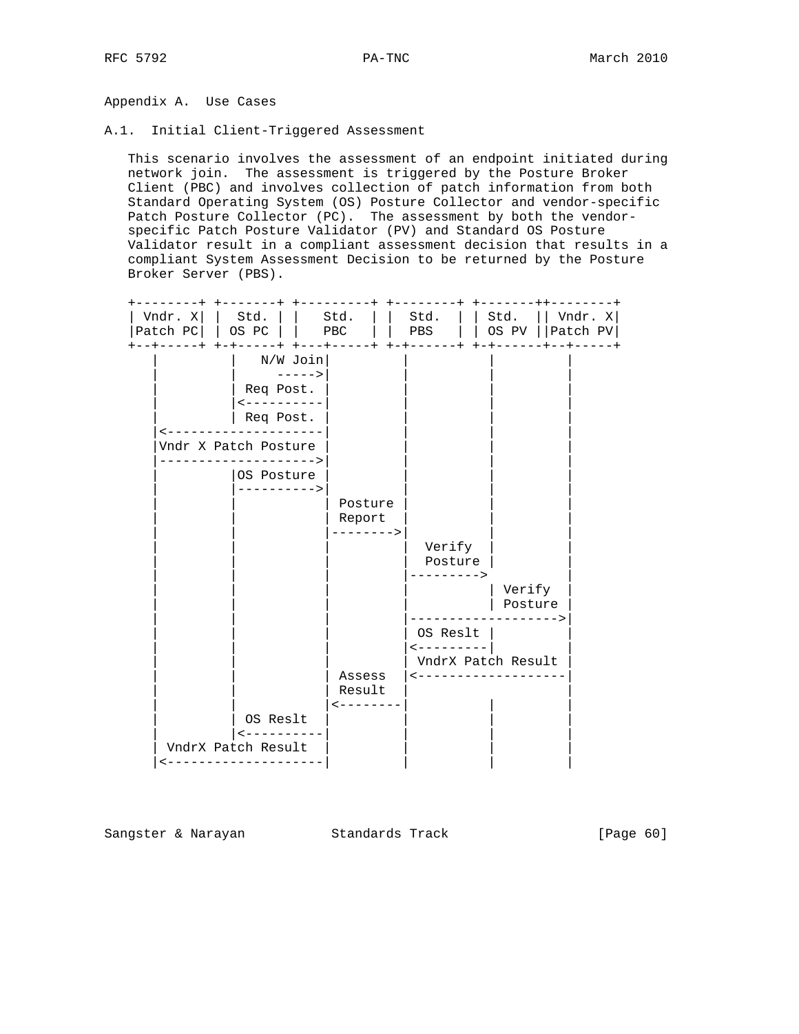## Appendix A. Use Cases

### A.1. Initial Client-Triggered Assessment

This scenario involves the assessment of an endpoint initiated during network join. The assessment is triggered by the Posture Broker Client (PBC) and involves collection of patch information from both Standard Operating System (OS) Posture Collector and vendor-specific Patch Posture Collector (PC). The assessment by both the vendor-specific Patch Posture Validator (PV) and Standard OS Posture Validator result in a compliant assessment decision that results in a compliant System Assessment Decision to be returned by the Posture Broker Server (PBS).

```
+--------+ +-------+ +---------+ +--------+ +-------++--------+
| Vndr. X| |  Std. | |   Std.  | |  Std.  | | Std.  || Vndr. X|
|Patch PC| | OS PC | |   PBC   | |  PBS   | | OS PV ||Patch PV|
+--+-----+ +-+-----+ +---+-----+ +-+------+ +-+------+--+-----+
   |          |    N/W Join|         |           |          |
   |          |       ----->|         |           |          |
   |          | Req Post.  |         |           |          |
   |          |<-----------|         |           |          |
   |          | Req Post.  |         |           |          |
   |<---------------------|         |           |          |
   |Vndr X Patch Posture  |         |           |          |
   |--------------------->|         |           |          |
   |          |OS Posture  |         |           |          |
   |          |----------->|         |           |          |
   |          |            | Posture |           |          |
   |          |            | Report  |           |          |
   |          |            |-------->|           |          |
   |          |            |         |  Verify   |          |
   |          |            |         |  Posture  |          |
   |          |            |         |--------->           |
   |          |            |         |           | Verify   |
   |          |            |         |           | Posture  |
   |          |            |         |-------------------->|
   |          |            |         | OS Reslt  |          |
   |          |            |         |<---------|          |
   |          |            |         | VndrX Patch Result  |
   |          |            | Assess  |<--------------------|
   |          |            | Result  |                      |
   |          |            |<--------|           |          |
   |          | OS Reslt   |         |           |          |
   |          |<-----------|         |           |          |
   | VndrX Patch Result   |         |           |          |
   |<---------------------|         |           |          |
```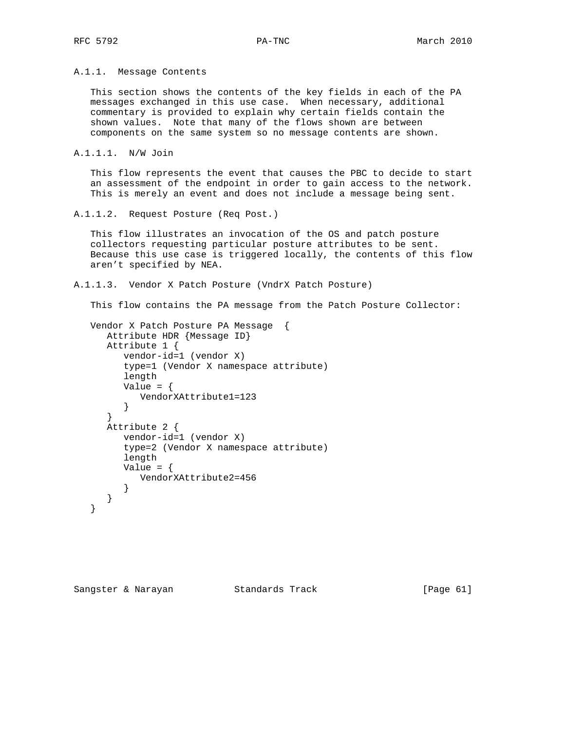#### A.1.1. Message Contents

This section shows the contents of the key fields in each of the PA messages exchanged in this use case. When necessary, additional commentary is provided to explain why certain fields contain the shown values. Note that many of the flows shown are between components on the same system so no message contents are shown.

##### A.1.1.1. N/W Join

This flow represents the event that causes the PBC to decide to start an assessment of the endpoint in order to gain access to the network. This is merely an event and does not include a message being sent.

##### A.1.1.2. Request Posture (Req Post.)

This flow illustrates an invocation of the OS and patch posture collectors requesting particular posture attributes to be sent. Because this use case is triggered locally, the contents of this flow aren't specified by NEA.

##### A.1.1.3. Vendor X Patch Posture (VndrX Patch Posture)

This flow contains the PA message from the Patch Posture Collector:

```
Vendor X Patch Posture PA Message  {
   Attribute HDR {Message ID}
   Attribute 1 {
      vendor-id=1 (vendor X)
      type=1 (Vendor X namespace attribute)
      length
      Value = {
         VendorXAttribute1=123
      }
   }
   Attribute 2 {
      vendor-id=1 (vendor X)
      type=2 (Vendor X namespace attribute)
      length
      Value = {
         VendorXAttribute2=456
      }
   }
}
```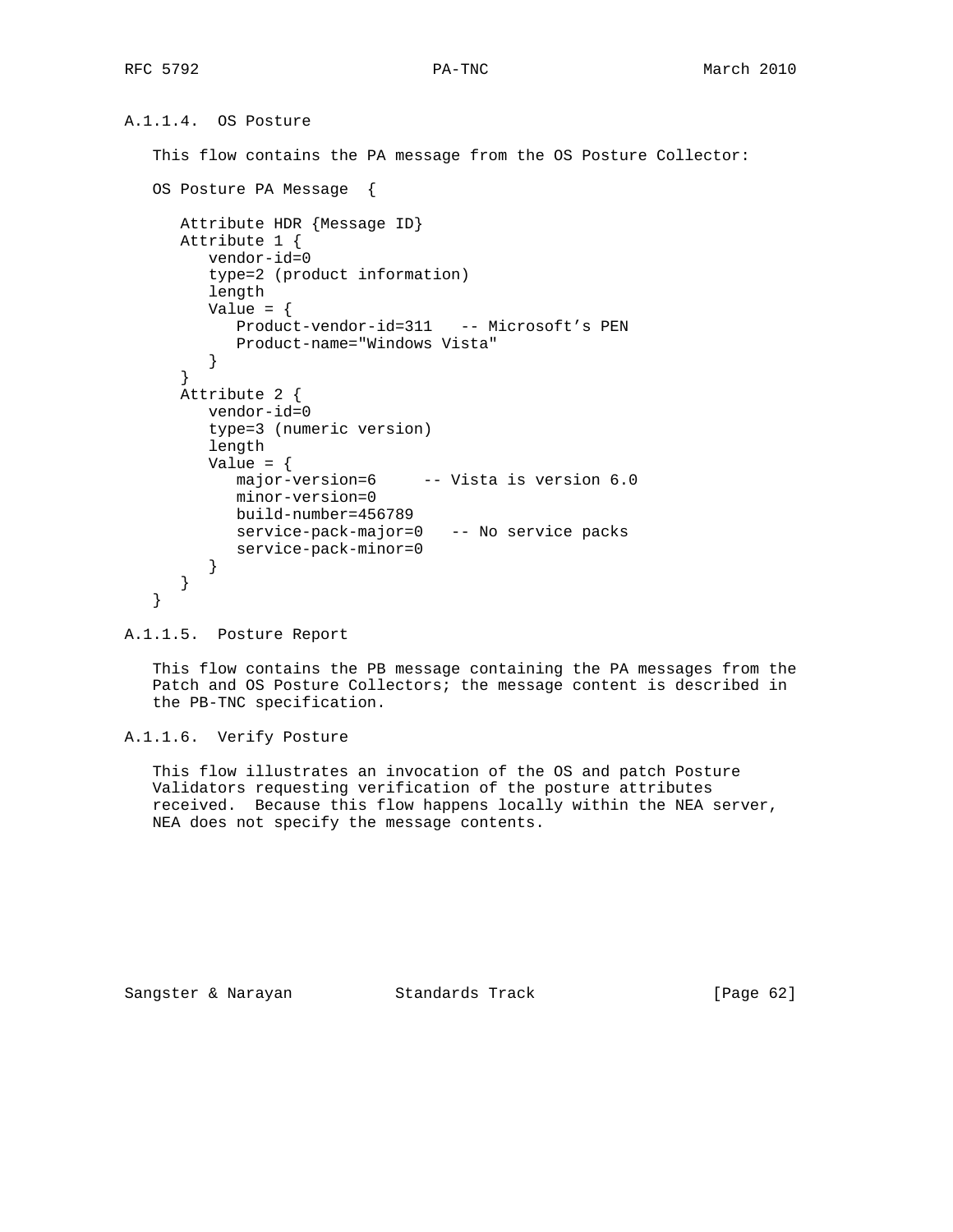#### A.1.1.4. OS Posture

This flow contains the PA message from the OS Posture Collector:

```
OS Posture PA Message  {

   Attribute HDR {Message ID}
   Attribute 1 {
      vendor-id=0
      type=2 (product information)
      length
      Value = {
         Product-vendor-id=311   -- Microsoft's PEN
         Product-name="Windows Vista"
      }
   }
   Attribute 2 {
      vendor-id=0
      type=3 (numeric version)
      length
      Value = {
         major-version=6     -- Vista is version 6.0
         minor-version=0
         build-number=456789
         service-pack-major=0   -- No service packs
         service-pack-minor=0
      }
   }
}
```

#### A.1.1.5. Posture Report

This flow contains the PB message containing the PA messages from the Patch and OS Posture Collectors; the message content is described in the PB-TNC specification.

#### A.1.1.6. Verify Posture

This flow illustrates an invocation of the OS and patch Posture Validators requesting verification of the posture attributes received. Because this flow happens locally within the NEA server, NEA does not specify the message contents.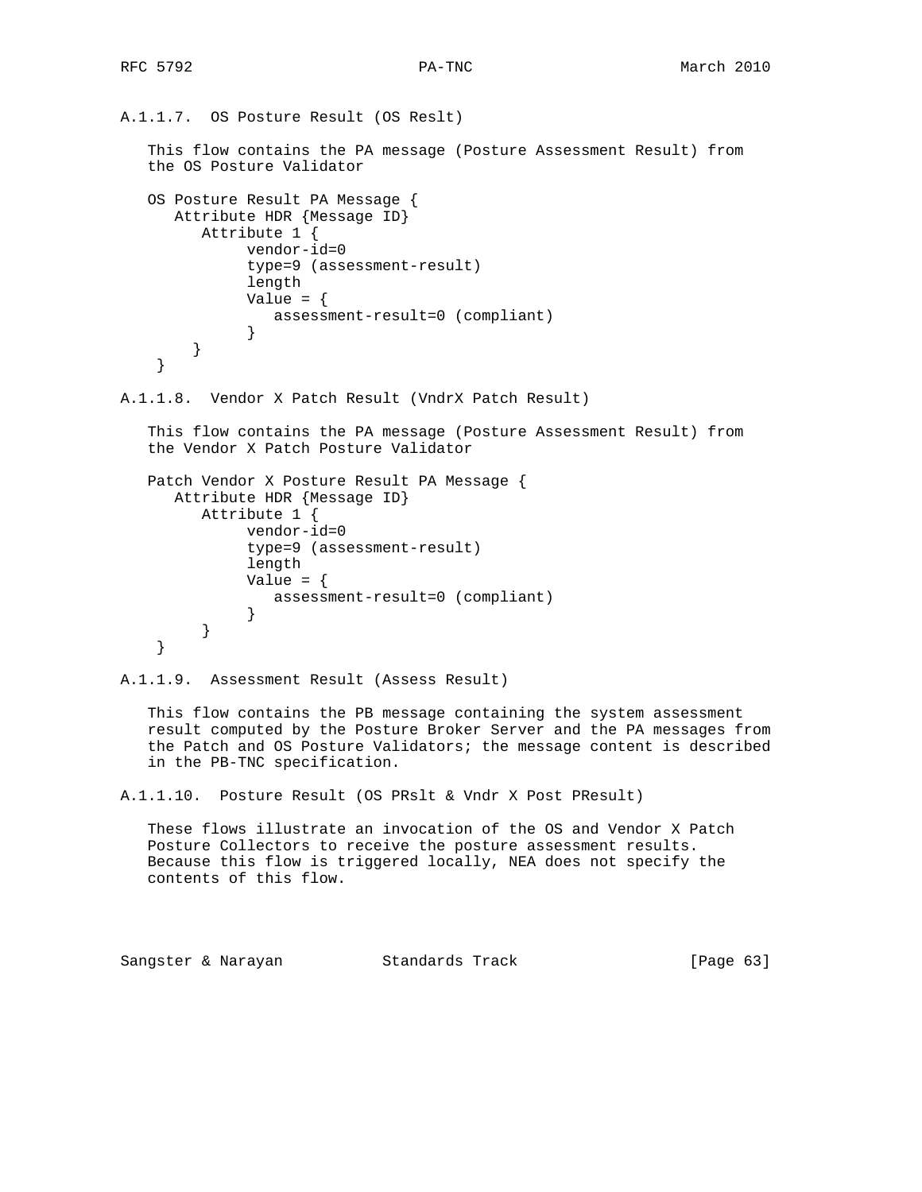#### A.1.1.7. OS Posture Result (OS Reslt)

This flow contains the PA message (Posture Assessment Result) from the OS Posture Validator

```
OS Posture Result PA Message {
   Attribute HDR {Message ID}
      Attribute 1 {
           vendor-id=0
           type=9 (assessment-result)
           length
           Value = {
              assessment-result=0 (compliant)
           }
       }
 }
```

#### A.1.1.8. Vendor X Patch Result (VndrX Patch Result)

This flow contains the PA message (Posture Assessment Result) from the Vendor X Patch Posture Validator

```
Patch Vendor X Posture Result PA Message {
   Attribute HDR {Message ID}
      Attribute 1 {
           vendor-id=0
           type=9 (assessment-result)
           length
           Value = {
              assessment-result=0 (compliant)
           }
      }
 }
```

#### A.1.1.9. Assessment Result (Assess Result)

This flow contains the PB message containing the system assessment result computed by the Posture Broker Server and the PA messages from the Patch and OS Posture Validators; the message content is described in the PB-TNC specification.

#### A.1.1.10. Posture Result (OS PRslt & Vndr X Post PResult)

These flows illustrate an invocation of the OS and Vendor X Patch Posture Collectors to receive the posture assessment results. Because this flow is triggered locally, NEA does not specify the contents of this flow.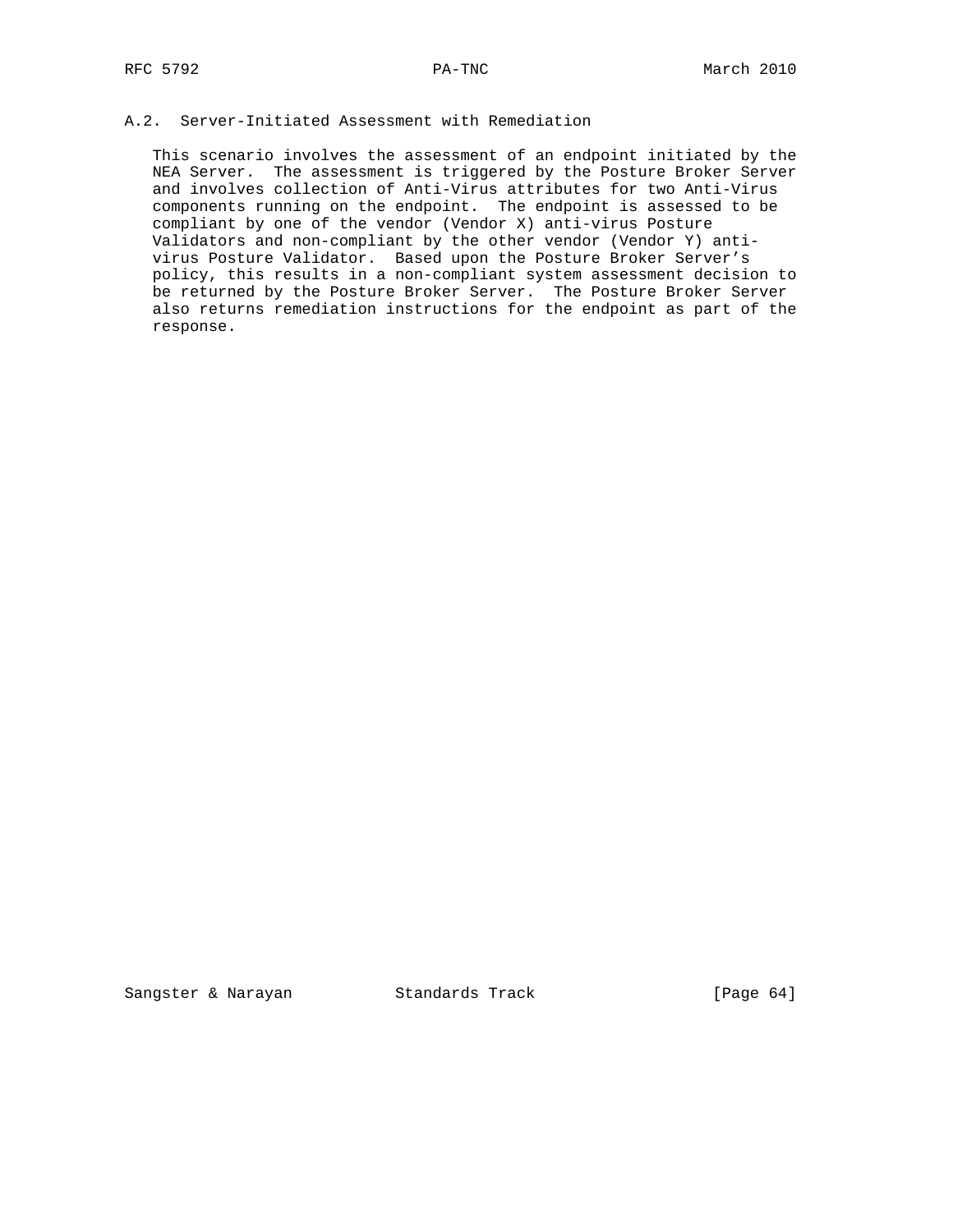### A.2. Server-Initiated Assessment with Remediation

This scenario involves the assessment of an endpoint initiated by the NEA Server. The assessment is triggered by the Posture Broker Server and involves collection of Anti-Virus attributes for two Anti-Virus components running on the endpoint. The endpoint is assessed to be compliant by one of the vendor (Vendor X) anti-virus Posture Validators and non-compliant by the other vendor (Vendor Y) anti-virus Posture Validator. Based upon the Posture Broker Server's policy, this results in a non-compliant system assessment decision to be returned by the Posture Broker Server. The Posture Broker Server also returns remediation instructions for the endpoint as part of the response.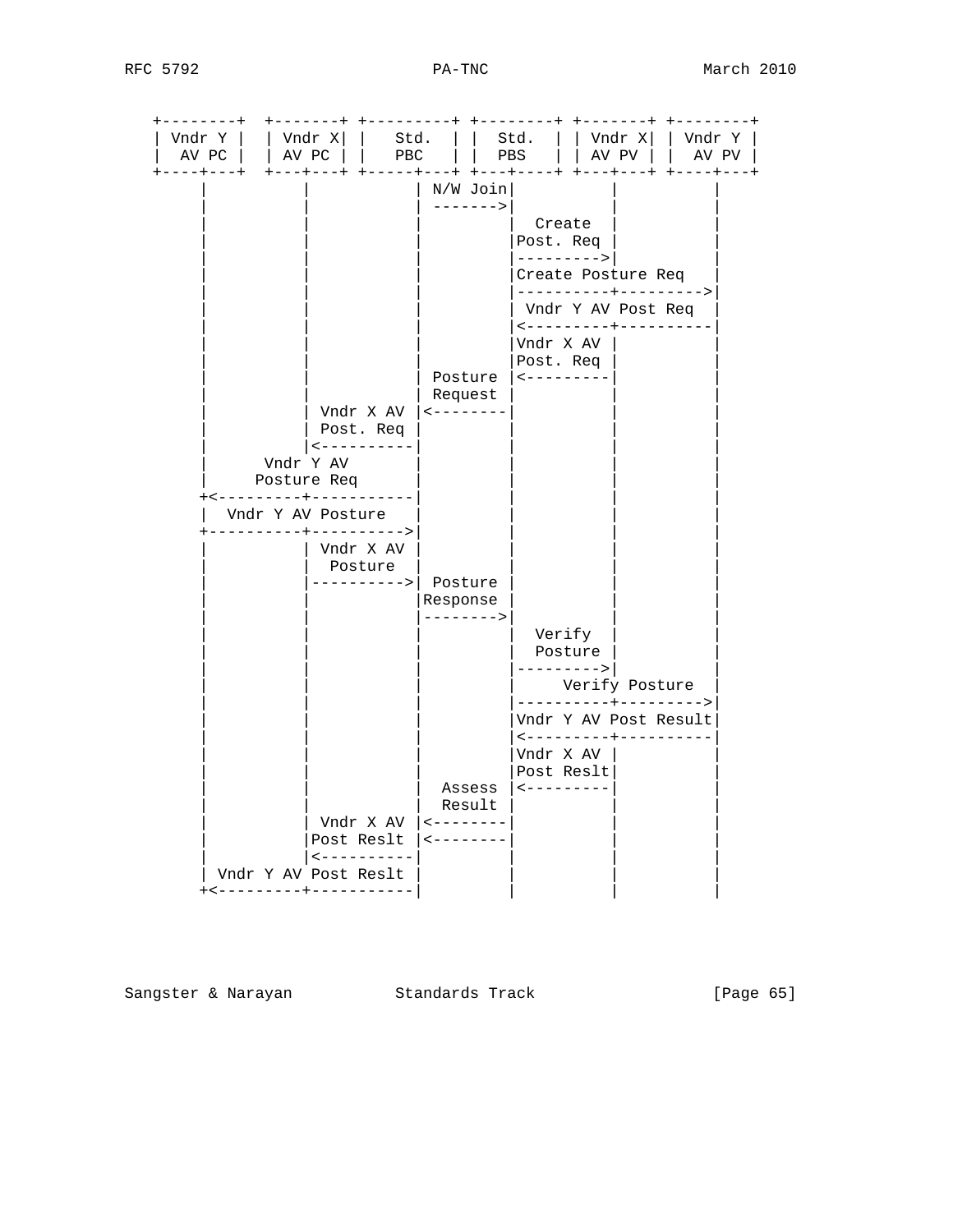```
   +--------+  +-------+ +---------+ +--------+ +-------+ +--------+
   | Vndr Y |  | Vndr X| |   Std.  | |  Std.  | | Vndr X| | Vndr Y |
   |  AV PC |  | AV PC | |   PBC   | |  PBS   | | AV PV | |  AV PV |
   +----+---+  +---+---+ +----+----+ +---+----+ +---+---+ +----+---+
        |          |          | N/W Join|          |          |
        |          |          | ------->|          |          |
        |          |          |         |  Create  |          |
        |          |          |         |Post. Req |          |
        |          |          |         |--------->|          |
        |          |          |         |Create Posture Req   |
        |          |          |         |----------+--------->|
        |          |          |         | Vndr Y AV Post Req  |
        |          |          |         |<---------+----------|
        |          |          |         |Vndr X AV |          |
        |          |          |         |Post. Req |          |
        |          |          | Posture |<---------|          |
        |          |          | Request |          |          |
        |          | Vndr X AV |<--------|          |          |
        |          | Post. Req |         |          |          |
        |          |<----------|         |          |          |
        |      Vndr Y AV      |         |          |          |
        |     Posture Req     |         |          |          |
        +<---------+----------|         |          |          |
        |  Vndr Y AV Posture  |         |          |          |
        +----------+--------->|         |          |          |
        |          | Vndr X AV |         |          |          |
        |          |  Posture  |         |          |          |
        |          |---------->| Posture |          |          |
        |          |          |Response |          |          |
        |          |          |-------->|          |          |
        |          |          |         |  Verify  |          |
        |          |          |         |  Posture |          |
        |          |          |         |--------->|          |
        |          |          |         |     Verify Posture  |
        |          |          |         |----------+--------->|
        |          |          |         |Vndr Y AV Post Result|
        |          |          |         |<---------+----------|
        |          |          |         |Vndr X AV |          |
        |          |          |         |Post Reslt|          |
        |          |          |  Assess |<---------|          |
        |          |          |  Result |          |          |
        |          | Vndr X AV |<--------|          |          |
        |          |Post Reslt |<--------|          |          |
        |          |<----------|         |          |          |
        | Vndr Y AV Post Reslt |         |          |          |
        +<---------+----------|         |          |          |
```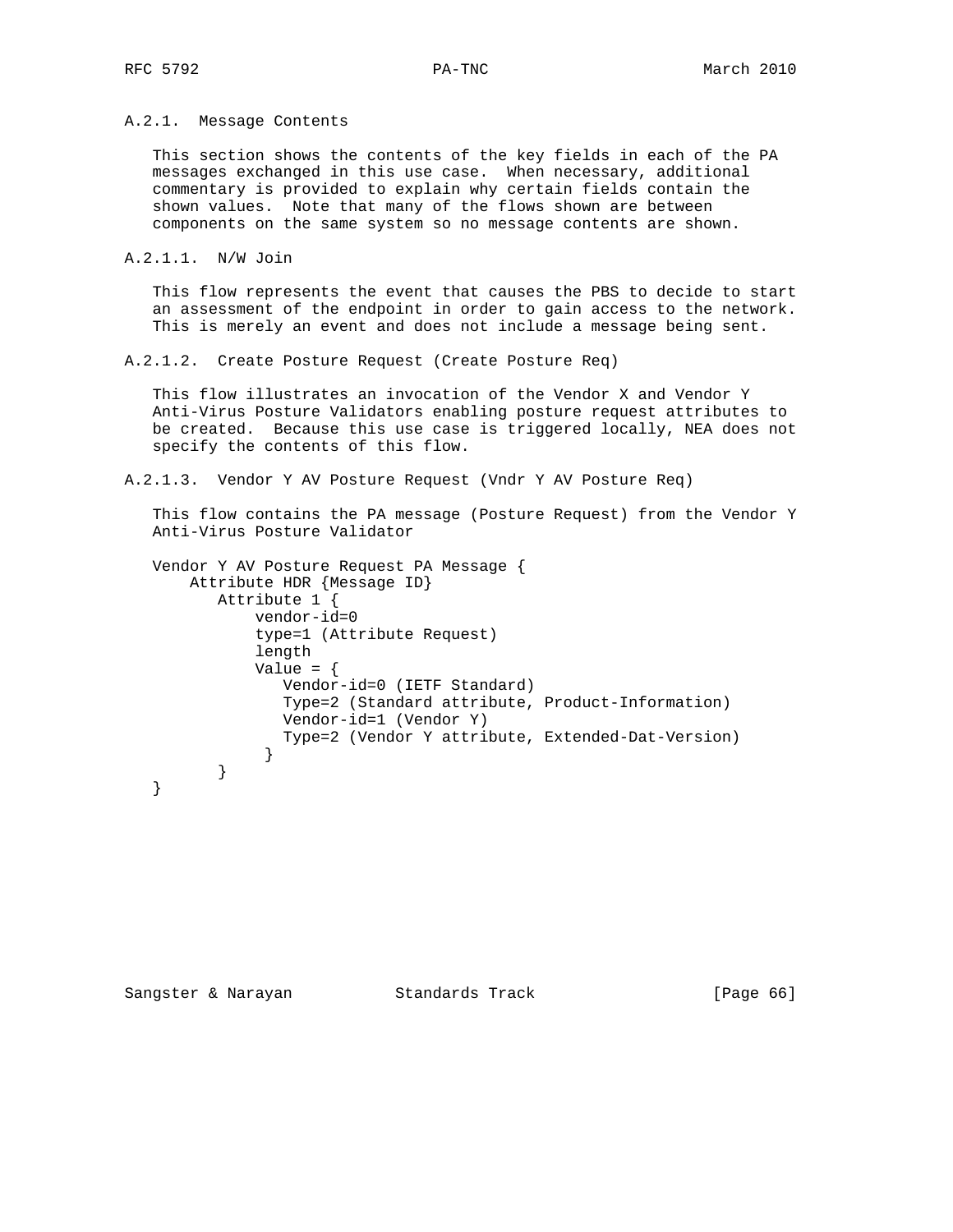### A.2.1. Message Contents

This section shows the contents of the key fields in each of the PA messages exchanged in this use case. When necessary, additional commentary is provided to explain why certain fields contain the shown values. Note that many of the flows shown are between components on the same system so no message contents are shown.

#### A.2.1.1. N/W Join

This flow represents the event that causes the PBS to decide to start an assessment of the endpoint in order to gain access to the network. This is merely an event and does not include a message being sent.

#### A.2.1.2. Create Posture Request (Create Posture Req)

This flow illustrates an invocation of the Vendor X and Vendor Y Anti-Virus Posture Validators enabling posture request attributes to be created. Because this use case is triggered locally, NEA does not specify the contents of this flow.

#### A.2.1.3. Vendor Y AV Posture Request (Vndr Y AV Posture Req)

This flow contains the PA message (Posture Request) from the Vendor Y Anti-Virus Posture Validator

```
Vendor Y AV Posture Request PA Message {
    Attribute HDR {Message ID}
       Attribute 1 {
           vendor-id=0
           type=1 (Attribute Request)
           length
           Value = {
              Vendor-id=0 (IETF Standard)
              Type=2 (Standard attribute, Product-Information)
              Vendor-id=1 (Vendor Y)
              Type=2 (Vendor Y attribute, Extended-Dat-Version)
            }
       }
}
```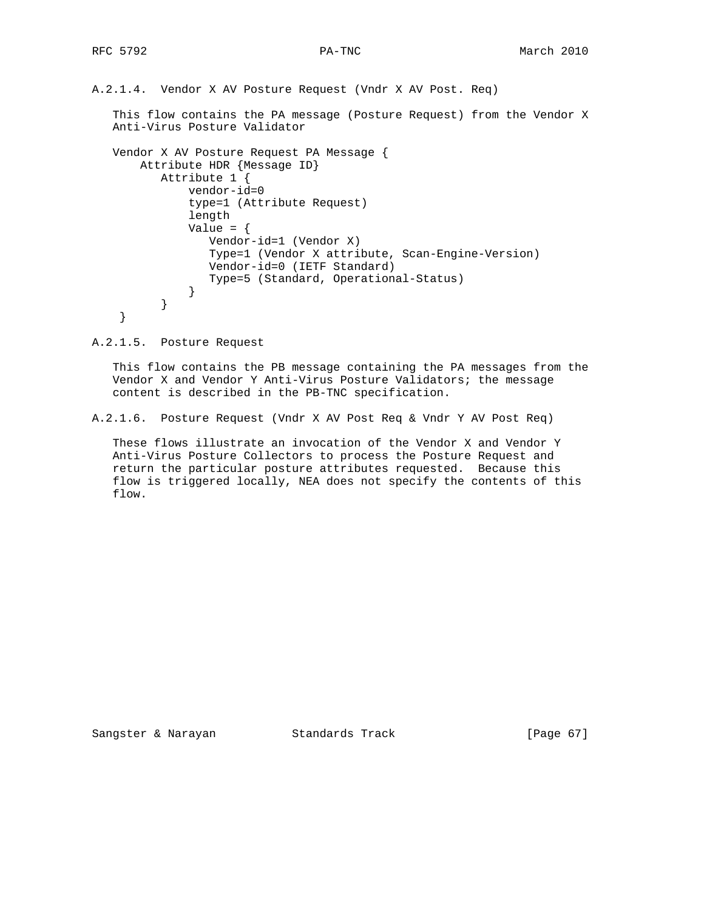#### A.2.1.4. Vendor X AV Posture Request (Vndr X AV Post. Req)

This flow contains the PA message (Posture Request) from the Vendor X Anti-Virus Posture Validator

```
Vendor X AV Posture Request PA Message {
    Attribute HDR {Message ID}
        Attribute 1 {
            vendor-id=0
            type=1 (Attribute Request)
            length
            Value = {
               Vendor-id=1 (Vendor X)
               Type=1 (Vendor X attribute, Scan-Engine-Version)
               Vendor-id=0 (IETF Standard)
               Type=5 (Standard, Operational-Status)
            }
        }
 }
```

#### A.2.1.5. Posture Request

This flow contains the PB message containing the PA messages from the Vendor X and Vendor Y Anti-Virus Posture Validators; the message content is described in the PB-TNC specification.

#### A.2.1.6. Posture Request (Vndr X AV Post Req & Vndr Y AV Post Req)

These flows illustrate an invocation of the Vendor X and Vendor Y Anti-Virus Posture Collectors to process the Posture Request and return the particular posture attributes requested. Because this flow is triggered locally, NEA does not specify the contents of this flow.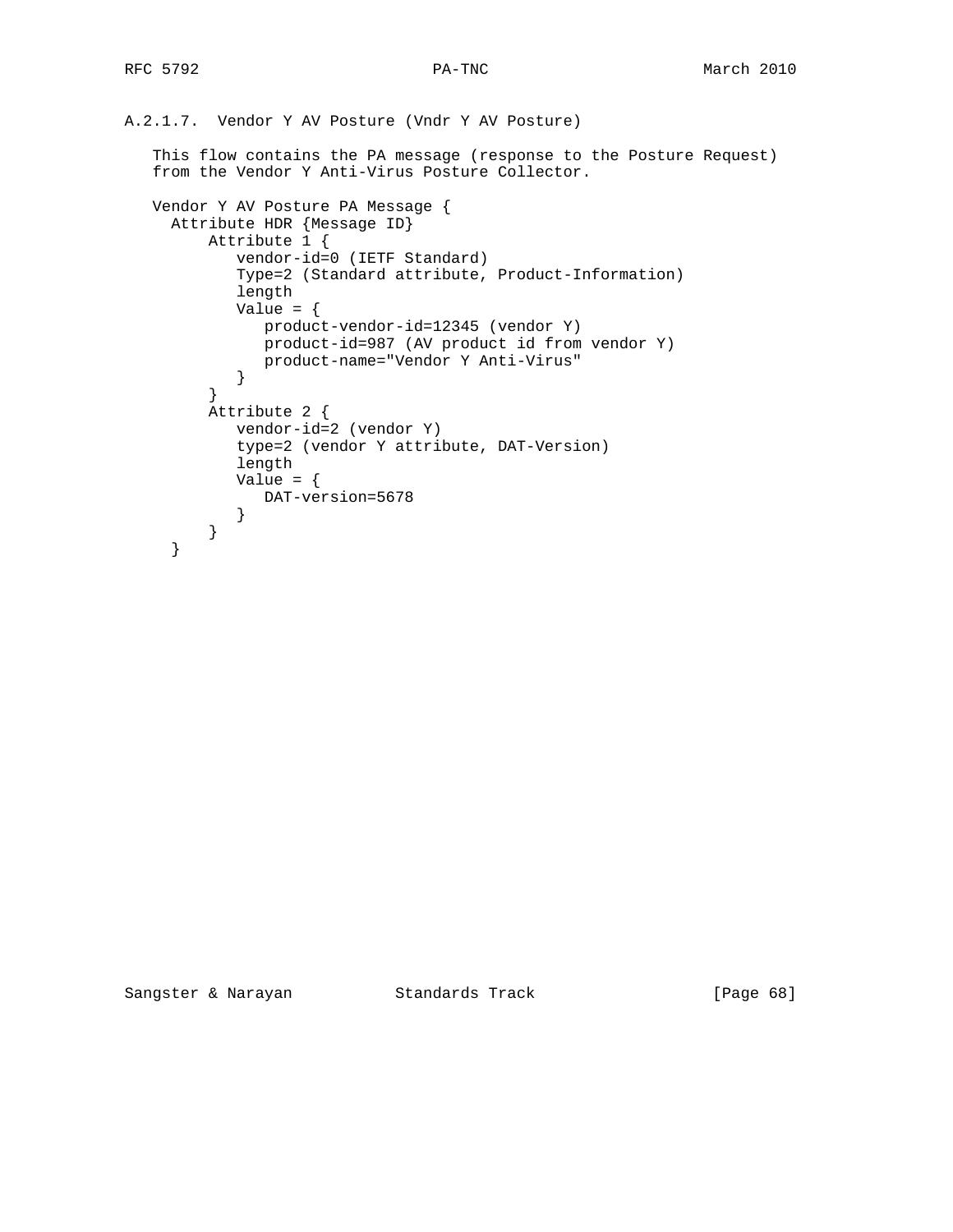#### A.2.1.7. Vendor Y AV Posture (Vndr Y AV Posture)

This flow contains the PA message (response to the Posture Request) from the Vendor Y Anti-Virus Posture Collector.

```
Vendor Y AV Posture PA Message {
  Attribute HDR {Message ID}
      Attribute 1 {
         vendor-id=0 (IETF Standard)
         Type=2 (Standard attribute, Product-Information)
         length
         Value = {
            product-vendor-id=12345 (vendor Y)
            product-id=987 (AV product id from vendor Y)
            product-name="Vendor Y Anti-Virus"
         }
      }
      Attribute 2 {
         vendor-id=2 (vendor Y)
         type=2 (vendor Y attribute, DAT-Version)
         length
         Value = {
            DAT-version=5678
         }
      }
  }
```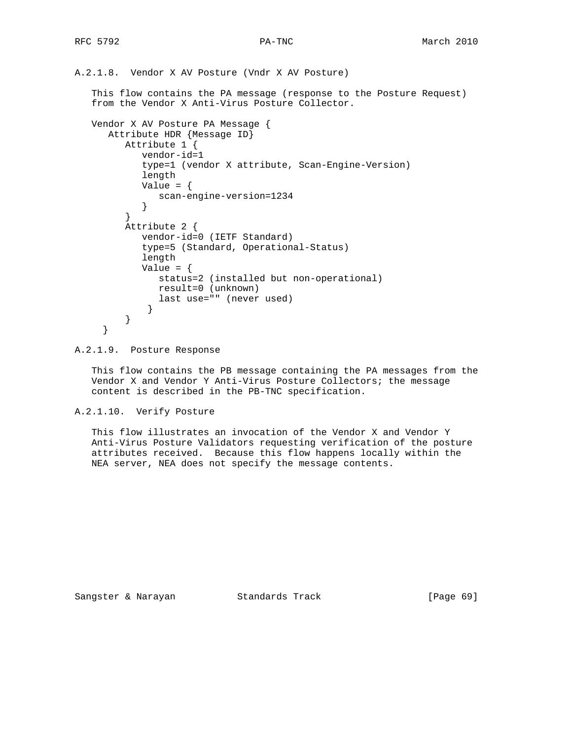#### A.2.1.8. Vendor X AV Posture (Vndr X AV Posture)

This flow contains the PA message (response to the Posture Request) from the Vendor X Anti-Virus Posture Collector.

```
Vendor X AV Posture PA Message {
   Attribute HDR {Message ID}
      Attribute 1 {
         vendor-id=1
         type=1 (vendor X attribute, Scan-Engine-Version)
         length
         Value = {
            scan-engine-version=1234
         }
      }
      Attribute 2 {
         vendor-id=0 (IETF Standard)
         type=5 (Standard, Operational-Status)
         length
         Value = {
            status=2 (installed but non-operational)
            result=0 (unknown)
            last use="" (never used)
          }
      }
  }
```

#### A.2.1.9. Posture Response

This flow contains the PB message containing the PA messages from the Vendor X and Vendor Y Anti-Virus Posture Collectors; the message content is described in the PB-TNC specification.

#### A.2.1.10. Verify Posture

This flow illustrates an invocation of the Vendor X and Vendor Y Anti-Virus Posture Validators requesting verification of the posture attributes received. Because this flow happens locally within the NEA server, NEA does not specify the message contents.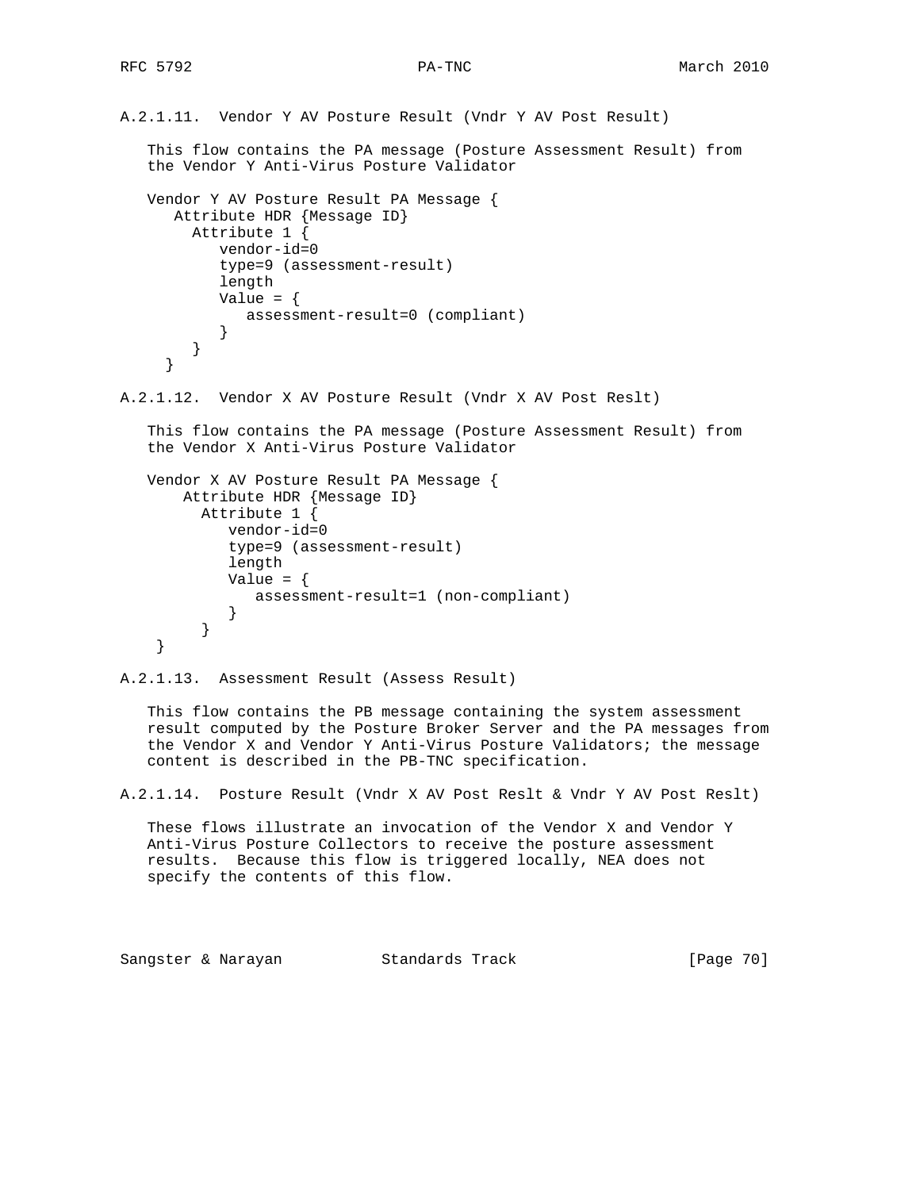#### A.2.1.11. Vendor Y AV Posture Result (Vndr Y AV Post Result)

This flow contains the PA message (Posture Assessment Result) from the Vendor Y Anti-Virus Posture Validator

```
Vendor Y AV Posture Result PA Message {
   Attribute HDR {Message ID}
      Attribute 1 {
         vendor-id=0
         type=9 (assessment-result)
         length
         Value = {
            assessment-result=0 (compliant)
         }
      }
  }
```

#### A.2.1.12. Vendor X AV Posture Result (Vndr X AV Post Reslt)

This flow contains the PA message (Posture Assessment Result) from the Vendor X Anti-Virus Posture Validator

```
Vendor X AV Posture Result PA Message {
    Attribute HDR {Message ID}
      Attribute 1 {
         vendor-id=0
         type=9 (assessment-result)
         length
         Value = {
            assessment-result=1 (non-compliant)
         }
      }
 }
```

#### A.2.1.13. Assessment Result (Assess Result)

This flow contains the PB message containing the system assessment result computed by the Posture Broker Server and the PA messages from the Vendor X and Vendor Y Anti-Virus Posture Validators; the message content is described in the PB-TNC specification.

#### A.2.1.14. Posture Result (Vndr X AV Post Reslt & Vndr Y AV Post Reslt)

These flows illustrate an invocation of the Vendor X and Vendor Y Anti-Virus Posture Collectors to receive the posture assessment results. Because this flow is triggered locally, NEA does not specify the contents of this flow.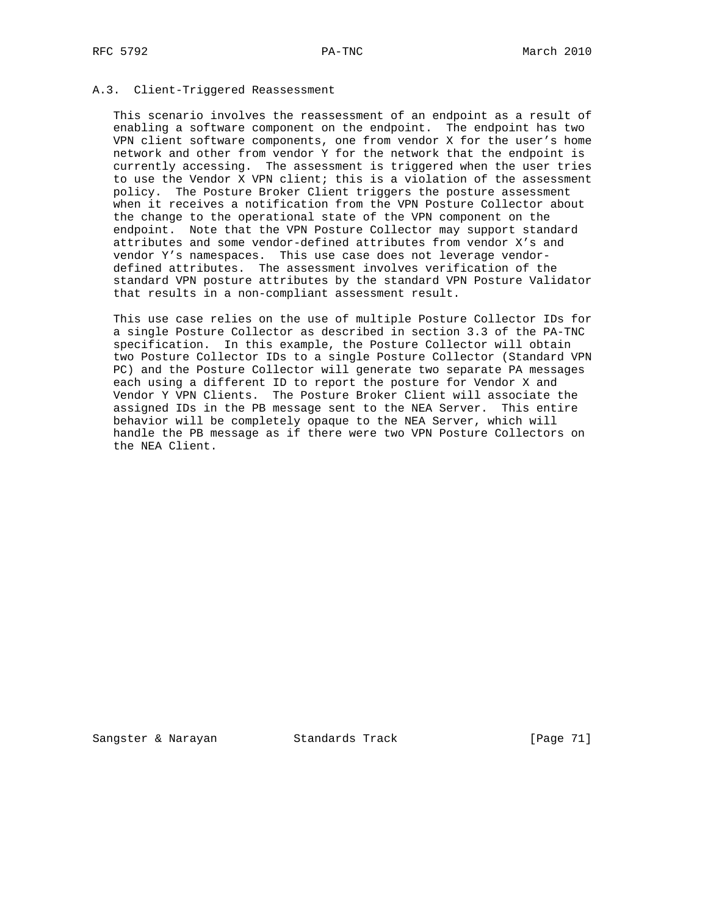### A.3. Client-Triggered Reassessment

This scenario involves the reassessment of an endpoint as a result of enabling a software component on the endpoint. The endpoint has two VPN client software components, one from vendor X for the user's home network and other from vendor Y for the network that the endpoint is currently accessing. The assessment is triggered when the user tries to use the Vendor X VPN client; this is a violation of the assessment policy. The Posture Broker Client triggers the posture assessment when it receives a notification from the VPN Posture Collector about the change to the operational state of the VPN component on the endpoint. Note that the VPN Posture Collector may support standard attributes and some vendor-defined attributes from vendor X's and vendor Y's namespaces. This use case does not leverage vendor-defined attributes. The assessment involves verification of the standard VPN posture attributes by the standard VPN Posture Validator that results in a non-compliant assessment result.

This use case relies on the use of multiple Posture Collector IDs for a single Posture Collector as described in section 3.3 of the PA-TNC specification. In this example, the Posture Collector will obtain two Posture Collector IDs to a single Posture Collector (Standard VPN PC) and the Posture Collector will generate two separate PA messages each using a different ID to report the posture for Vendor X and Vendor Y VPN Clients. The Posture Broker Client will associate the assigned IDs in the PB message sent to the NEA Server. This entire behavior will be completely opaque to the NEA Server, which will handle the PB message as if there were two VPN Posture Collectors on the NEA Client.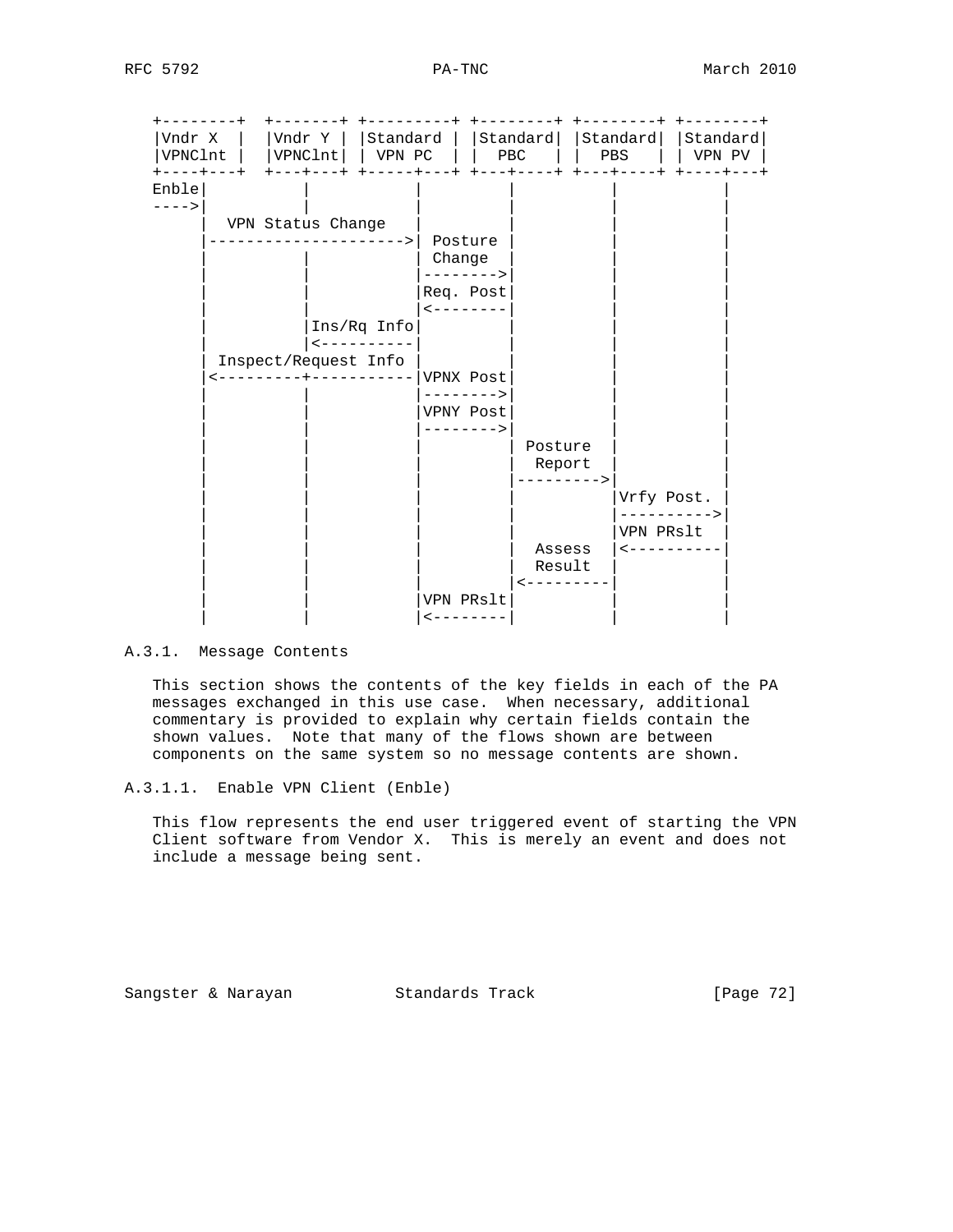```
   +--------+  +-------+ +---------+ +--------+ +--------+ +--------+
   |Vndr X  |  |Vndr Y | |Standard | |Standard| |Standard| |Standard|
   |VPNClnt |  |VPNClnt| | VPN PC  | |  PBC   | |  PBS   | | VPN PV |
   +----+---+  +---+---+ +-----+---+ +---+----+ +---+----+ +----+---+
   Enble|          |           |         |          |           |
   ---->|          |           |         |          |           |
        |  VPN Status Change   |         |          |           |
        |--------------------->| Posture |          |           |
        |          |           | Change  |          |           |
        |          |           |-------->|          |           |
        |          |           |Req. Post|          |           |
        |          |           |<--------|          |           |
        |          |Ins/Rq Info|         |          |           |
        |          |<----------|         |          |           |
        | Inspect/Request Info |         |          |           |
        |<---------+-----------|VPNX Post|          |           |
        |          |           |-------->|          |           |
        |          |           |VPNY Post|          |           |
        |          |           |-------->|          |           |
        |          |           |         | Posture  |           |
        |          |           |         |  Report  |           |
        |          |           |         |--------->|           |
        |          |           |         |          |Vrfy Post. |
        |          |           |         |          |---------->|
        |          |           |         |          |VPN PRslt  |
        |          |           |         |  Assess  |<----------|
        |          |           |         |  Result  |           |
        |          |           |         |<---------|           |
        |          |           |VPN PRslt|          |           |
        |          |           |<--------|          |           |
```

### A.3.1. Message Contents

This section shows the contents of the key fields in each of the PA messages exchanged in this use case. When necessary, additional commentary is provided to explain why certain fields contain the shown values. Note that many of the flows shown are between components on the same system so no message contents are shown.

#### A.3.1.1. Enable VPN Client (Enble)

This flow represents the end user triggered event of starting the VPN Client software from Vendor X. This is merely an event and does not include a message being sent.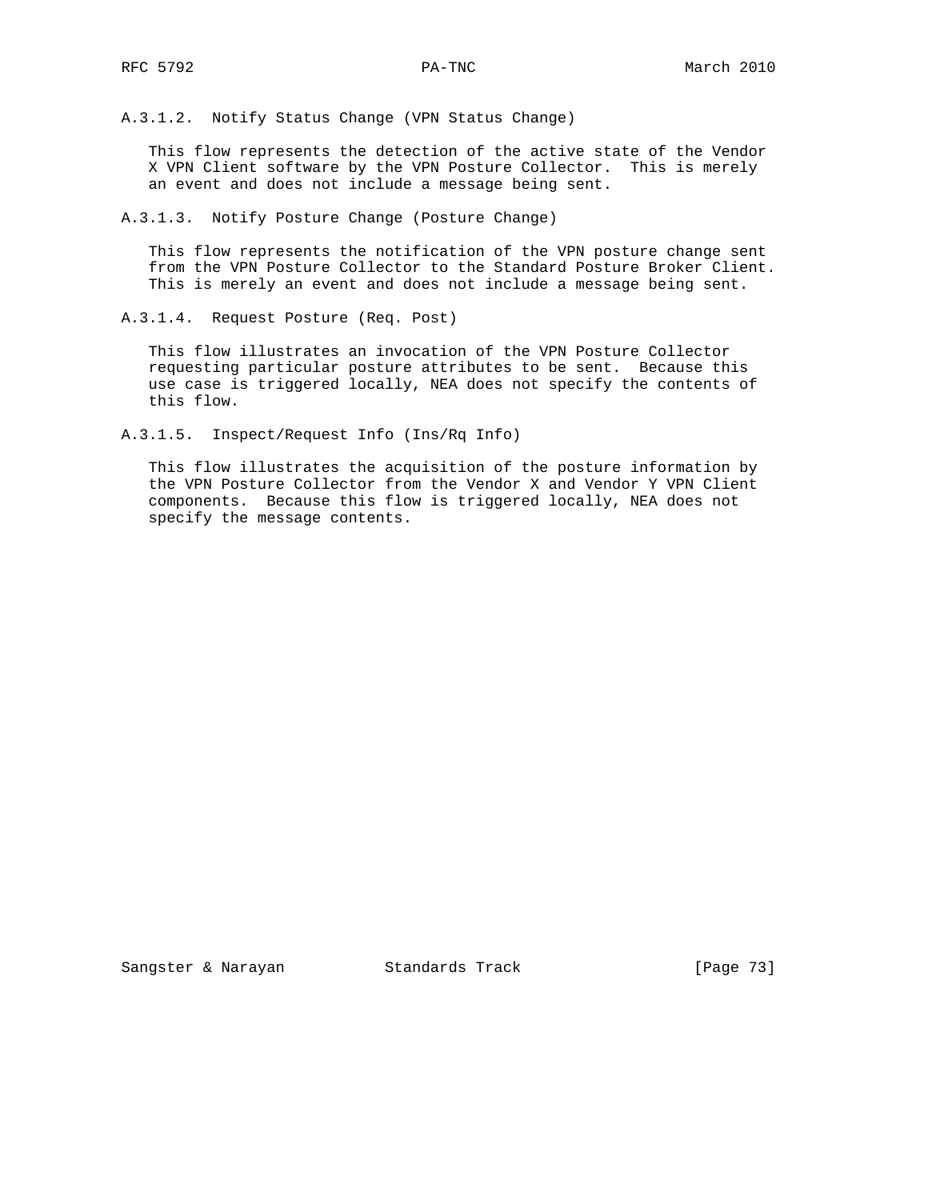#### A.3.1.2. Notify Status Change (VPN Status Change)

This flow represents the detection of the active state of the Vendor X VPN Client software by the VPN Posture Collector. This is merely an event and does not include a message being sent.

#### A.3.1.3. Notify Posture Change (Posture Change)

This flow represents the notification of the VPN posture change sent from the VPN Posture Collector to the Standard Posture Broker Client. This is merely an event and does not include a message being sent.

#### A.3.1.4. Request Posture (Req. Post)

This flow illustrates an invocation of the VPN Posture Collector requesting particular posture attributes to be sent. Because this use case is triggered locally, NEA does not specify the contents of this flow.

#### A.3.1.5. Inspect/Request Info (Ins/Rq Info)

This flow illustrates the acquisition of the posture information by the VPN Posture Collector from the Vendor X and Vendor Y VPN Client components. Because this flow is triggered locally, NEA does not specify the message contents.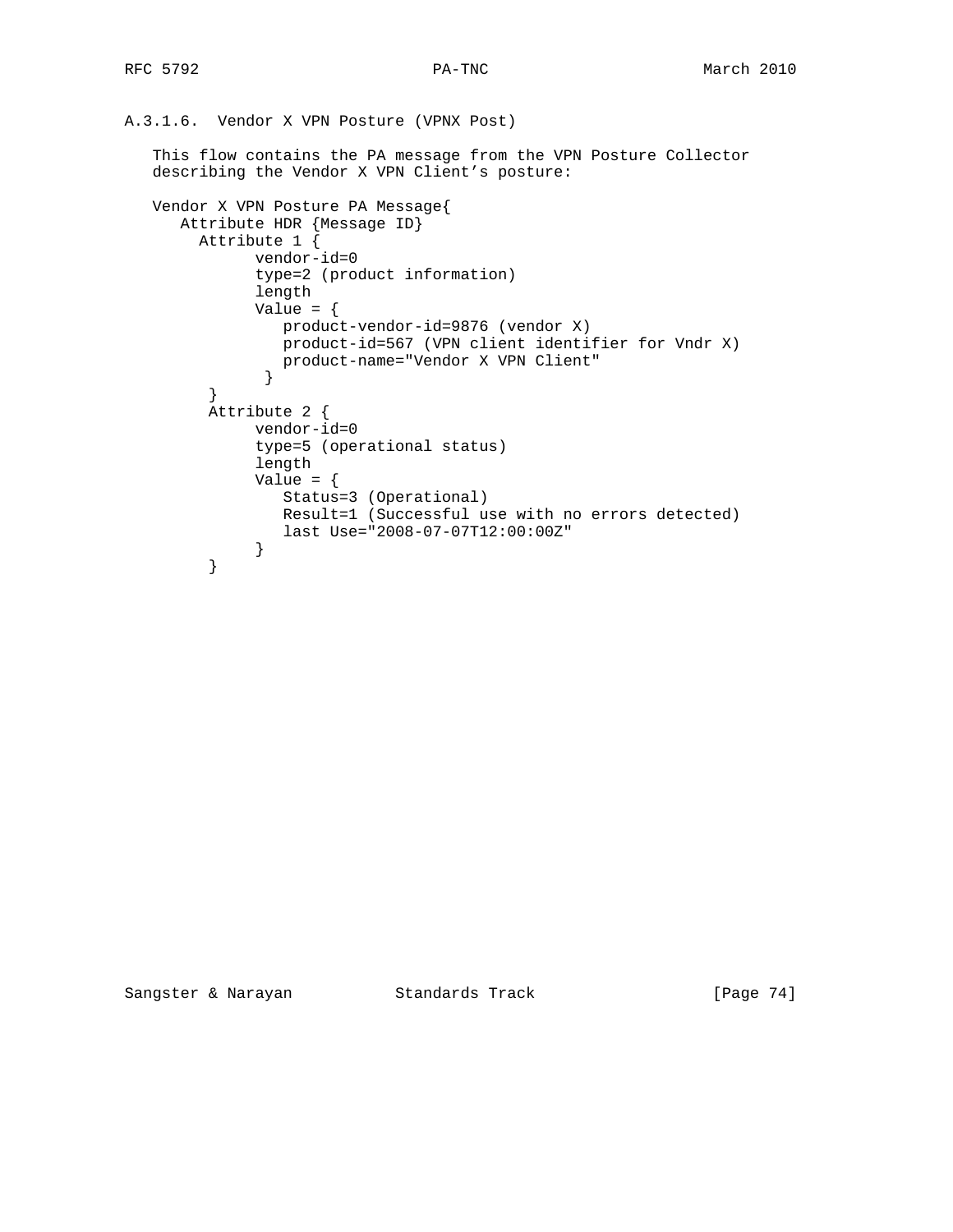#### A.3.1.6. Vendor X VPN Posture (VPNX Post)

This flow contains the PA message from the VPN Posture Collector describing the Vendor X VPN Client's posture:

```
Vendor X VPN Posture PA Message{
   Attribute HDR {Message ID}
     Attribute 1 {
           vendor-id=0
           type=2 (product information)
           length
           Value = {
              product-vendor-id=9876 (vendor X)
              product-id=567 (VPN client identifier for Vndr X)
              product-name="Vendor X VPN Client"
            }
      }
      Attribute 2 {
           vendor-id=0
           type=5 (operational status)
           length
           Value = {
              Status=3 (Operational)
              Result=1 (Successful use with no errors detected)
              last Use="2008-07-07T12:00:00Z"
           }
      }
```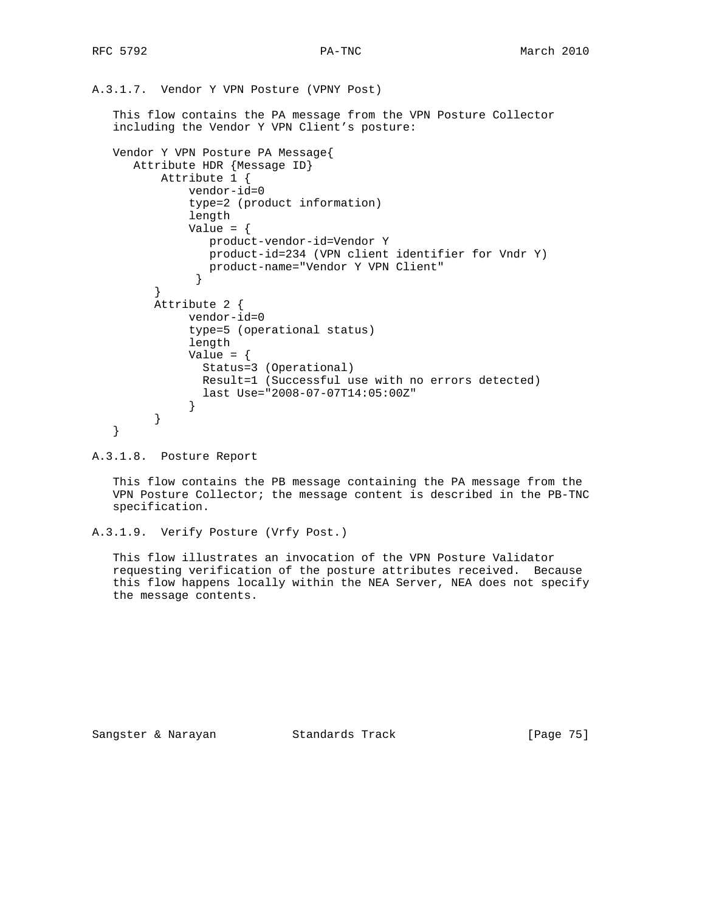#### A.3.1.7. Vendor Y VPN Posture (VPNY Post)

This flow contains the PA message from the VPN Posture Collector including the Vendor Y VPN Client's posture:

```
Vendor Y VPN Posture PA Message{
   Attribute HDR {Message ID}
       Attribute 1 {
           vendor-id=0
           type=2 (product information)
           length
           Value = {
              product-vendor-id=Vendor Y
              product-id=234 (VPN client identifier for Vndr Y)
              product-name="Vendor Y VPN Client"
            }
      }
      Attribute 2 {
           vendor-id=0
           type=5 (operational status)
           length
           Value = {
             Status=3 (Operational)
             Result=1 (Successful use with no errors detected)
             last Use="2008-07-07T14:05:00Z"
           }
      }
}
```

#### A.3.1.8. Posture Report

This flow contains the PB message containing the PA message from the VPN Posture Collector; the message content is described in the PB-TNC specification.

#### A.3.1.9. Verify Posture (Vrfy Post.)

This flow illustrates an invocation of the VPN Posture Validator requesting verification of the posture attributes received. Because this flow happens locally within the NEA Server, NEA does not specify the message contents.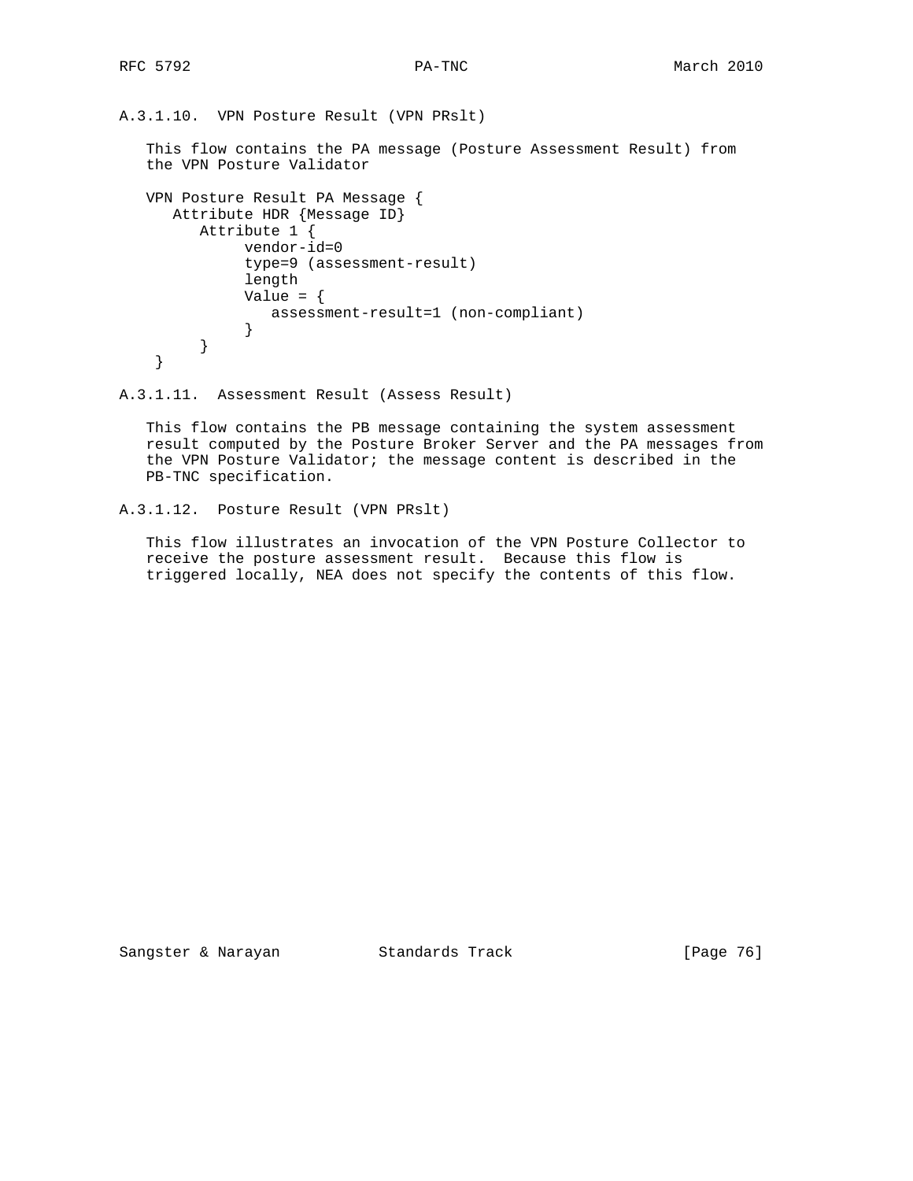#### A.3.1.10. VPN Posture Result (VPN PRslt)

This flow contains the PA message (Posture Assessment Result) from the VPN Posture Validator

```
VPN Posture Result PA Message {
   Attribute HDR {Message ID}
       Attribute 1 {
             vendor-id=0
             type=9 (assessment-result)
             length
             Value = {
                assessment-result=1 (non-compliant)
             }
       }
 }
```

#### A.3.1.11. Assessment Result (Assess Result)

This flow contains the PB message containing the system assessment result computed by the Posture Broker Server and the PA messages from the VPN Posture Validator; the message content is described in the PB-TNC specification.

#### A.3.1.12. Posture Result (VPN PRslt)

This flow illustrates an invocation of the VPN Posture Collector to receive the posture assessment result. Because this flow is triggered locally, NEA does not specify the contents of this flow.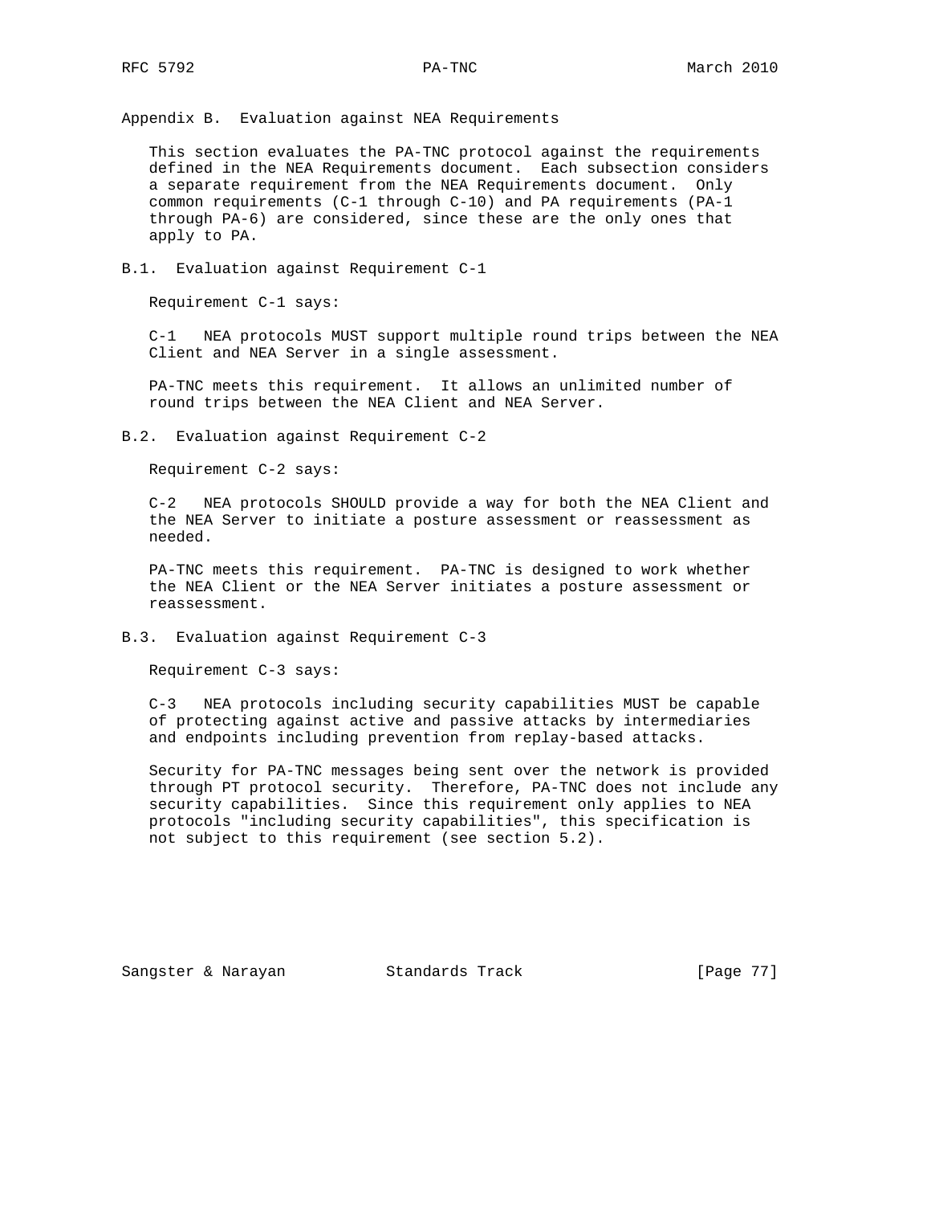# Appendix B. Evaluation against NEA Requirements

This section evaluates the PA-TNC protocol against the requirements defined in the NEA Requirements document. Each subsection considers a separate requirement from the NEA Requirements document. Only common requirements (C-1 through C-10) and PA requirements (PA-1 through PA-6) are considered, since these are the only ones that apply to PA.

## B.1. Evaluation against Requirement C-1

Requirement C-1 says:

C-1 NEA protocols MUST support multiple round trips between the NEA Client and NEA Server in a single assessment.

PA-TNC meets this requirement. It allows an unlimited number of round trips between the NEA Client and NEA Server.

## B.2. Evaluation against Requirement C-2

Requirement C-2 says:

C-2 NEA protocols SHOULD provide a way for both the NEA Client and the NEA Server to initiate a posture assessment or reassessment as needed.

PA-TNC meets this requirement. PA-TNC is designed to work whether the NEA Client or the NEA Server initiates a posture assessment or reassessment.

## B.3. Evaluation against Requirement C-3

Requirement C-3 says:

C-3 NEA protocols including security capabilities MUST be capable of protecting against active and passive attacks by intermediaries and endpoints including prevention from replay-based attacks.

Security for PA-TNC messages being sent over the network is provided through PT protocol security. Therefore, PA-TNC does not include any security capabilities. Since this requirement only applies to NEA protocols "including security capabilities", this specification is not subject to this requirement (see section 5.2).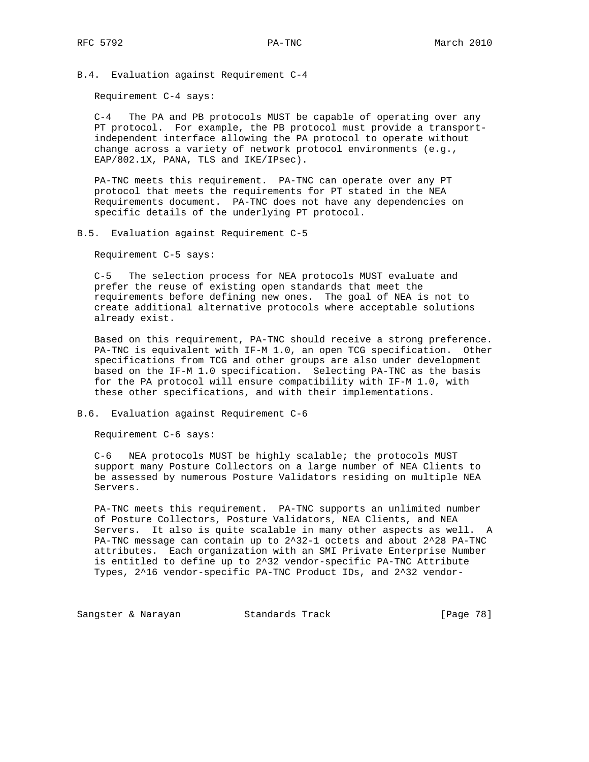### B.4. Evaluation against Requirement C-4

Requirement C-4 says:

C-4 The PA and PB protocols MUST be capable of operating over any PT protocol. For example, the PB protocol must provide a transport-independent interface allowing the PA protocol to operate without change across a variety of network protocol environments (e.g., EAP/802.1X, PANA, TLS and IKE/IPsec).

PA-TNC meets this requirement. PA-TNC can operate over any PT protocol that meets the requirements for PT stated in the NEA Requirements document. PA-TNC does not have any dependencies on specific details of the underlying PT protocol.

### B.5. Evaluation against Requirement C-5

Requirement C-5 says:

C-5 The selection process for NEA protocols MUST evaluate and prefer the reuse of existing open standards that meet the requirements before defining new ones. The goal of NEA is not to create additional alternative protocols where acceptable solutions already exist.

Based on this requirement, PA-TNC should receive a strong preference. PA-TNC is equivalent with IF-M 1.0, an open TCG specification. Other specifications from TCG and other groups are also under development based on the IF-M 1.0 specification. Selecting PA-TNC as the basis for the PA protocol will ensure compatibility with IF-M 1.0, with these other specifications, and with their implementations.

### B.6. Evaluation against Requirement C-6

Requirement C-6 says:

C-6 NEA protocols MUST be highly scalable; the protocols MUST support many Posture Collectors on a large number of NEA Clients to be assessed by numerous Posture Validators residing on multiple NEA Servers.

PA-TNC meets this requirement. PA-TNC supports an unlimited number of Posture Collectors, Posture Validators, NEA Clients, and NEA Servers. It also is quite scalable in many other aspects as well. A PA-TNC message can contain up to $2^{32}-1$ octets and about $2^{28}$ PA-TNC attributes. Each organization with an SMI Private Enterprise Number is entitled to define up to $2^{32}$ vendor-specific PA-TNC Attribute Types, $2^{16}$ vendor-specific PA-TNC Product IDs, and $2^{32}$ vendor-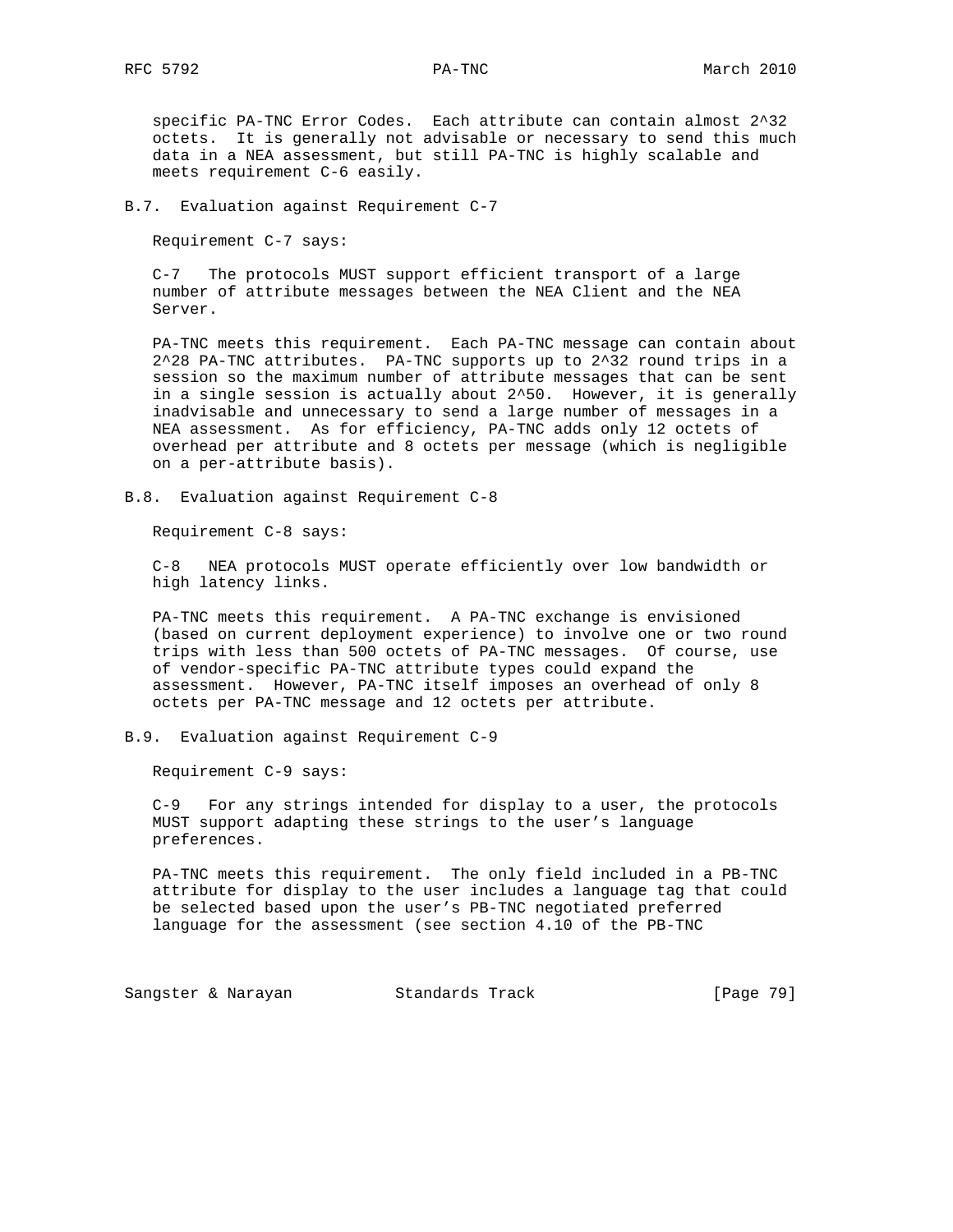specific PA-TNC Error Codes. Each attribute can contain almost $2^{32}$ octets. It is generally not advisable or necessary to send this much data in a NEA assessment, but still PA-TNC is highly scalable and meets requirement C-6 easily.

### B.7. Evaluation against Requirement C-7

Requirement C-7 says:

C-7 The protocols MUST support efficient transport of a large number of attribute messages between the NEA Client and the NEA Server.

PA-TNC meets this requirement. Each PA-TNC message can contain about $2^{28}$ PA-TNC attributes. PA-TNC supports up to $2^{32}$ round trips in a session so the maximum number of attribute messages that can be sent in a single session is actually about $2^{50}$. However, it is generally inadvisable and unnecessary to send a large number of messages in a NEA assessment. As for efficiency, PA-TNC adds only 12 octets of overhead per attribute and 8 octets per message (which is negligible on a per-attribute basis).

### B.8. Evaluation against Requirement C-8

Requirement C-8 says:

C-8 NEA protocols MUST operate efficiently over low bandwidth or high latency links.

PA-TNC meets this requirement. A PA-TNC exchange is envisioned (based on current deployment experience) to involve one or two round trips with less than 500 octets of PA-TNC messages. Of course, use of vendor-specific PA-TNC attribute types could expand the assessment. However, PA-TNC itself imposes an overhead of only 8 octets per PA-TNC message and 12 octets per attribute.

### B.9. Evaluation against Requirement C-9

Requirement C-9 says:

C-9 For any strings intended for display to a user, the protocols MUST support adapting these strings to the user's language preferences.

PA-TNC meets this requirement. The only field included in a PB-TNC attribute for display to the user includes a language tag that could be selected based upon the user's PB-TNC negotiated preferred language for the assessment (see section 4.10 of the PB-TNC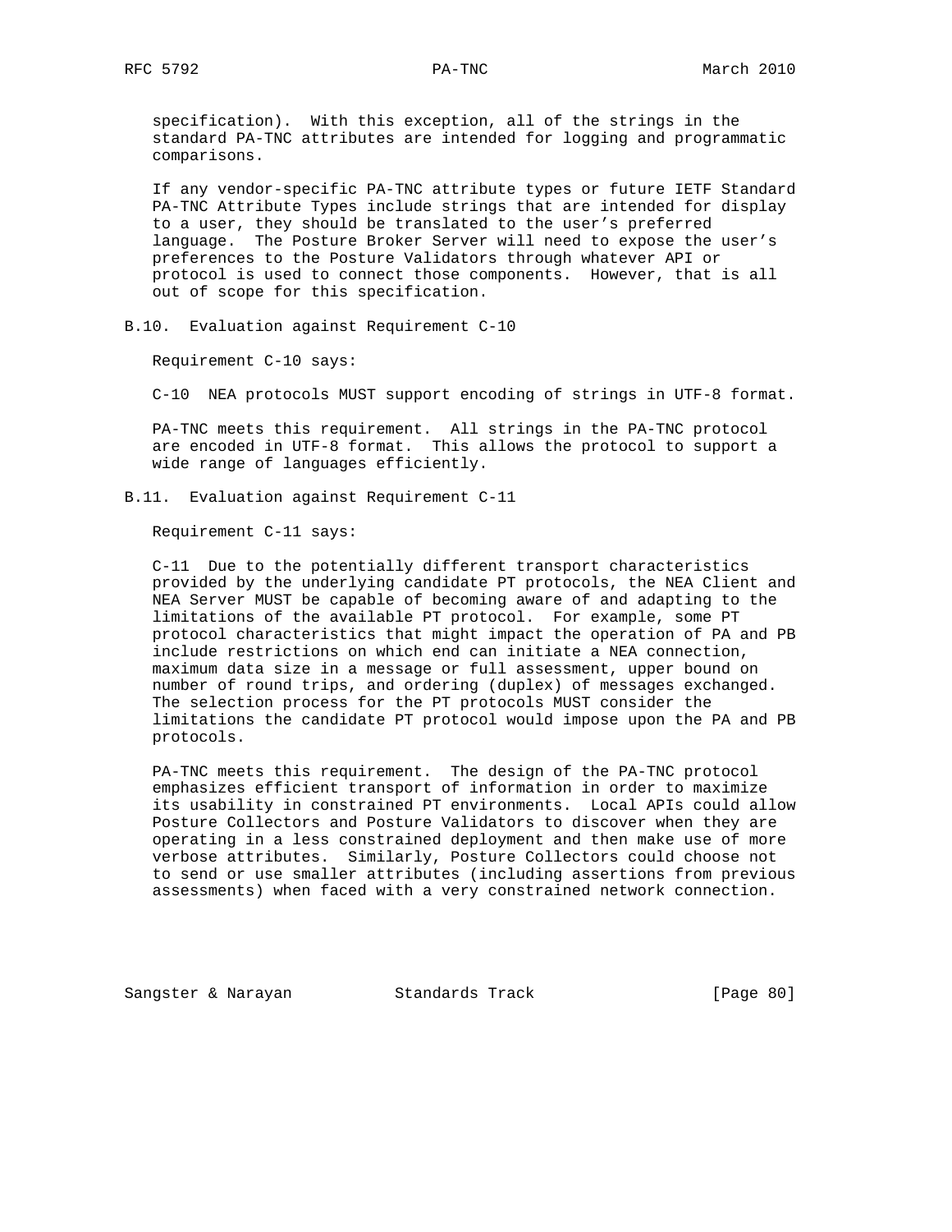specification). With this exception, all of the strings in the standard PA-TNC attributes are intended for logging and programmatic comparisons.

If any vendor-specific PA-TNC attribute types or future IETF Standard PA-TNC Attribute Types include strings that are intended for display to a user, they should be translated to the user's preferred language. The Posture Broker Server will need to expose the user's preferences to the Posture Validators through whatever API or protocol is used to connect those components. However, that is all out of scope for this specification.

### B.10. Evaluation against Requirement C-10

Requirement C-10 says:

C-10 NEA protocols MUST support encoding of strings in UTF-8 format.

PA-TNC meets this requirement. All strings in the PA-TNC protocol are encoded in UTF-8 format. This allows the protocol to support a wide range of languages efficiently.

### B.11. Evaluation against Requirement C-11

Requirement C-11 says:

C-11 Due to the potentially different transport characteristics provided by the underlying candidate PT protocols, the NEA Client and NEA Server MUST be capable of becoming aware of and adapting to the limitations of the available PT protocol. For example, some PT protocol characteristics that might impact the operation of PA and PB include restrictions on which end can initiate a NEA connection, maximum data size in a message or full assessment, upper bound on number of round trips, and ordering (duplex) of messages exchanged. The selection process for the PT protocols MUST consider the limitations the candidate PT protocol would impose upon the PA and PB protocols.

PA-TNC meets this requirement. The design of the PA-TNC protocol emphasizes efficient transport of information in order to maximize its usability in constrained PT environments. Local APIs could allow Posture Collectors and Posture Validators to discover when they are operating in a less constrained deployment and then make use of more verbose attributes. Similarly, Posture Collectors could choose not to send or use smaller attributes (including assertions from previous assessments) when faced with a very constrained network connection.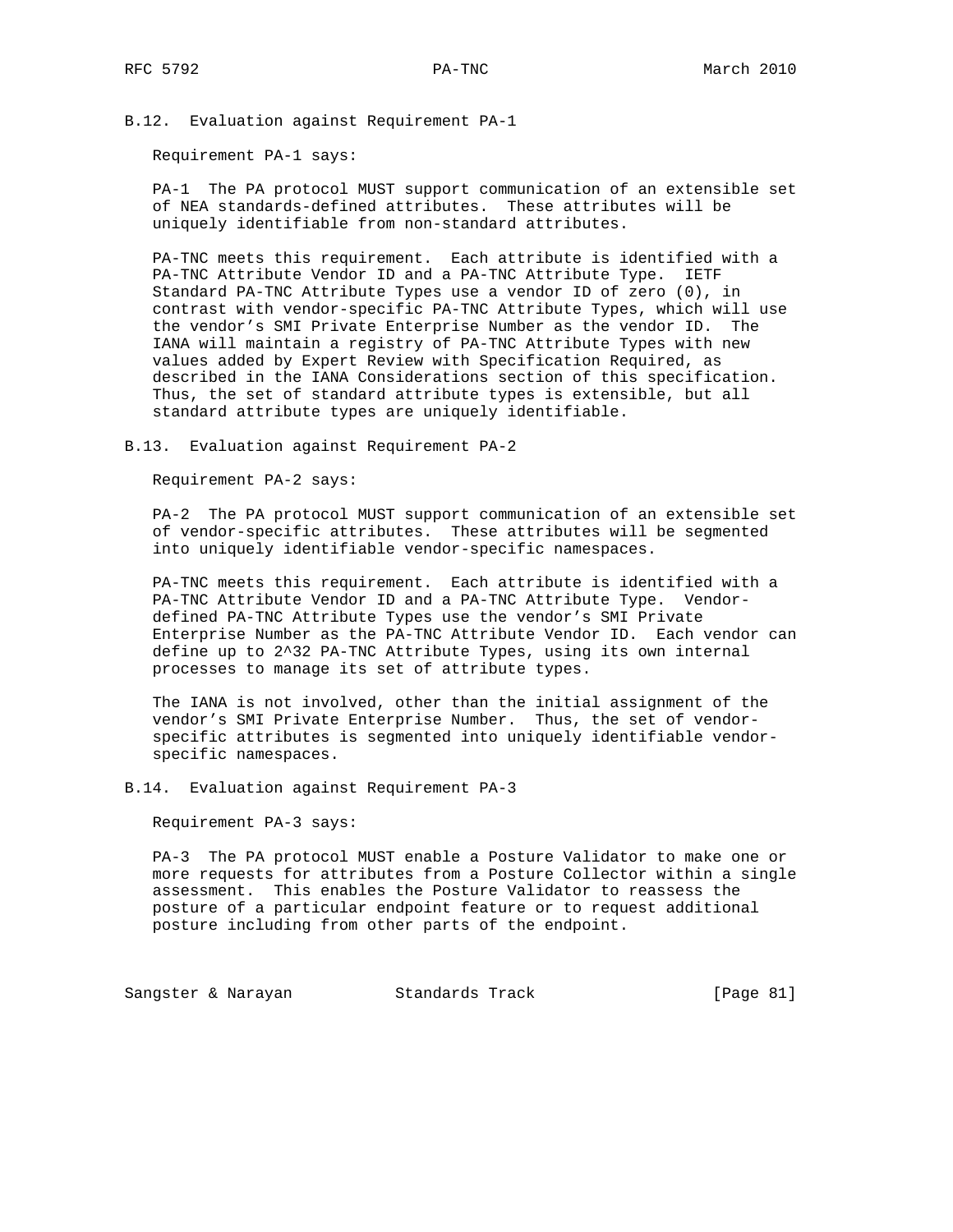### B.12. Evaluation against Requirement PA-1

Requirement PA-1 says:

PA-1 The PA protocol MUST support communication of an extensible set of NEA standards-defined attributes. These attributes will be uniquely identifiable from non-standard attributes.

PA-TNC meets this requirement. Each attribute is identified with a PA-TNC Attribute Vendor ID and a PA-TNC Attribute Type. IETF Standard PA-TNC Attribute Types use a vendor ID of zero (0), in contrast with vendor-specific PA-TNC Attribute Types, which will use the vendor's SMI Private Enterprise Number as the vendor ID. The IANA will maintain a registry of PA-TNC Attribute Types with new values added by Expert Review with Specification Required, as described in the IANA Considerations section of this specification. Thus, the set of standard attribute types is extensible, but all standard attribute types are uniquely identifiable.

### B.13. Evaluation against Requirement PA-2

Requirement PA-2 says:

PA-2 The PA protocol MUST support communication of an extensible set of vendor-specific attributes. These attributes will be segmented into uniquely identifiable vendor-specific namespaces.

PA-TNC meets this requirement. Each attribute is identified with a PA-TNC Attribute Vendor ID and a PA-TNC Attribute Type. Vendor-defined PA-TNC Attribute Types use the vendor's SMI Private Enterprise Number as the PA-TNC Attribute Vendor ID. Each vendor can define up to $2^{32}$ PA-TNC Attribute Types, using its own internal processes to manage its set of attribute types.

The IANA is not involved, other than the initial assignment of the vendor's SMI Private Enterprise Number. Thus, the set of vendor-specific attributes is segmented into uniquely identifiable vendor-specific namespaces.

### B.14. Evaluation against Requirement PA-3

Requirement PA-3 says:

PA-3 The PA protocol MUST enable a Posture Validator to make one or more requests for attributes from a Posture Collector within a single assessment. This enables the Posture Validator to reassess the posture of a particular endpoint feature or to request additional posture including from other parts of the endpoint.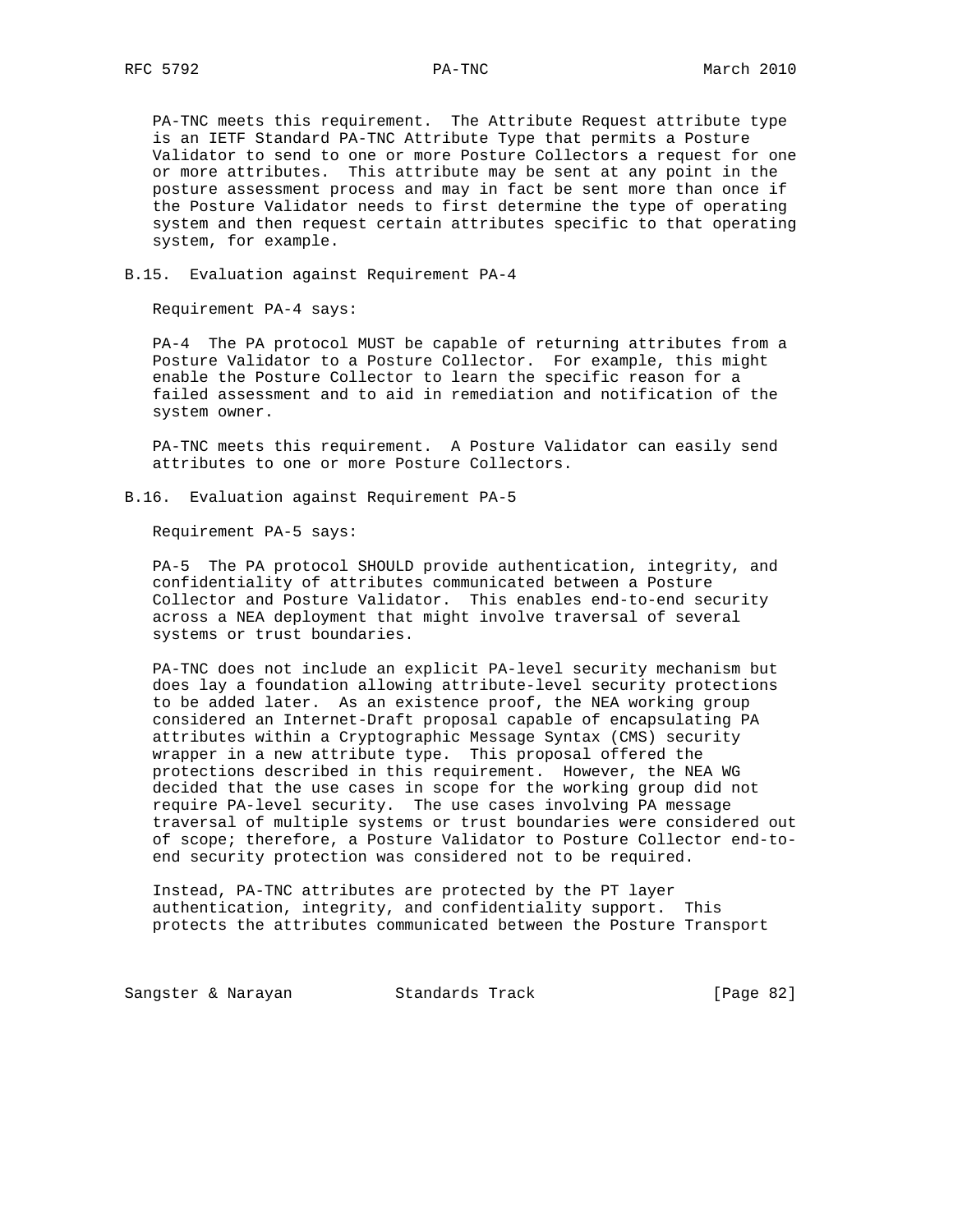PA-TNC meets this requirement. The Attribute Request attribute type is an IETF Standard PA-TNC Attribute Type that permits a Posture Validator to send to one or more Posture Collectors a request for one or more attributes. This attribute may be sent at any point in the posture assessment process and may in fact be sent more than once if the Posture Validator needs to first determine the type of operating system and then request certain attributes specific to that operating system, for example.

## B.15. Evaluation against Requirement PA-4

Requirement PA-4 says:

PA-4 The PA protocol MUST be capable of returning attributes from a Posture Validator to a Posture Collector. For example, this might enable the Posture Collector to learn the specific reason for a failed assessment and to aid in remediation and notification of the system owner.

PA-TNC meets this requirement. A Posture Validator can easily send attributes to one or more Posture Collectors.

## B.16. Evaluation against Requirement PA-5

Requirement PA-5 says:

PA-5 The PA protocol SHOULD provide authentication, integrity, and confidentiality of attributes communicated between a Posture Collector and Posture Validator. This enables end-to-end security across a NEA deployment that might involve traversal of several systems or trust boundaries.

PA-TNC does not include an explicit PA-level security mechanism but does lay a foundation allowing attribute-level security protections to be added later. As an existence proof, the NEA working group considered an Internet-Draft proposal capable of encapsulating PA attributes within a Cryptographic Message Syntax (CMS) security wrapper in a new attribute type. This proposal offered the protections described in this requirement. However, the NEA WG decided that the use cases in scope for the working group did not require PA-level security. The use cases involving PA message traversal of multiple systems or trust boundaries were considered out of scope; therefore, a Posture Validator to Posture Collector end-to-end security protection was considered not to be required.

Instead, PA-TNC attributes are protected by the PT layer authentication, integrity, and confidentiality support. This protects the attributes communicated between the Posture Transport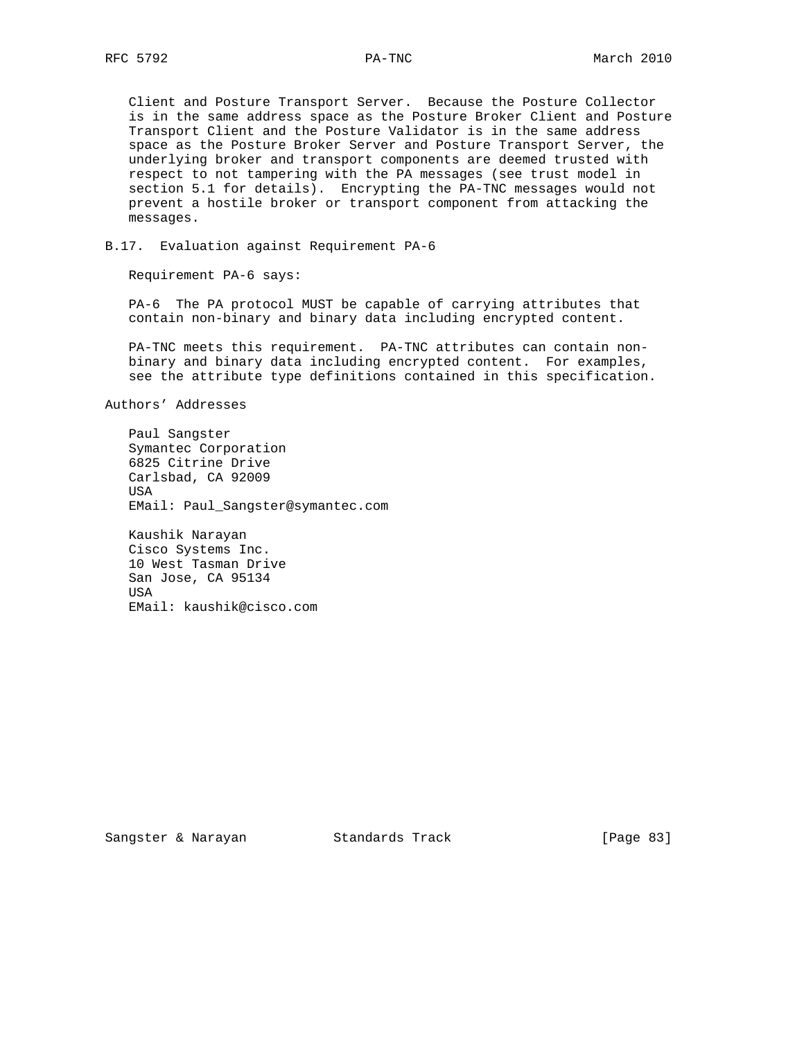Client and Posture Transport Server. Because the Posture Collector is in the same address space as the Posture Broker Client and Posture Transport Client and the Posture Validator is in the same address space as the Posture Broker Server and Posture Transport Server, the underlying broker and transport components are deemed trusted with respect to not tampering with the PA messages (see trust model in section 5.1 for details). Encrypting the PA-TNC messages would not prevent a hostile broker or transport component from attacking the messages.

### B.17. Evaluation against Requirement PA-6

Requirement PA-6 says:

PA-6 The PA protocol MUST be capable of carrying attributes that contain non-binary and binary data including encrypted content.

PA-TNC meets this requirement. PA-TNC attributes can contain non-binary and binary data including encrypted content. For examples, see the attribute type definitions contained in this specification.

## Authors' Addresses

Paul Sangster
Symantec Corporation
6825 Citrine Drive
Carlsbad, CA 92009
USA
EMail: Paul_Sangster@symantec.com

Kaushik Narayan
Cisco Systems Inc.
10 West Tasman Drive
San Jose, CA 95134
USA
EMail: kaushik@cisco.com